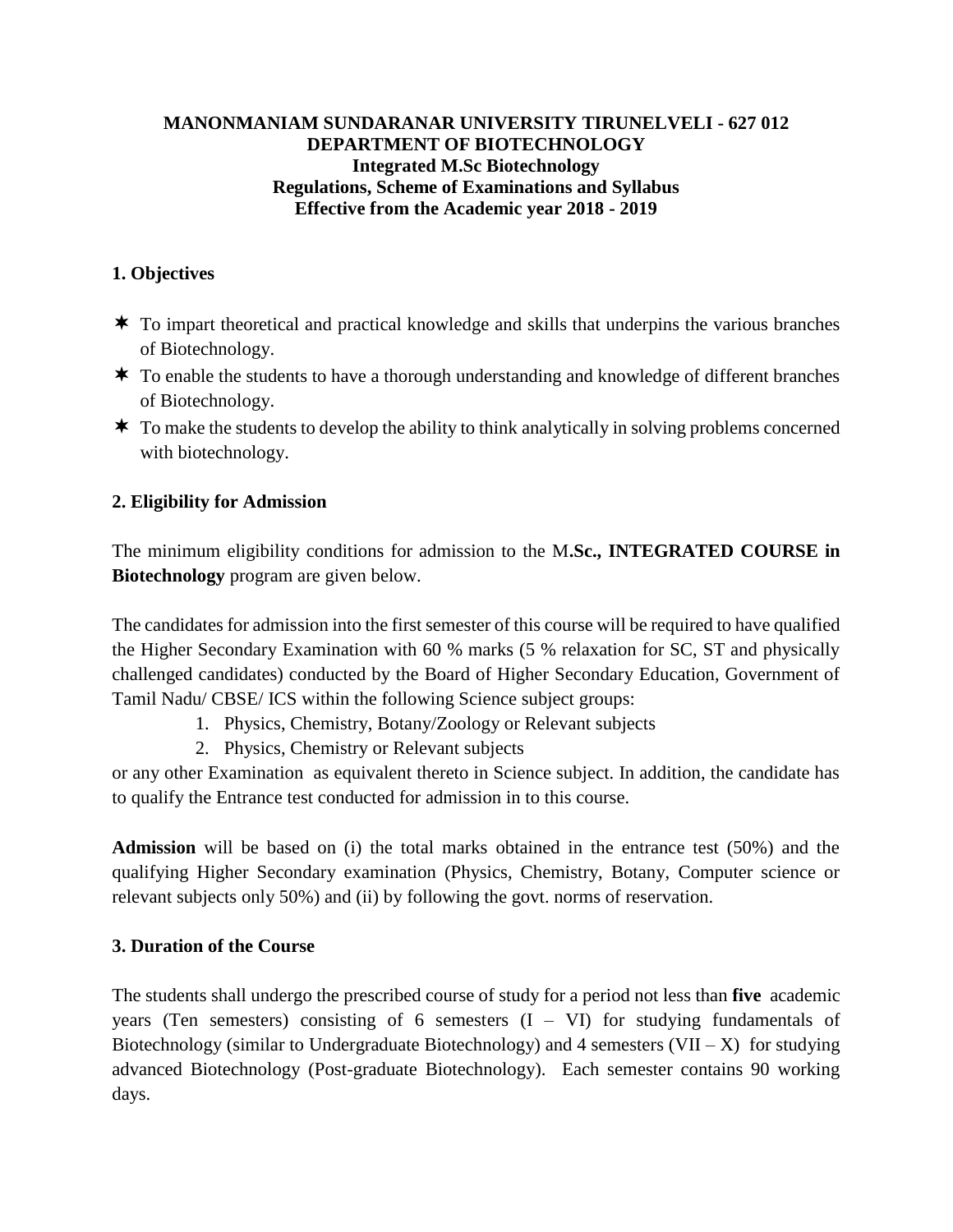**MANONMANIAM SUNDARANAR UNIVERSITY TIRUNELVELI - 627 012**
**DEPARTMENT OF BIOTECHNOLOGY**
**Integrated M.Sc Biotechnology**
**Regulations, Scheme of Examinations and Syllabus**
**Effective from the Academic year 2018 - 2019**

## 1. Objectives

- To impart theoretical and practical knowledge and skills that underpins the various branches of Biotechnology.
- To enable the students to have a thorough understanding and knowledge of different branches of Biotechnology.
- To make the students to develop the ability to think analytically in solving problems concerned with biotechnology.

## 2. Eligibility for Admission

The minimum eligibility conditions for admission to the M**.Sc., INTEGRATED COURSE in Biotechnology** program are given below.

The candidates for admission into the first semester of this course will be required to have qualified the Higher Secondary Examination with 60 % marks (5 % relaxation for SC, ST and physically challenged candidates) conducted by the Board of Higher Secondary Education, Government of Tamil Nadu/ CBSE/ ICS within the following Science subject groups:

1. Physics, Chemistry, Botany/Zoology or Relevant subjects
2. Physics, Chemistry or Relevant subjects

or any other Examination as equivalent thereto in Science subject. In addition, the candidate has to qualify the Entrance test conducted for admission in to this course.

**Admission** will be based on (i) the total marks obtained in the entrance test (50%) and the qualifying Higher Secondary examination (Physics, Chemistry, Botany, Computer science or relevant subjects only 50%) and (ii) by following the govt. norms of reservation.

## 3. Duration of the Course

The students shall undergo the prescribed course of study for a period not less than **five** academic years (Ten semesters) consisting of 6 semesters (I – VI) for studying fundamentals of Biotechnology (similar to Undergraduate Biotechnology) and 4 semesters (VII – X) for studying advanced Biotechnology (Post-graduate Biotechnology). Each semester contains 90 working days.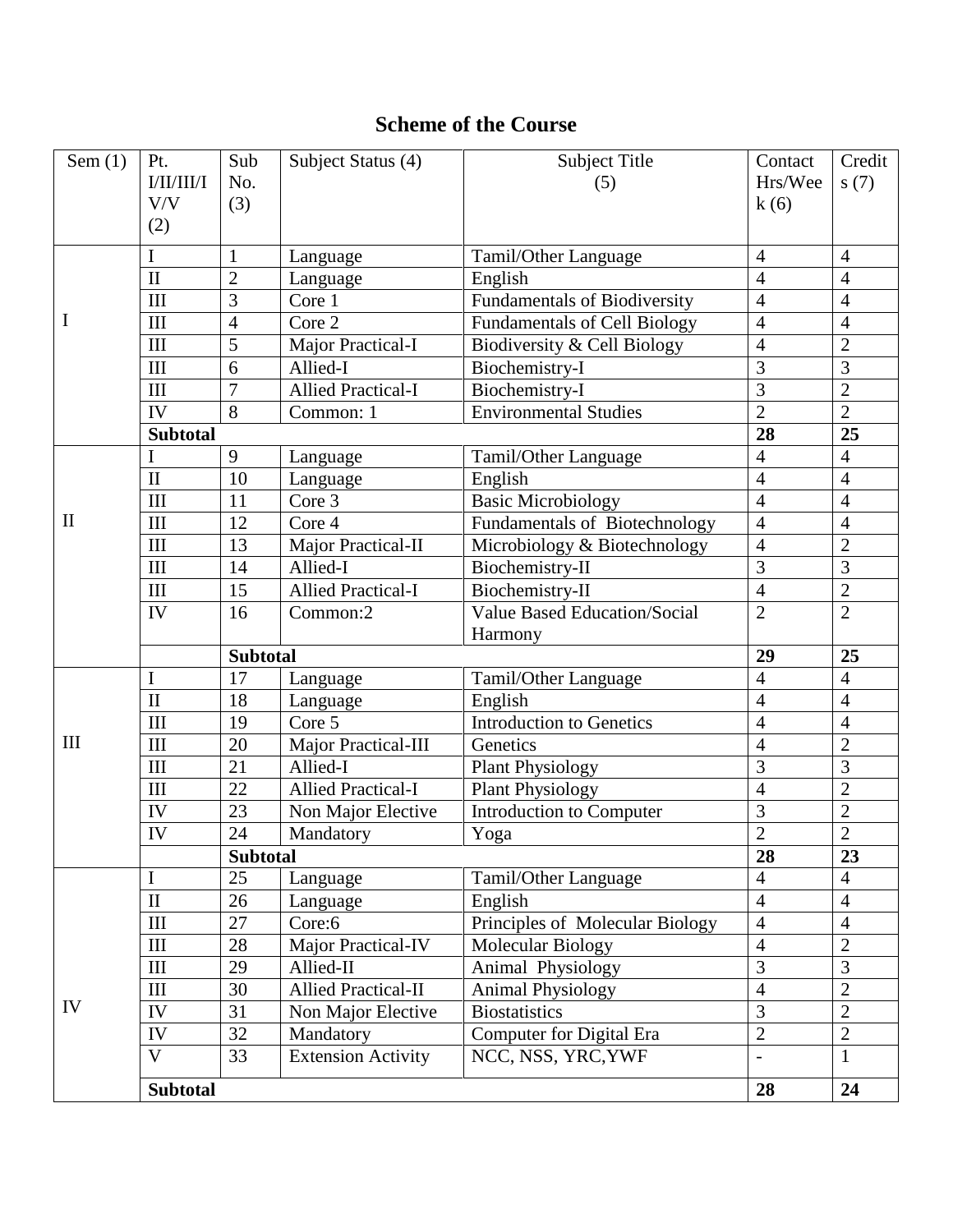# Scheme of the Course

| Sem (1) | Pt. I/II/III/IV/V (2) | Sub No. (3) | Subject Status (4) | Subject Title (5) | Contact Hrs/Week (6) | Credits (7) |
|---|---|---|---|---|---|---|
| I | I | 1 | Language | Tamil/Other Language | 4 | 4 |
| | II | 2 | Language | English | 4 | 4 |
| | III | 3 | Core 1 | Fundamentals of Biodiversity | 4 | 4 |
| | III | 4 | Core 2 | Fundamentals of Cell Biology | 4 | 4 |
| | III | 5 | Major Practical-I | Biodiversity & Cell Biology | 4 | 2 |
| | III | 6 | Allied-I | Biochemistry-I | 3 | 3 |
| | III | 7 | Allied Practical-I | Biochemistry-I | 3 | 2 |
| | IV | 8 | Common: 1 | Environmental Studies | 2 | 2 |
| | **Subtotal** | | | | **28** | **25** |
| II | I | 9 | Language | Tamil/Other Language | 4 | 4 |
| | II | 10 | Language | English | 4 | 4 |
| | III | 11 | Core 3 | Basic Microbiology | 4 | 4 |
| | III | 12 | Core 4 | Fundamentals of Biotechnology | 4 | 4 |
| | III | 13 | Major Practical-II | Microbiology & Biotechnology | 4 | 2 |
| | III | 14 | Allied-I | Biochemistry-II | 3 | 3 |
| | III | 15 | Allied Practical-I | Biochemistry-II | 4 | 2 |
| | IV | 16 | Common:2 | Value Based Education/Social Harmony | 2 | 2 |
| | | **Subtotal** | | | **29** | **25** |
| III | I | 17 | Language | Tamil/Other Language | 4 | 4 |
| | II | 18 | Language | English | 4 | 4 |
| | III | 19 | Core 5 | Introduction to Genetics | 4 | 4 |
| | III | 20 | Major Practical-III | Genetics | 4 | 2 |
| | III | 21 | Allied-I | Plant Physiology | 3 | 3 |
| | III | 22 | Allied Practical-I | Plant Physiology | 4 | 2 |
| | IV | 23 | Non Major Elective | Introduction to Computer | 3 | 2 |
| | IV | 24 | Mandatory | Yoga | 2 | 2 |
| | | **Subtotal** | | | **28** | **23** |
| IV | I | 25 | Language | Tamil/Other Language | 4 | 4 |
| | II | 26 | Language | English | 4 | 4 |
| | III | 27 | Core:6 | Principles of Molecular Biology | 4 | 4 |
| | III | 28 | Major Practical-IV | Molecular Biology | 4 | 2 |
| | III | 29 | Allied-II | Animal Physiology | 3 | 3 |
| | III | 30 | Allied Practical-II | Animal Physiology | 4 | 2 |
| | IV | 31 | Non Major Elective | Biostatistics | 3 | 2 |
| | IV | 32 | Mandatory | Computer for Digital Era | 2 | 2 |
| | V | 33 | Extension Activity | NCC, NSS, YRC,YWF | - | 1 |
| | **Subtotal** | | | | **28** | **24** |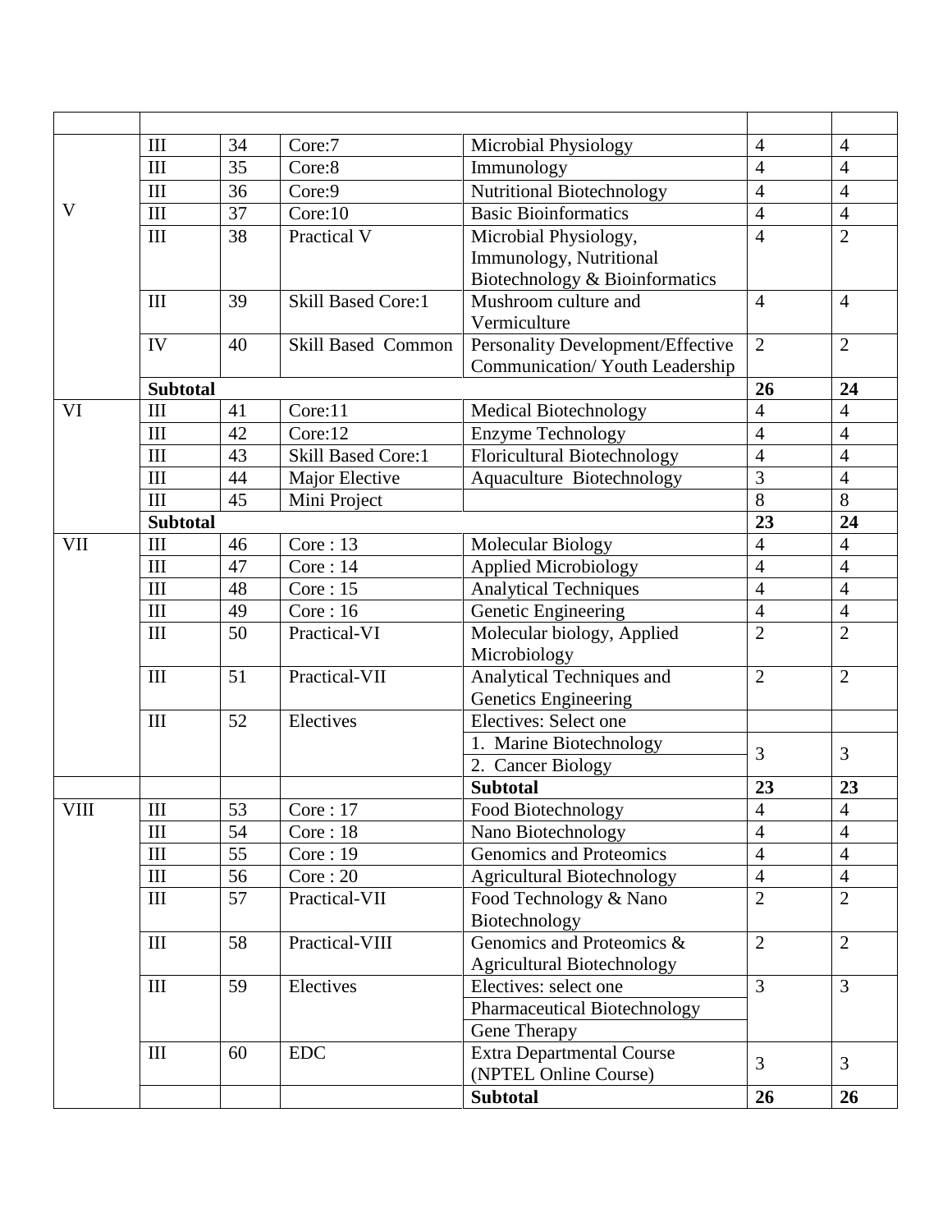| | | | | | | |
|---|---|---|---|---|---|---|
| V | III | 34 | Core:7 | Microbial Physiology | 4 | 4 |
| | III | 35 | Core:8 | Immunology | 4 | 4 |
| | III | 36 | Core:9 | Nutritional Biotechnology | 4 | 4 |
| | III | 37 | Core:10 | Basic Bioinformatics | 4 | 4 |
| | III | 38 | Practical V | Microbial Physiology, Immunology, Nutritional Biotechnology & Bioinformatics | 4 | 2 |
| | III | 39 | Skill Based Core:1 | Mushroom culture and Vermiculture | 4 | 4 |
| | IV | 40 | Skill Based Common | Personality Development/Effective Communication/ Youth Leadership | 2 | 2 |
| | **Subtotal** | | | | **26** | **24** |
| VI | III | 41 | Core:11 | Medical Biotechnology | 4 | 4 |
| | III | 42 | Core:12 | Enzyme Technology | 4 | 4 |
| | III | 43 | Skill Based Core:1 | Floricultural Biotechnology | 4 | 4 |
| | III | 44 | Major Elective | Aquaculture Biotechnology | 3 | 4 |
| | III | 45 | Mini Project | | 8 | 8 |
| | **Subtotal** | | | | **23** | **24** |
| VII | III | 46 | Core : 13 | Molecular Biology | 4 | 4 |
| | III | 47 | Core : 14 | Applied Microbiology | 4 | 4 |
| | III | 48 | Core : 15 | Analytical Techniques | 4 | 4 |
| | III | 49 | Core : 16 | Genetic Engineering | 4 | 4 |
| | III | 50 | Practical-VI | Molecular biology, Applied Microbiology | 2 | 2 |
| | III | 51 | Practical-VII | Analytical Techniques and Genetics Engineering | 2 | 2 |
| | III | 52 | Electives | Electives: Select one | | |
| | | | | 1. Marine Biotechnology<br>2. Cancer Biology | 3 | 3 |
| | | | | **Subtotal** | **23** | **23** |
| VIII | III | 53 | Core : 17 | Food Biotechnology | 4 | 4 |
| | III | 54 | Core : 18 | Nano Biotechnology | 4 | 4 |
| | III | 55 | Core : 19 | Genomics and Proteomics | 4 | 4 |
| | III | 56 | Core : 20 | Agricultural Biotechnology | 4 | 4 |
| | III | 57 | Practical-VII | Food Technology & Nano Biotechnology | 2 | 2 |
| | III | 58 | Practical-VIII | Genomics and Proteomics & Agricultural Biotechnology | 2 | 2 |
| | III | 59 | Electives | Electives: select one<br>Pharmaceutical Biotechnology<br>Gene Therapy | 3 | 3 |
| | III | 60 | EDC | Extra Departmental Course (NPTEL Online Course) | 3 | 3 |
| | | | | **Subtotal** | **26** | **26** |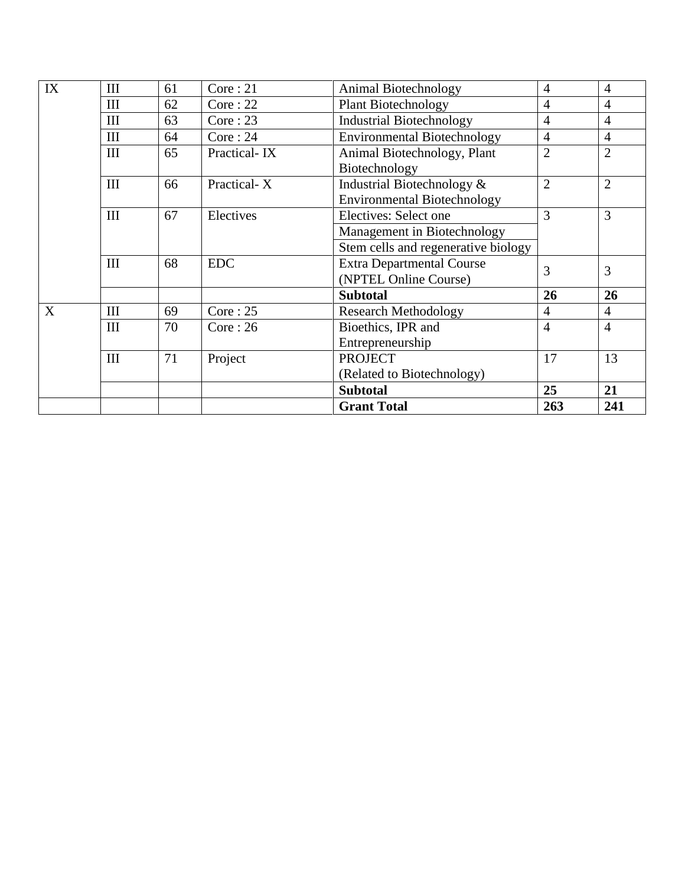| IX | III | 61 | Core : 21 | Animal Biotechnology | 4 | 4 |
|---|---|---|---|---|---|---|
| | III | 62 | Core : 22 | Plant Biotechnology | 4 | 4 |
| | III | 63 | Core : 23 | Industrial Biotechnology | 4 | 4 |
| | III | 64 | Core : 24 | Environmental Biotechnology | 4 | 4 |
| | III | 65 | Practical- IX | Animal Biotechnology, Plant Biotechnology | 2 | 2 |
| | III | 66 | Practical- X | Industrial Biotechnology & Environmental Biotechnology | 2 | 2 |
| | III | 67 | Electives | Electives: Select one | 3 | 3 |
| | | | | Management in Biotechnology | | |
| | | | | Stem cells and regenerative biology | | |
| | III | 68 | EDC | Extra Departmental Course (NPTEL Online Course) | 3 | 3 |
| | | | | **Subtotal** | **26** | **26** |
| X | III | 69 | Core : 25 | Research Methodology | 4 | 4 |
| | III | 70 | Core : 26 | Bioethics, IPR and Entrepreneurship | 4 | 4 |
| | III | 71 | Project | PROJECT (Related to Biotechnology) | 17 | 13 |
| | | | | **Subtotal** | **25** | **21** |
| | | | | **Grant Total** | **263** | **241** |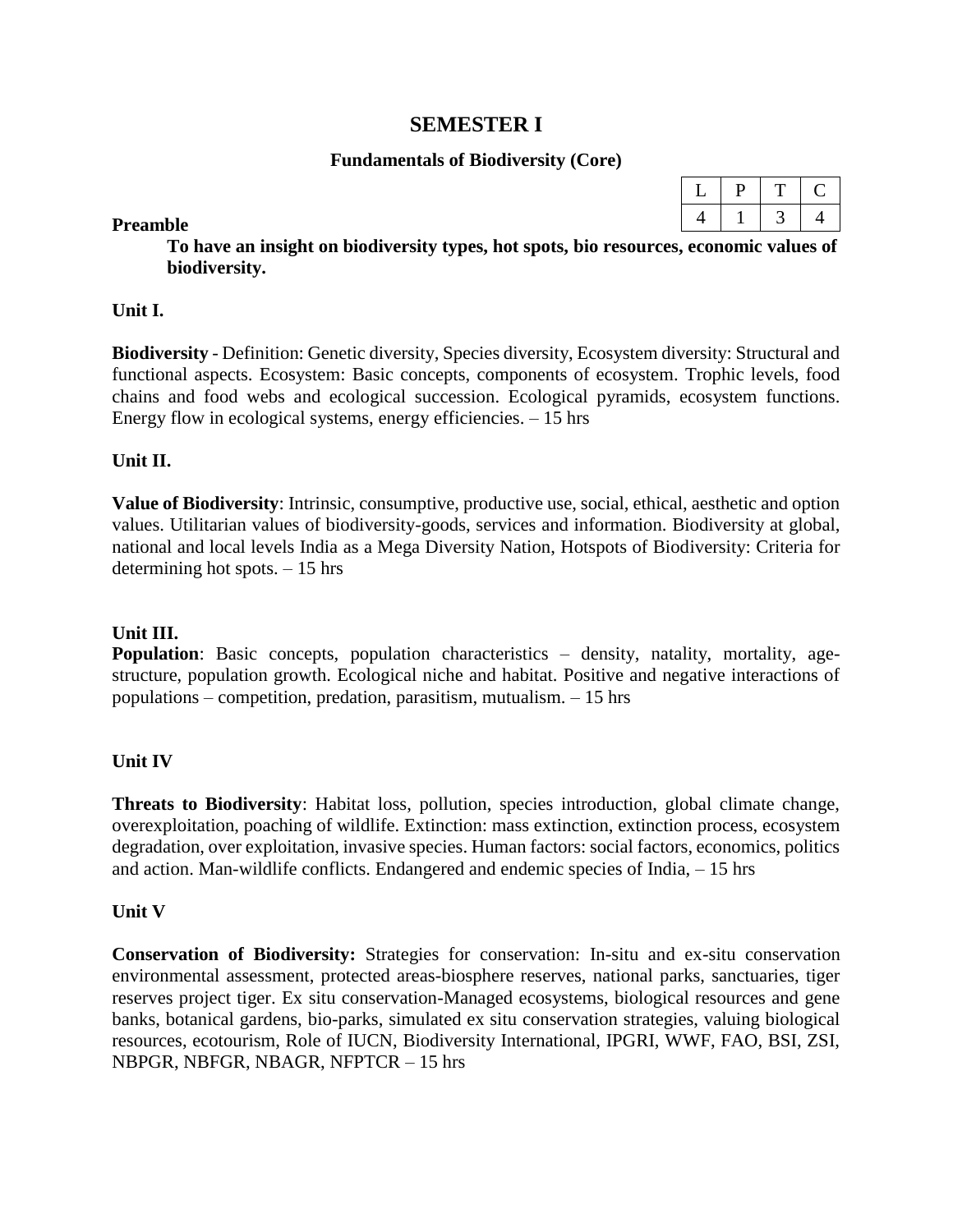# SEMESTER I

## Fundamentals of Biodiversity (Core)

| L | P | T | C |
|---|---|---|---|
| 4 | 1 | 3 | 4 |

**Preamble**

**To have an insight on biodiversity types, hot spots, bio resources, economic values of biodiversity.**

**Unit I.**

**Biodiversity** - Definition: Genetic diversity, Species diversity, Ecosystem diversity: Structural and functional aspects. Ecosystem: Basic concepts, components of ecosystem. Trophic levels, food chains and food webs and ecological succession. Ecological pyramids, ecosystem functions. Energy flow in ecological systems, energy efficiencies. – 15 hrs

**Unit II.**

**Value of Biodiversity**: Intrinsic, consumptive, productive use, social, ethical, aesthetic and option values. Utilitarian values of biodiversity-goods, services and information. Biodiversity at global, national and local levels India as a Mega Diversity Nation, Hotspots of Biodiversity: Criteria for determining hot spots. – 15 hrs

**Unit III.**

**Population**: Basic concepts, population characteristics – density, natality, mortality, age-structure, population growth. Ecological niche and habitat. Positive and negative interactions of populations – competition, predation, parasitism, mutualism. – 15 hrs

**Unit IV**

**Threats to Biodiversity**: Habitat loss, pollution, species introduction, global climate change, overexploitation, poaching of wildlife. Extinction: mass extinction, extinction process, ecosystem degradation, over exploitation, invasive species. Human factors: social factors, economics, politics and action. Man-wildlife conflicts. Endangered and endemic species of India, – 15 hrs

**Unit V**

**Conservation of Biodiversity:** Strategies for conservation: In-situ and ex-situ conservation environmental assessment, protected areas-biosphere reserves, national parks, sanctuaries, tiger reserves project tiger. Ex situ conservation-Managed ecosystems, biological resources and gene banks, botanical gardens, bio-parks, simulated ex situ conservation strategies, valuing biological resources, ecotourism, Role of IUCN, Biodiversity International, IPGRI, WWF, FAO, BSI, ZSI, NBPGR, NBFGR, NBAGR, NFPTCR – 15 hrs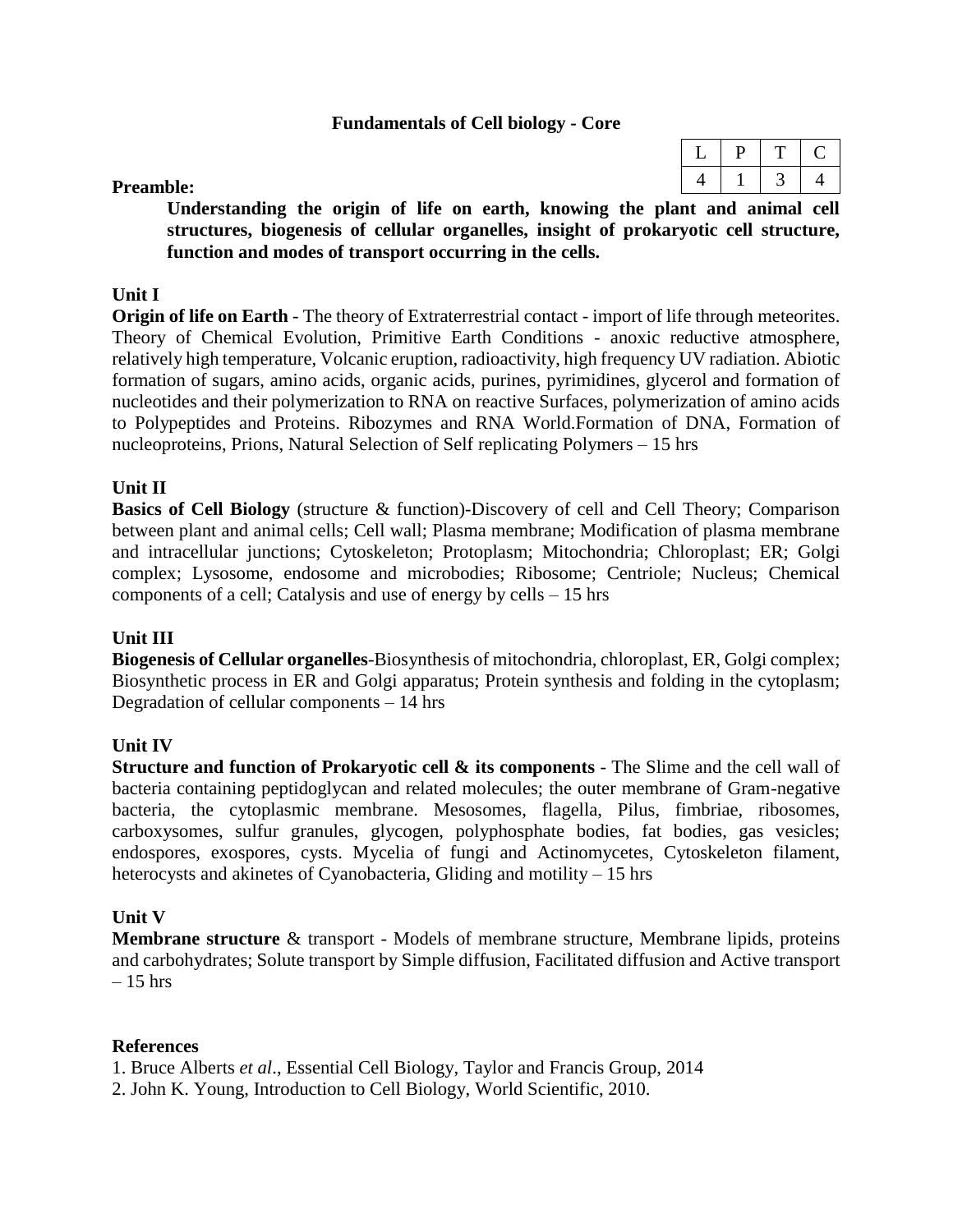## Fundamentals of Cell biology - Core

| L | P | T | C |
|---|---|---|---|
| 4 | 1 | 3 | 4 |

**Preamble:**

**Understanding the origin of life on earth, knowing the plant and animal cell structures, biogenesis of cellular organelles, insight of prokaryotic cell structure, function and modes of transport occurring in the cells.**

### Unit I

**Origin of life on Earth** - The theory of Extraterrestrial contact - import of life through meteorites. Theory of Chemical Evolution, Primitive Earth Conditions - anoxic reductive atmosphere, relatively high temperature, Volcanic eruption, radioactivity, high frequency UV radiation. Abiotic formation of sugars, amino acids, organic acids, purines, pyrimidines, glycerol and formation of nucleotides and their polymerization to RNA on reactive Surfaces, polymerization of amino acids to Polypeptides and Proteins. Ribozymes and RNA World.Formation of DNA, Formation of nucleoproteins, Prions, Natural Selection of Self replicating Polymers – 15 hrs

### Unit II

**Basics of Cell Biology** (structure & function)-Discovery of cell and Cell Theory; Comparison between plant and animal cells; Cell wall; Plasma membrane; Modification of plasma membrane and intracellular junctions; Cytoskeleton; Protoplasm; Mitochondria; Chloroplast; ER; Golgi complex; Lysosome, endosome and microbodies; Ribosome; Centriole; Nucleus; Chemical components of a cell; Catalysis and use of energy by cells – 15 hrs

### Unit III

**Biogenesis of Cellular organelles**-Biosynthesis of mitochondria, chloroplast, ER, Golgi complex; Biosynthetic process in ER and Golgi apparatus; Protein synthesis and folding in the cytoplasm; Degradation of cellular components – 14 hrs

### Unit IV

**Structure and function of Prokaryotic cell & its components** - The Slime and the cell wall of bacteria containing peptidoglycan and related molecules; the outer membrane of Gram-negative bacteria, the cytoplasmic membrane. Mesosomes, flagella, Pilus, fimbriae, ribosomes, carboxysomes, sulfur granules, glycogen, polyphosphate bodies, fat bodies, gas vesicles; endospores, exospores, cysts. Mycelia of fungi and Actinomycetes, Cytoskeleton filament, heterocysts and akinetes of Cyanobacteria, Gliding and motility – 15 hrs

### Unit V

**Membrane structure** & transport - Models of membrane structure, Membrane lipids, proteins and carbohydrates; Solute transport by Simple diffusion, Facilitated diffusion and Active transport – 15 hrs

### References

1. Bruce Alberts *et al*., Essential Cell Biology, Taylor and Francis Group, 2014
2. John K. Young, Introduction to Cell Biology, World Scientific, 2010.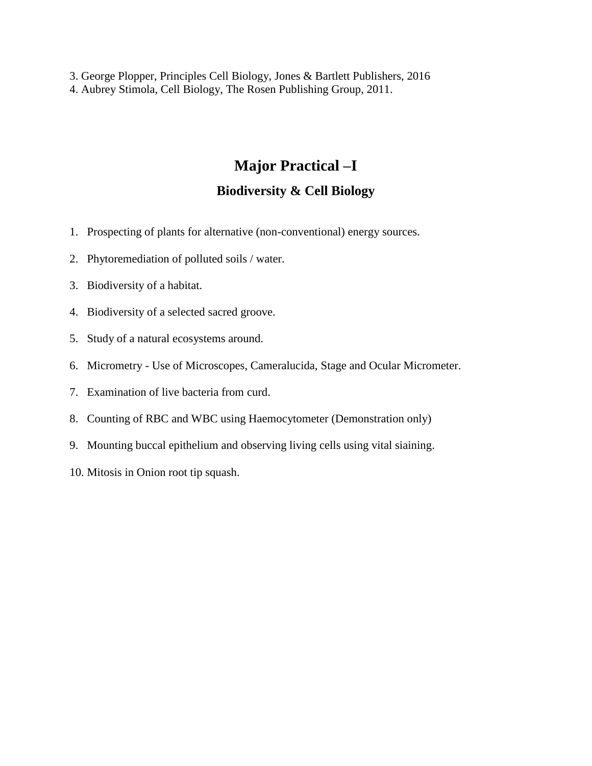3. George Plopper, Principles Cell Biology, Jones & Bartlett Publishers, 2016
4. Aubrey Stimola, Cell Biology, The Rosen Publishing Group, 2011.

# Major Practical –I

## Biodiversity & Cell Biology

1. Prospecting of plants for alternative (non-conventional) energy sources.
2. Phytoremediation of polluted soils / water.
3. Biodiversity of a habitat.
4. Biodiversity of a selected sacred groove.
5. Study of a natural ecosystems around.
6. Micrometry - Use of Microscopes, Cameralucida, Stage and Ocular Micrometer.
7. Examination of live bacteria from curd.
8. Counting of RBC and WBC using Haemocytometer (Demonstration only)
9. Mounting buccal epithelium and observing living cells using vital siaining.
10. Mitosis in Onion root tip squash.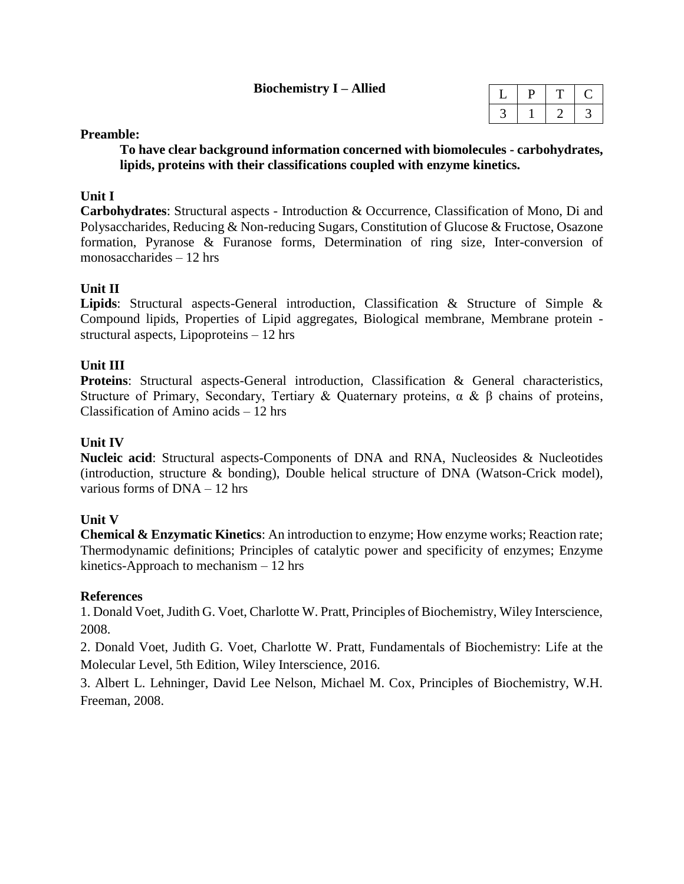## Biochemistry I – Allied

| L | P | T | C |
|---|---|---|---|
| 3 | 1 | 2 | 3 |

**Preamble:**

**To have clear background information concerned with biomolecules - carbohydrates, lipids, proteins with their classifications coupled with enzyme kinetics.**

### Unit I

**Carbohydrates**: Structural aspects - Introduction & Occurrence, Classification of Mono, Di and Polysaccharides, Reducing & Non-reducing Sugars, Constitution of Glucose & Fructose, Osazone formation, Pyranose & Furanose forms, Determination of ring size, Inter-conversion of monosaccharides – 12 hrs

### Unit II

**Lipids**: Structural aspects-General introduction, Classification & Structure of Simple & Compound lipids, Properties of Lipid aggregates, Biological membrane, Membrane protein - structural aspects, Lipoproteins – 12 hrs

### Unit III

**Proteins**: Structural aspects-General introduction, Classification & General characteristics, Structure of Primary, Secondary, Tertiary & Quaternary proteins, α & β chains of proteins, Classification of Amino acids – 12 hrs

### Unit IV

**Nucleic acid**: Structural aspects-Components of DNA and RNA, Nucleosides & Nucleotides (introduction, structure & bonding), Double helical structure of DNA (Watson-Crick model), various forms of DNA – 12 hrs

### Unit V

**Chemical & Enzymatic Kinetics**: An introduction to enzyme; How enzyme works; Reaction rate; Thermodynamic definitions; Principles of catalytic power and specificity of enzymes; Enzyme kinetics-Approach to mechanism – 12 hrs

### References

1. Donald Voet, Judith G. Voet, Charlotte W. Pratt, Principles of Biochemistry, Wiley Interscience, 2008.
2. Donald Voet, Judith G. Voet, Charlotte W. Pratt, Fundamentals of Biochemistry: Life at the Molecular Level, 5th Edition, Wiley Interscience, 2016.
3. Albert L. Lehninger, David Lee Nelson, Michael M. Cox, Principles of Biochemistry, W.H. Freeman, 2008.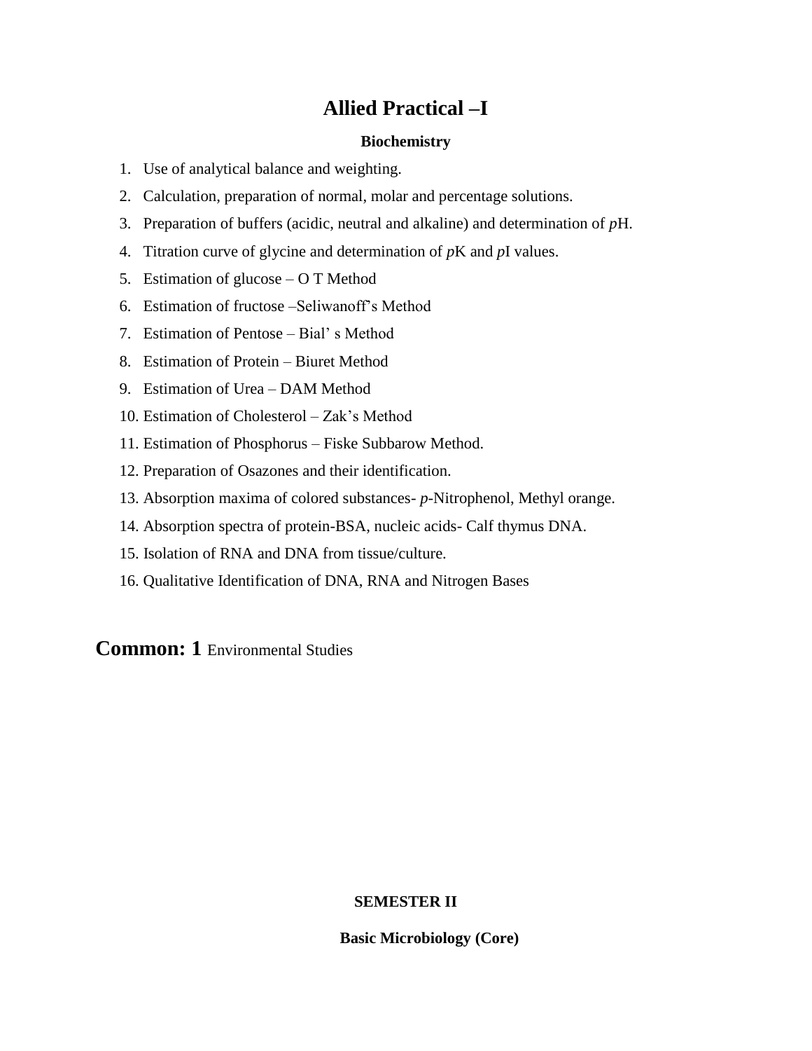# Allied Practical –I

### Biochemistry

1. Use of analytical balance and weighting.
2. Calculation, preparation of normal, molar and percentage solutions.
3. Preparation of buffers (acidic, neutral and alkaline) and determination of *p*H.
4. Titration curve of glycine and determination of *p*K and *p*I values.
5. Estimation of glucose – O T Method
6. Estimation of fructose –Seliwanoff's Method
7. Estimation of Pentose – Bial' s Method
8. Estimation of Protein – Biuret Method
9. Estimation of Urea – DAM Method
10. Estimation of Cholesterol – Zak's Method
11. Estimation of Phosphorus – Fiske Subbarow Method.
12. Preparation of Osazones and their identification.
13. Absorption maxima of colored substances- *p*-Nitrophenol, Methyl orange.
14. Absorption spectra of protein-BSA, nucleic acids- Calf thymus DNA.
15. Isolation of RNA and DNA from tissue/culture.
16. Qualitative Identification of DNA, RNA and Nitrogen Bases

**Common: 1** Environmental Studies

### SEMESTER II

### Basic Microbiology (Core)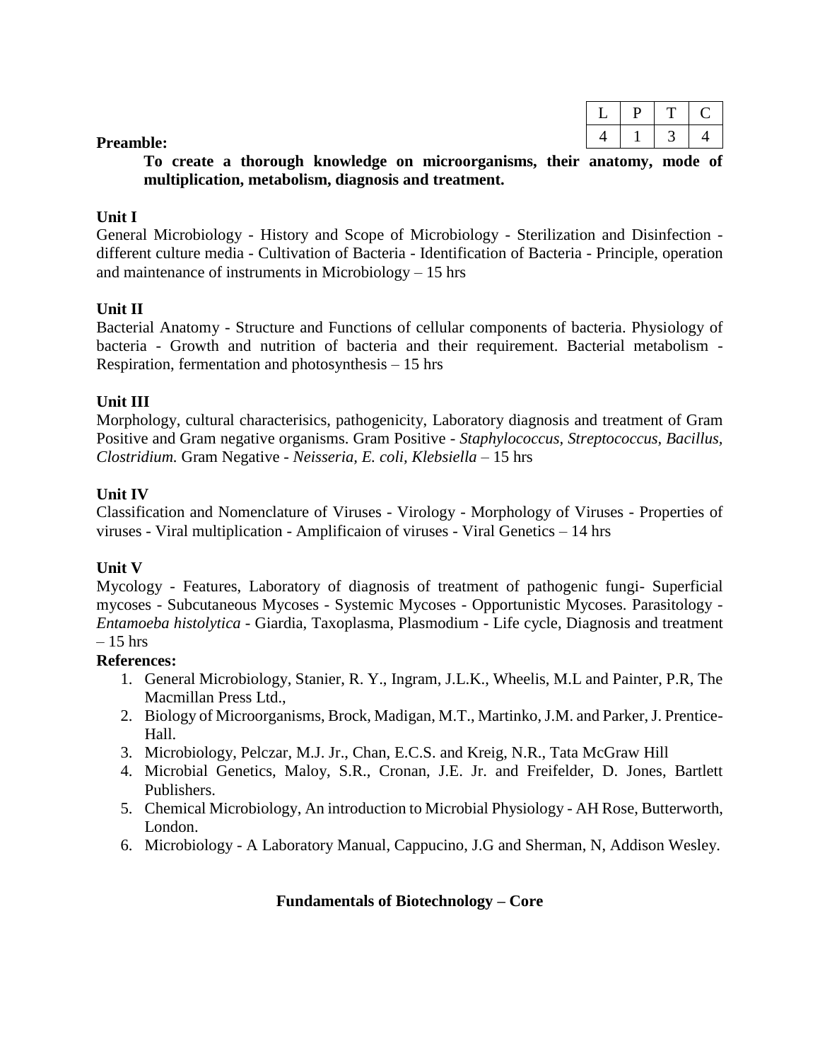| L | P | T | C |
| --- | --- | --- | --- |
| 4 | 1 | 3 | 4 |

**Preamble:**

**To create a thorough knowledge on microorganisms, their anatomy, mode of multiplication, metabolism, diagnosis and treatment.**

**Unit I**

General Microbiology - History and Scope of Microbiology - Sterilization and Disinfection - different culture media - Cultivation of Bacteria - Identification of Bacteria - Principle, operation and maintenance of instruments in Microbiology – 15 hrs

**Unit II**

Bacterial Anatomy - Structure and Functions of cellular components of bacteria. Physiology of bacteria - Growth and nutrition of bacteria and their requirement. Bacterial metabolism - Respiration, fermentation and photosynthesis – 15 hrs

**Unit III**

Morphology, cultural characterisics, pathogenicity, Laboratory diagnosis and treatment of Gram Positive and Gram negative organisms. Gram Positive - *Staphylococcus, Streptococcus, Bacillus, Clostridium.* Gram Negative - *Neisseria, E. coli, Klebsiella* – 15 hrs

**Unit IV**

Classification and Nomenclature of Viruses - Virology - Morphology of Viruses - Properties of viruses - Viral multiplication - Amplificaion of viruses - Viral Genetics – 14 hrs

**Unit V**

Mycology - Features, Laboratory of diagnosis of treatment of pathogenic fungi- Superficial mycoses - Subcutaneous Mycoses - Systemic Mycoses - Opportunistic Mycoses. Parasitology - *Entamoeba histolytica* - Giardia, Taxoplasma, Plasmodium - Life cycle, Diagnosis and treatment – 15 hrs

**References:**

1. General Microbiology, Stanier, R. Y., Ingram, J.L.K., Wheelis, M.L and Painter, P.R, The Macmillan Press Ltd.,
2. Biology of Microorganisms, Brock, Madigan, M.T., Martinko, J.M. and Parker, J. Prentice-Hall.
3. Microbiology, Pelczar, M.J. Jr., Chan, E.C.S. and Kreig, N.R., Tata McGraw Hill
4. Microbial Genetics, Maloy, S.R., Cronan, J.E. Jr. and Freifelder, D. Jones, Bartlett Publishers.
5. Chemical Microbiology, An introduction to Microbial Physiology - AH Rose, Butterworth, London.
6. Microbiology - A Laboratory Manual, Cappucino, J.G and Sherman, N, Addison Wesley.

**Fundamentals of Biotechnology – Core**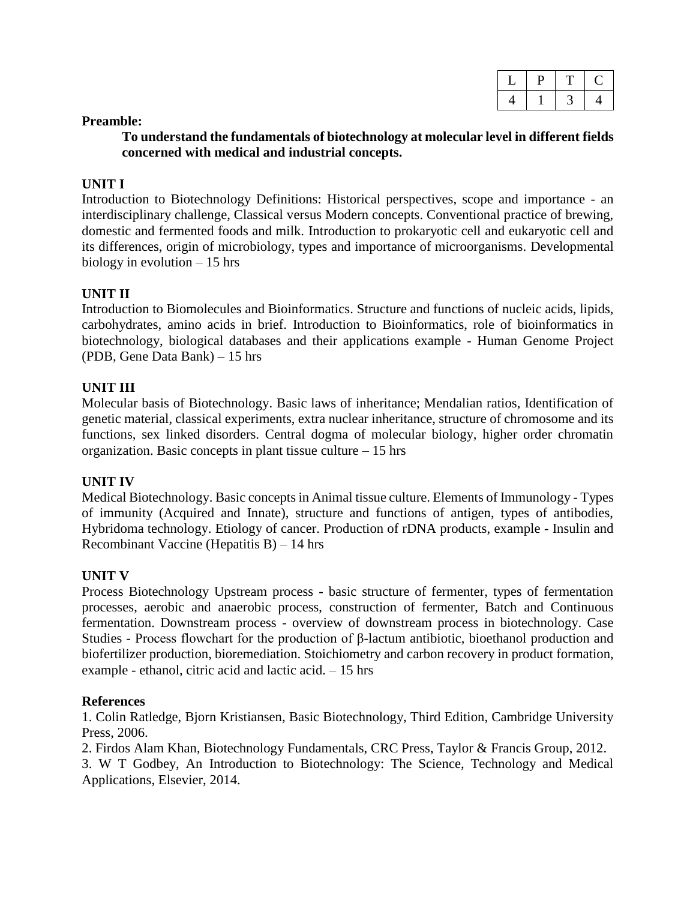| L | P | T | C |
|---|---|---|---|
| 4 | 1 | 3 | 4 |

**Preamble:**

**To understand the fundamentals of biotechnology at molecular level in different fields concerned with medical and industrial concepts.**

**UNIT I**

Introduction to Biotechnology Definitions: Historical perspectives, scope and importance - an interdisciplinary challenge, Classical versus Modern concepts. Conventional practice of brewing, domestic and fermented foods and milk. Introduction to prokaryotic cell and eukaryotic cell and its differences, origin of microbiology, types and importance of microorganisms. Developmental biology in evolution – 15 hrs

**UNIT II**

Introduction to Biomolecules and Bioinformatics. Structure and functions of nucleic acids, lipids, carbohydrates, amino acids in brief. Introduction to Bioinformatics, role of bioinformatics in biotechnology, biological databases and their applications example - Human Genome Project (PDB, Gene Data Bank) – 15 hrs

**UNIT III**

Molecular basis of Biotechnology. Basic laws of inheritance; Mendalian ratios, Identification of genetic material, classical experiments, extra nuclear inheritance, structure of chromosome and its functions, sex linked disorders. Central dogma of molecular biology, higher order chromatin organization. Basic concepts in plant tissue culture – 15 hrs

**UNIT IV**

Medical Biotechnology. Basic concepts in Animal tissue culture. Elements of Immunology - Types of immunity (Acquired and Innate), structure and functions of antigen, types of antibodies, Hybridoma technology. Etiology of cancer. Production of rDNA products, example - Insulin and Recombinant Vaccine (Hepatitis B) – 14 hrs

**UNIT V**

Process Biotechnology Upstream process - basic structure of fermenter, types of fermentation processes, aerobic and anaerobic process, construction of fermenter, Batch and Continuous fermentation. Downstream process - overview of downstream process in biotechnology. Case Studies - Process flowchart for the production of β-lactum antibiotic, bioethanol production and biofertilizer production, bioremediation. Stoichiometry and carbon recovery in product formation, example - ethanol, citric acid and lactic acid. – 15 hrs

**References**

1. Colin Ratledge, Bjorn Kristiansen, Basic Biotechnology, Third Edition, Cambridge University Press, 2006.
2. Firdos Alam Khan, Biotechnology Fundamentals, CRC Press, Taylor & Francis Group, 2012.
3. W T Godbey, An Introduction to Biotechnology: The Science, Technology and Medical Applications, Elsevier, 2014.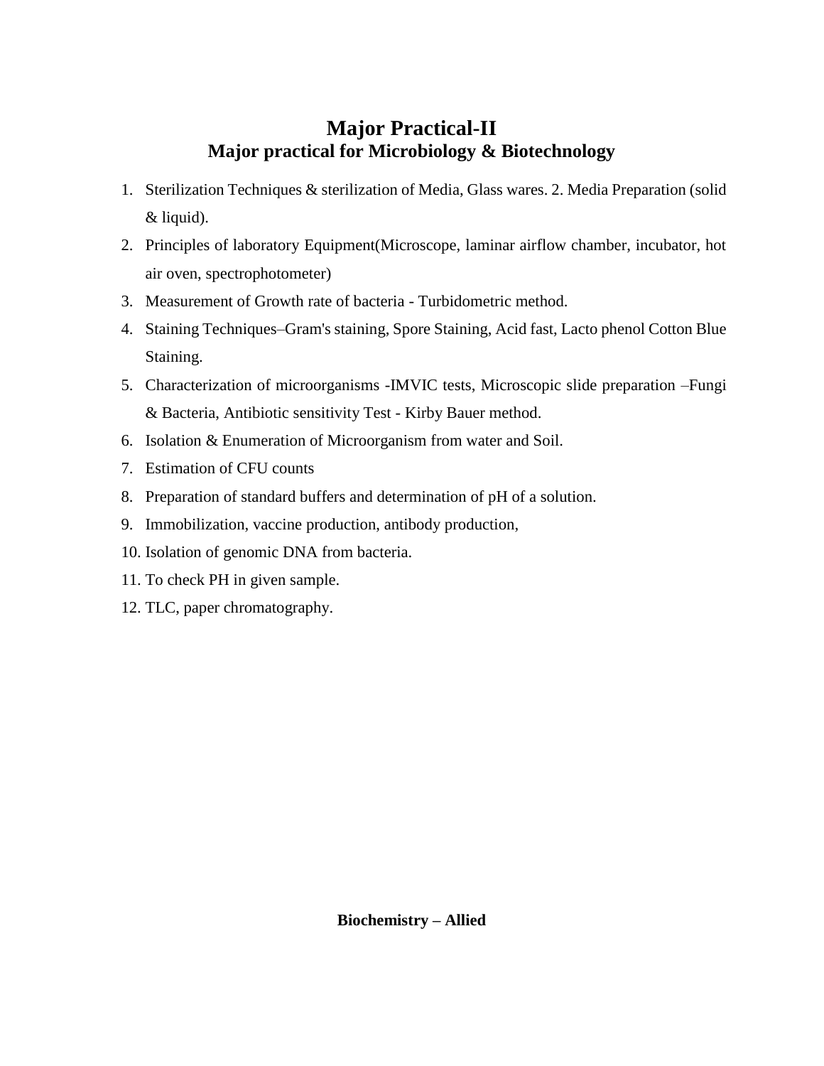# Major Practical-II

## Major practical for Microbiology & Biotechnology

1. Sterilization Techniques & sterilization of Media, Glass wares. 2. Media Preparation (solid & liquid).
2. Principles of laboratory Equipment(Microscope, laminar airflow chamber, incubator, hot air oven, spectrophotometer)
3. Measurement of Growth rate of bacteria - Turbidometric method.
4. Staining Techniques–Gram's staining, Spore Staining, Acid fast, Lacto phenol Cotton Blue Staining.
5. Characterization of microorganisms -IMVIC tests, Microscopic slide preparation –Fungi & Bacteria, Antibiotic sensitivity Test - Kirby Bauer method.
6. Isolation & Enumeration of Microorganism from water and Soil.
7. Estimation of CFU counts
8. Preparation of standard buffers and determination of pH of a solution.
9. Immobilization, vaccine production, antibody production,
10. Isolation of genomic DNA from bacteria.
11. To check PH in given sample.
12. TLC, paper chromatography.

**Biochemistry – Allied**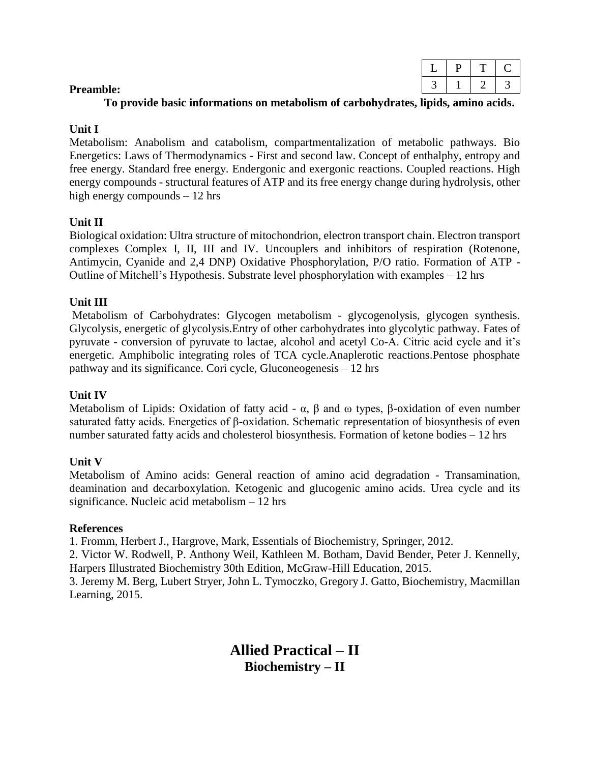| L | P | T | C |
|---|---|---|---|
| 3 | 1 | 2 | 3 |

**Preamble:**

**To provide basic informations on metabolism of carbohydrates, lipids, amino acids.**

**Unit I**

Metabolism: Anabolism and catabolism, compartmentalization of metabolic pathways. Bio Energetics: Laws of Thermodynamics - First and second law. Concept of enthalphy, entropy and free energy. Standard free energy. Endergonic and exergonic reactions. Coupled reactions. High energy compounds - structural features of ATP and its free energy change during hydrolysis, other high energy compounds – 12 hrs

**Unit II**

Biological oxidation: Ultra structure of mitochondrion, electron transport chain. Electron transport complexes Complex I, II, III and IV. Uncouplers and inhibitors of respiration (Rotenone, Antimycin, Cyanide and 2,4 DNP) Oxidative Phosphorylation, P/O ratio. Formation of ATP - Outline of Mitchell's Hypothesis. Substrate level phosphorylation with examples – 12 hrs

**Unit III**

Metabolism of Carbohydrates: Glycogen metabolism - glycogenolysis, glycogen synthesis. Glycolysis, energetic of glycolysis.Entry of other carbohydrates into glycolytic pathway. Fates of pyruvate - conversion of pyruvate to lactae, alcohol and acetyl Co-A. Citric acid cycle and it's energetic. Amphibolic integrating roles of TCA cycle.Anaplerotic reactions.Pentose phosphate pathway and its significance. Cori cycle, Gluconeogenesis – 12 hrs

**Unit IV**

Metabolism of Lipids: Oxidation of fatty acid - α, β and ω types, β-oxidation of even number saturated fatty acids. Energetics of β-oxidation. Schematic representation of biosynthesis of even number saturated fatty acids and cholesterol biosynthesis. Formation of ketone bodies – 12 hrs

**Unit V**

Metabolism of Amino acids: General reaction of amino acid degradation - Transamination, deamination and decarboxylation. Ketogenic and glucogenic amino acids. Urea cycle and its significance. Nucleic acid metabolism – 12 hrs

**References**

1. Fromm, Herbert J., Hargrove, Mark, Essentials of Biochemistry, Springer, 2012.
2. Victor W. Rodwell, P. Anthony Weil, Kathleen M. Botham, David Bender, Peter J. Kennelly, Harpers Illustrated Biochemistry 30th Edition, McGraw-Hill Education, 2015.
3. Jeremy M. Berg, Lubert Stryer, John L. Tymoczko, Gregory J. Gatto, Biochemistry, Macmillan Learning, 2015.

# Allied Practical – II

## Biochemistry – II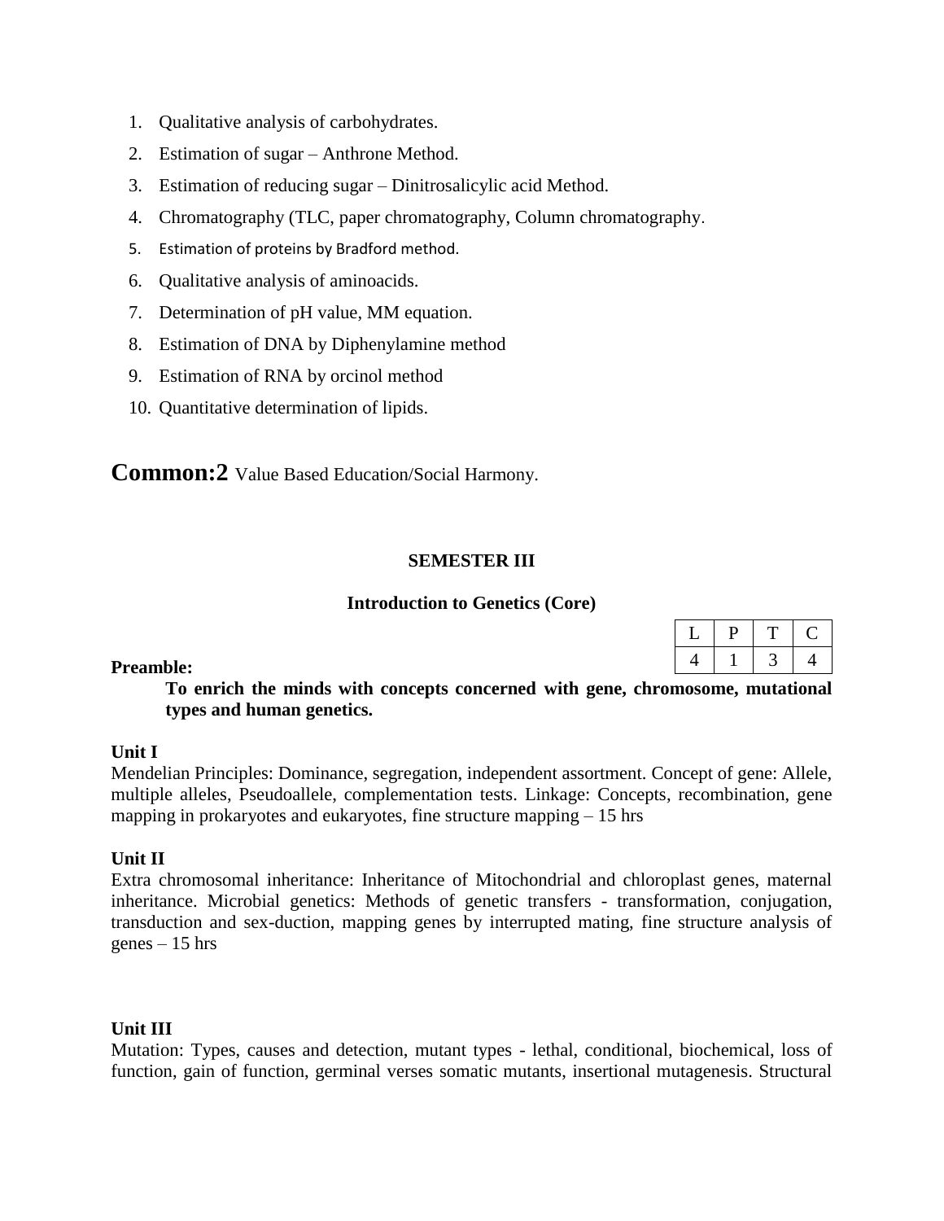1. Qualitative analysis of carbohydrates.
2. Estimation of sugar – Anthrone Method.
3. Estimation of reducing sugar – Dinitrosalicylic acid Method.
4. Chromatography (TLC, paper chromatography, Column chromatography.
5. Estimation of proteins by Bradford method.
6. Qualitative analysis of aminoacids.
7. Determination of pH value, MM equation.
8. Estimation of DNA by Diphenylamine method
9. Estimation of RNA by orcinol method
10. Quantitative determination of lipids.

**Common:2** Value Based Education/Social Harmony.

## SEMESTER III

### Introduction to Genetics (Core)

| L | P | T | C |
|---|---|---|---|
| 4 | 1 | 3 | 4 |

**Preamble:**

**To enrich the minds with concepts concerned with gene, chromosome, mutational types and human genetics.**

**Unit I**

Mendelian Principles: Dominance, segregation, independent assortment. Concept of gene: Allele, multiple alleles, Pseudoallele, complementation tests. Linkage: Concepts, recombination, gene mapping in prokaryotes and eukaryotes, fine structure mapping – 15 hrs

**Unit II**

Extra chromosomal inheritance: Inheritance of Mitochondrial and chloroplast genes, maternal inheritance. Microbial genetics: Methods of genetic transfers - transformation, conjugation, transduction and sex-duction, mapping genes by interrupted mating, fine structure analysis of genes – 15 hrs

**Unit III**

Mutation: Types, causes and detection, mutant types - lethal, conditional, biochemical, loss of function, gain of function, germinal verses somatic mutants, insertional mutagenesis. Structural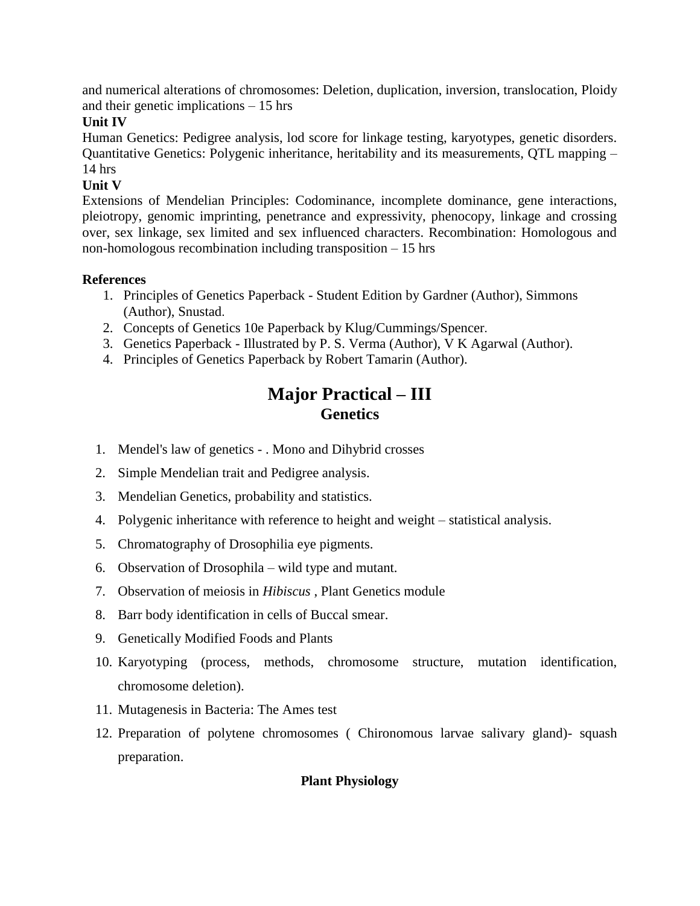and numerical alterations of chromosomes: Deletion, duplication, inversion, translocation, Ploidy and their genetic implications – 15 hrs

**Unit IV**

Human Genetics: Pedigree analysis, lod score for linkage testing, karyotypes, genetic disorders. Quantitative Genetics: Polygenic inheritance, heritability and its measurements, QTL mapping – 14 hrs

**Unit V**

Extensions of Mendelian Principles: Codominance, incomplete dominance, gene interactions, pleiotropy, genomic imprinting, penetrance and expressivity, phenocopy, linkage and crossing over, sex linkage, sex limited and sex influenced characters. Recombination: Homologous and non-homologous recombination including transposition – 15 hrs

**References**

1. Principles of Genetics Paperback - Student Edition by Gardner (Author), Simmons (Author), Snustad.
2. Concepts of Genetics 10e Paperback by Klug/Cummings/Spencer.
3. Genetics Paperback - Illustrated by P. S. Verma (Author), V K Agarwal (Author).
4. Principles of Genetics Paperback by Robert Tamarin (Author).

# Major Practical – III

## Genetics

1. Mendel's law of genetics - . Mono and Dihybrid crosses
2. Simple Mendelian trait and Pedigree analysis.
3. Mendelian Genetics, probability and statistics.
4. Polygenic inheritance with reference to height and weight – statistical analysis.
5. Chromatography of Drosophilia eye pigments.
6. Observation of Drosophila – wild type and mutant.
7. Observation of meiosis in *Hibiscus* , Plant Genetics module
8. Barr body identification in cells of Buccal smear.
9. Genetically Modified Foods and Plants
10. Karyotyping (process, methods, chromosome structure, mutation identification, chromosome deletion).
11. Mutagenesis in Bacteria: The Ames test
12. Preparation of polytene chromosomes ( Chironomous larvae salivary gland)- squash preparation.

**Plant Physiology**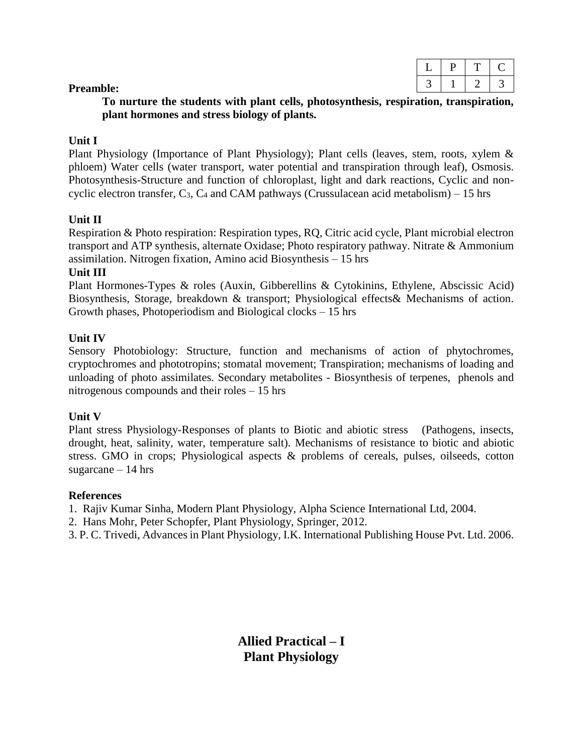| L | P | T | C |
|---|---|---|---|
| 3 | 1 | 2 | 3 |

**Preamble:**

**To nurture the students with plant cells, photosynthesis, respiration, transpiration, plant hormones and stress biology of plants.**

**Unit I**

Plant Physiology (Importance of Plant Physiology); Plant cells (leaves, stem, roots, xylem & phloem) Water cells (water transport, water potential and transpiration through leaf), Osmosis. Photosynthesis-Structure and function of chloroplast, light and dark reactions, Cyclic and non-cyclic electron transfer, $C_3$, $C_4$ and CAM pathways (Crussulacean acid metabolism) – 15 hrs

**Unit II**

Respiration & Photo respiration: Respiration types, RQ, Citric acid cycle, Plant microbial electron transport and ATP synthesis, alternate Oxidase; Photo respiratory pathway. Nitrate & Ammonium assimilation. Nitrogen fixation, Amino acid Biosynthesis – 15 hrs

**Unit III**

Plant Hormones-Types & roles (Auxin, Gibberellins & Cytokinins, Ethylene, Abscissic Acid) Biosynthesis, Storage, breakdown & transport; Physiological effects& Mechanisms of action. Growth phases, Photoperiodism and Biological clocks – 15 hrs

**Unit IV**

Sensory Photobiology: Structure, function and mechanisms of action of phytochromes, cryptochromes and phototropins; stomatal movement; Transpiration; mechanisms of loading and unloading of photo assimilates. Secondary metabolites - Biosynthesis of terpenes, phenols and nitrogenous compounds and their roles – 15 hrs

**Unit V**

Plant stress Physiology-Responses of plants to Biotic and abiotic stress (Pathogens, insects, drought, heat, salinity, water, temperature salt). Mechanisms of resistance to biotic and abiotic stress. GMO in crops; Physiological aspects & problems of cereals, pulses, oilseeds, cotton sugarcane – 14 hrs

**References**

1. Rajiv Kumar Sinha, Modern Plant Physiology, Alpha Science International Ltd, 2004.
2. Hans Mohr, Peter Schopfer, Plant Physiology, Springer, 2012.
3. P. C. Trivedi, Advances in Plant Physiology, I.K. International Publishing House Pvt. Ltd. 2006.

## Allied Practical – I
## Plant Physiology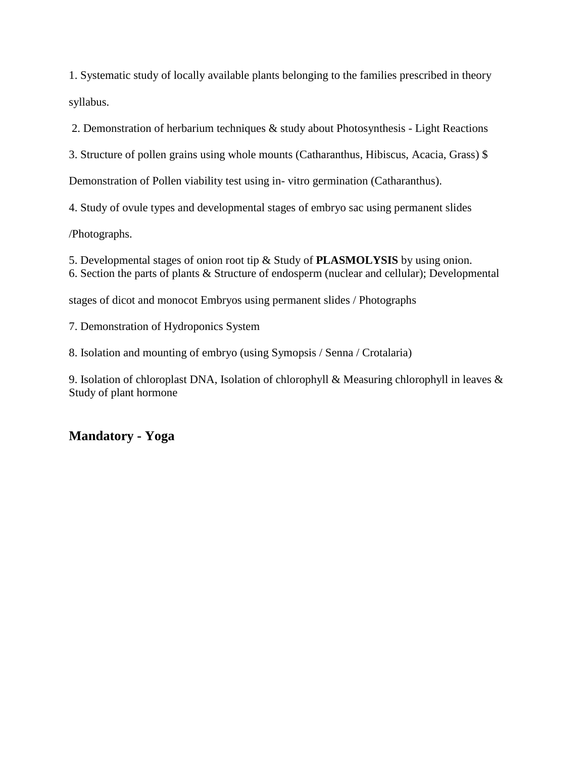1. Systematic study of locally available plants belonging to the families prescribed in theory syllabus.

2. Demonstration of herbarium techniques & study about Photosynthesis - Light Reactions

3. Structure of pollen grains using whole mounts (Catharanthus, Hibiscus, Acacia, Grass) $ Demonstration of Pollen viability test using in- vitro germination (Catharanthus).

4. Study of ovule types and developmental stages of embryo sac using permanent slides /Photographs.

5. Developmental stages of onion root tip & Study of **PLASMOLYSIS** by using onion.

6. Section the parts of plants & Structure of endosperm (nuclear and cellular); Developmental stages of dicot and monocot Embryos using permanent slides / Photographs

7. Demonstration of Hydroponics System

8. Isolation and mounting of embryo (using Symopsis / Senna / Crotalaria)

9. Isolation of chloroplast DNA, Isolation of chlorophyll & Measuring chlorophyll in leaves & Study of plant hormone

## Mandatory - Yoga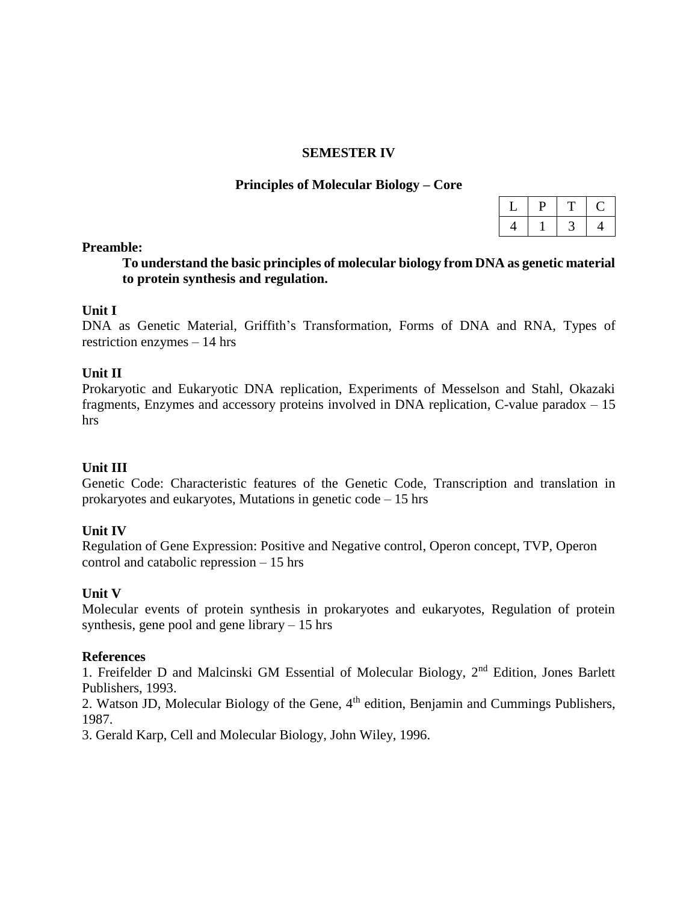# SEMESTER IV

## Principles of Molecular Biology – Core

| L | P | T | C |
|---|---|---|---|
| 4 | 1 | 3 | 4 |

**Preamble:**

**To understand the basic principles of molecular biology from DNA as genetic material to protein synthesis and regulation.**

**Unit I**

DNA as Genetic Material, Griffith's Transformation, Forms of DNA and RNA, Types of restriction enzymes – 14 hrs

**Unit II**

Prokaryotic and Eukaryotic DNA replication, Experiments of Messelson and Stahl, Okazaki fragments, Enzymes and accessory proteins involved in DNA replication, C-value paradox – 15 hrs

**Unit III**

Genetic Code: Characteristic features of the Genetic Code, Transcription and translation in prokaryotes and eukaryotes, Mutations in genetic code – 15 hrs

**Unit IV**

Regulation of Gene Expression: Positive and Negative control, Operon concept, TVP, Operon control and catabolic repression – 15 hrs

**Unit V**

Molecular events of protein synthesis in prokaryotes and eukaryotes, Regulation of protein synthesis, gene pool and gene library – 15 hrs

**References**

1. Freifelder D and Malcinski GM Essential of Molecular Biology, 2nd Edition, Jones Barlett Publishers, 1993.
2. Watson JD, Molecular Biology of the Gene, 4th edition, Benjamin and Cummings Publishers, 1987.
3. Gerald Karp, Cell and Molecular Biology, John Wiley, 1996.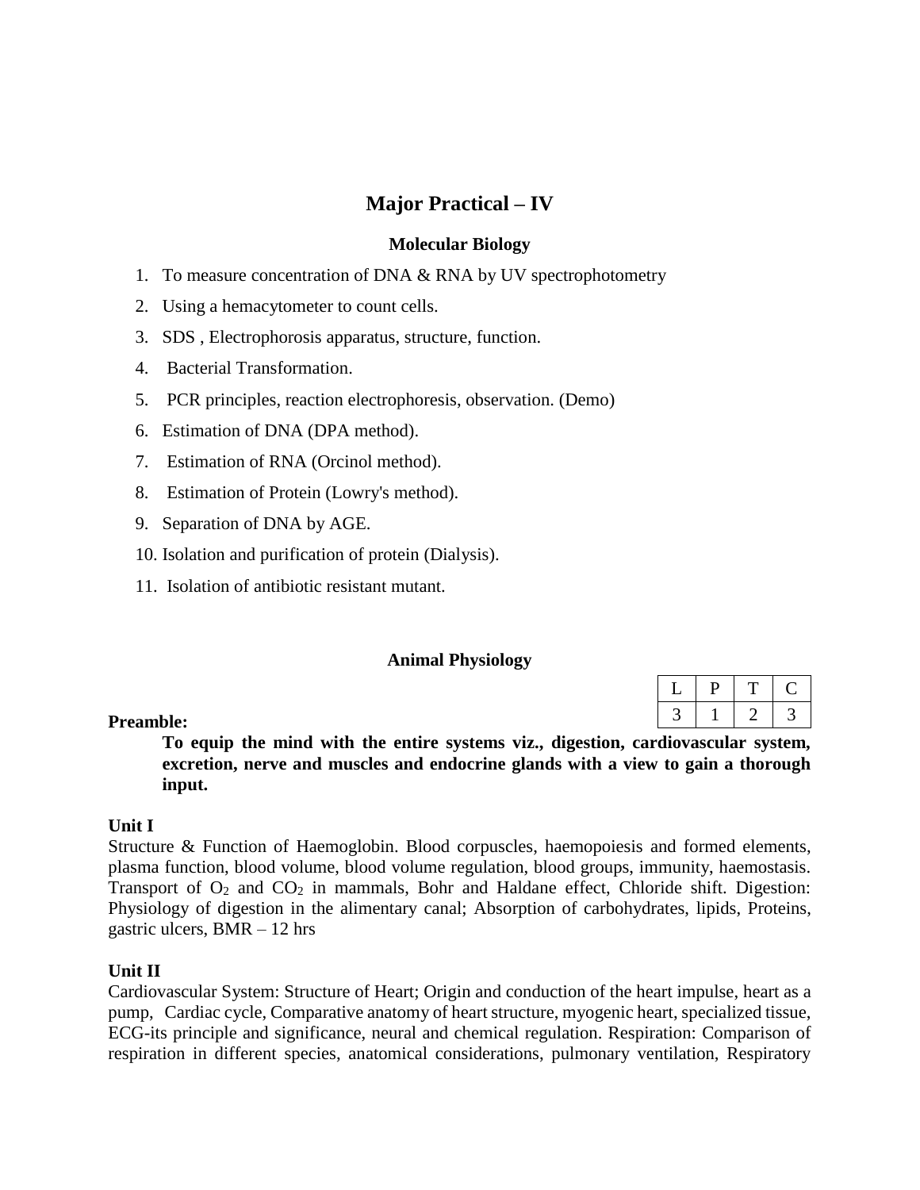# Major Practical – IV

## Molecular Biology

1. To measure concentration of DNA & RNA by UV spectrophotometry
2. Using a hemacytometer to count cells.
3. SDS , Electrophorosis apparatus, structure, function.
4. Bacterial Transformation.
5. PCR principles, reaction electrophoresis, observation. (Demo)
6. Estimation of DNA (DPA method).
7. Estimation of RNA (Orcinol method).
8. Estimation of Protein (Lowry's method).
9. Separation of DNA by AGE.
10. Isolation and purification of protein (Dialysis).
11. Isolation of antibiotic resistant mutant.

## Animal Physiology

| L | P | T | C |
|---|---|---|---|
| 3 | 1 | 2 | 3 |

**Preamble:**

**To equip the mind with the entire systems viz., digestion, cardiovascular system, excretion, nerve and muscles and endocrine glands with a view to gain a thorough input.**

**Unit I**

Structure & Function of Haemoglobin. Blood corpuscles, haemopoiesis and formed elements, plasma function, blood volume, blood volume regulation, blood groups, immunity, haemostasis. Transport of $O_2$ and $CO_2$ in mammals, Bohr and Haldane effect, Chloride shift. Digestion: Physiology of digestion in the alimentary canal; Absorption of carbohydrates, lipids, Proteins, gastric ulcers, BMR – 12 hrs

**Unit II**

Cardiovascular System: Structure of Heart; Origin and conduction of the heart impulse, heart as a pump, Cardiac cycle, Comparative anatomy of heart structure, myogenic heart, specialized tissue, ECG-its principle and significance, neural and chemical regulation. Respiration: Comparison of respiration in different species, anatomical considerations, pulmonary ventilation, Respiratory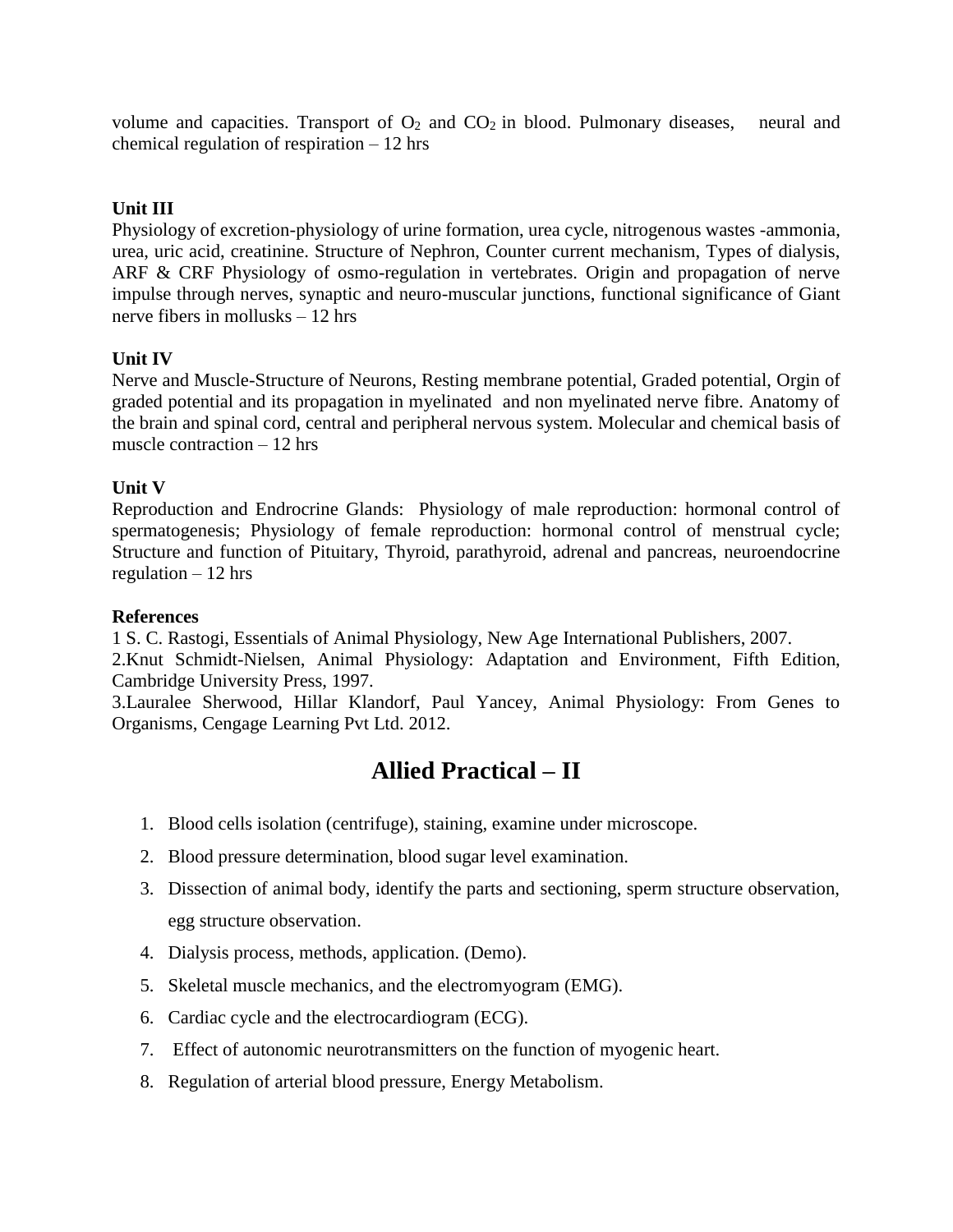volume and capacities. Transport of $O_2$ and $CO_2$ in blood. Pulmonary diseases, neural and chemical regulation of respiration – 12 hrs

**Unit III**

Physiology of excretion-physiology of urine formation, urea cycle, nitrogenous wastes -ammonia, urea, uric acid, creatinine. Structure of Nephron, Counter current mechanism, Types of dialysis, ARF & CRF Physiology of osmo-regulation in vertebrates. Origin and propagation of nerve impulse through nerves, synaptic and neuro-muscular junctions, functional significance of Giant nerve fibers in mollusks – 12 hrs

**Unit IV**

Nerve and Muscle-Structure of Neurons, Resting membrane potential, Graded potential, Orgin of graded potential and its propagation in myelinated and non myelinated nerve fibre. Anatomy of the brain and spinal cord, central and peripheral nervous system. Molecular and chemical basis of muscle contraction – 12 hrs

**Unit V**

Reproduction and Endrocrine Glands: Physiology of male reproduction: hormonal control of spermatogenesis; Physiology of female reproduction: hormonal control of menstrual cycle; Structure and function of Pituitary, Thyroid, parathyroid, adrenal and pancreas, neuroendocrine regulation – 12 hrs

**References**

1 S. C. Rastogi, Essentials of Animal Physiology, New Age International Publishers, 2007.
2.Knut Schmidt-Nielsen, Animal Physiology: Adaptation and Environment, Fifth Edition, Cambridge University Press, 1997.
3.Lauralee Sherwood, Hillar Klandorf, Paul Yancey, Animal Physiology: From Genes to Organisms, Cengage Learning Pvt Ltd. 2012.

## Allied Practical – II

1. Blood cells isolation (centrifuge), staining, examine under microscope.
2. Blood pressure determination, blood sugar level examination.
3. Dissection of animal body, identify the parts and sectioning, sperm structure observation, egg structure observation.
4. Dialysis process, methods, application. (Demo).
5. Skeletal muscle mechanics, and the electromyogram (EMG).
6. Cardiac cycle and the electrocardiogram (ECG).
7. Effect of autonomic neurotransmitters on the function of myogenic heart.
8. Regulation of arterial blood pressure, Energy Metabolism.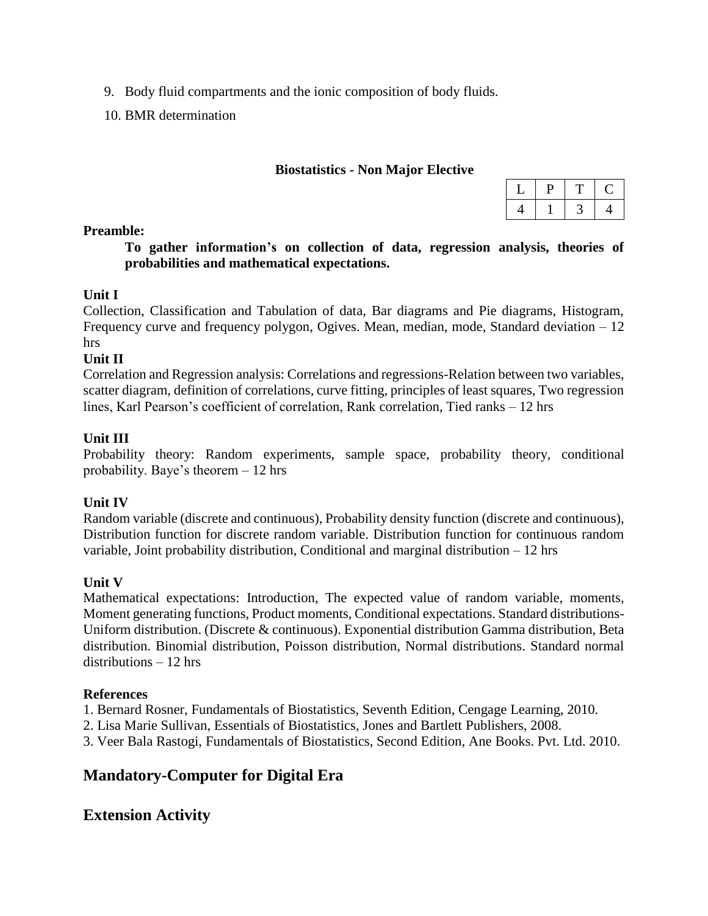9. Body fluid compartments and the ionic composition of body fluids.
10. BMR determination

**Biostatistics - Non Major Elective**

| L | P | T | C |
|---|---|---|---|
| 4 | 1 | 3 | 4 |

**Preamble:**

**To gather information's on collection of data, regression analysis, theories of probabilities and mathematical expectations.**

**Unit I**

Collection, Classification and Tabulation of data, Bar diagrams and Pie diagrams, Histogram, Frequency curve and frequency polygon, Ogives. Mean, median, mode, Standard deviation – 12 hrs

**Unit II**

Correlation and Regression analysis: Correlations and regressions-Relation between two variables, scatter diagram, definition of correlations, curve fitting, principles of least squares, Two regression lines, Karl Pearson's coefficient of correlation, Rank correlation, Tied ranks – 12 hrs

**Unit III**

Probability theory: Random experiments, sample space, probability theory, conditional probability. Baye's theorem – 12 hrs

**Unit IV**

Random variable (discrete and continuous), Probability density function (discrete and continuous), Distribution function for discrete random variable. Distribution function for continuous random variable, Joint probability distribution, Conditional and marginal distribution – 12 hrs

**Unit V**

Mathematical expectations: Introduction, The expected value of random variable, moments, Moment generating functions, Product moments, Conditional expectations. Standard distributions- Uniform distribution. (Discrete & continuous). Exponential distribution Gamma distribution, Beta distribution. Binomial distribution, Poisson distribution, Normal distributions. Standard normal distributions – 12 hrs

**References**

1. Bernard Rosner, Fundamentals of Biostatistics, Seventh Edition, Cengage Learning, 2010.
2. Lisa Marie Sullivan, Essentials of Biostatistics, Jones and Bartlett Publishers, 2008.
3. Veer Bala Rastogi, Fundamentals of Biostatistics, Second Edition, Ane Books. Pvt. Ltd. 2010.

## Mandatory-Computer for Digital Era

## Extension Activity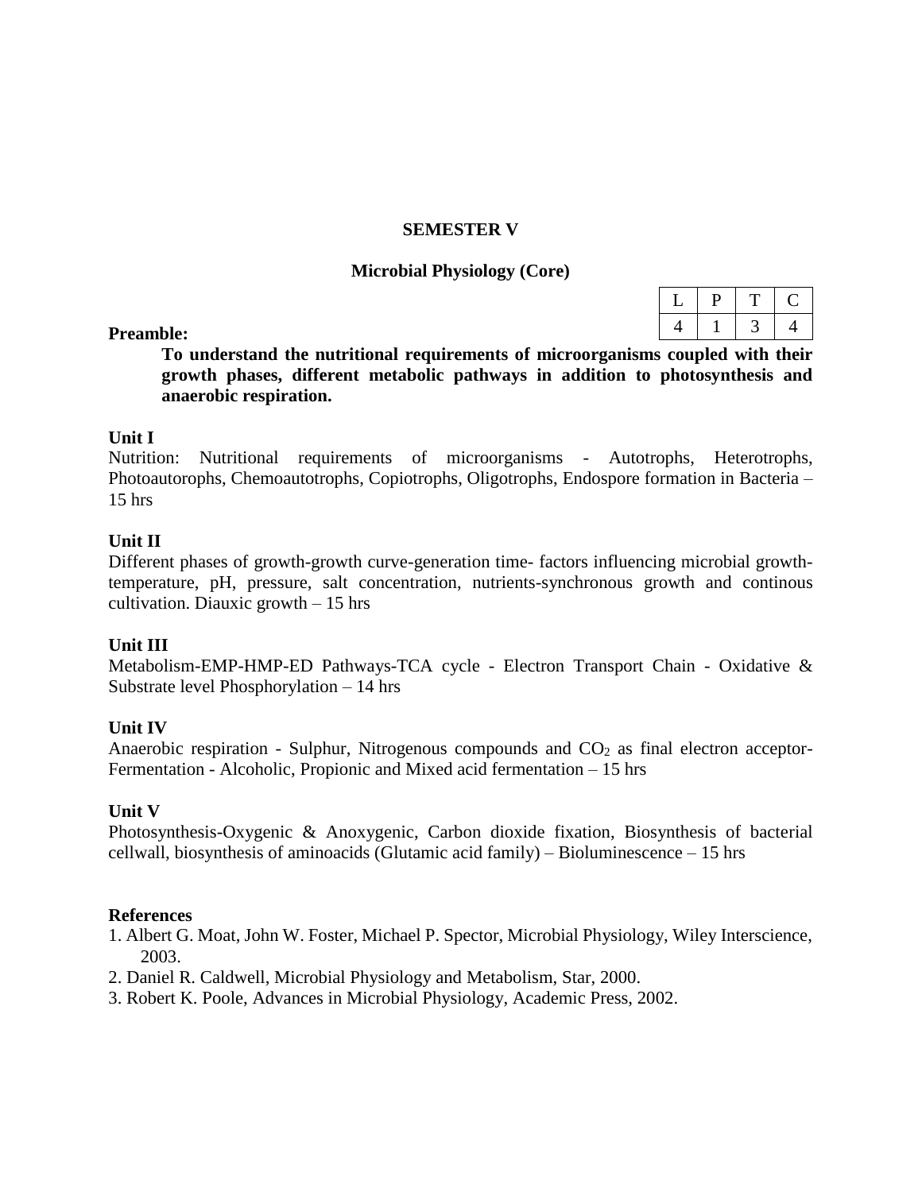## SEMESTER V

### Microbial Physiology (Core)

| L | P | T | C |
|---|---|---|---|
| 4 | 1 | 3 | 4 |

**Preamble:**

**To understand the nutritional requirements of microorganisms coupled with their growth phases, different metabolic pathways in addition to photosynthesis and anaerobic respiration.**

**Unit I**

Nutrition: Nutritional requirements of microorganisms - Autotrophs, Heterotrophs, Photoautorophs, Chemoautotrophs, Copiotrophs, Oligotrophs, Endospore formation in Bacteria – 15 hrs

**Unit II**

Different phases of growth-growth curve-generation time- factors influencing microbial growth-temperature, pH, pressure, salt concentration, nutrients-synchronous growth and continous cultivation. Diauxic growth – 15 hrs

**Unit III**

Metabolism-EMP-HMP-ED Pathways-TCA cycle - Electron Transport Chain - Oxidative & Substrate level Phosphorylation – 14 hrs

**Unit IV**

Anaerobic respiration - Sulphur, Nitrogenous compounds and $CO_2$ as final electron acceptor-Fermentation - Alcoholic, Propionic and Mixed acid fermentation – 15 hrs

**Unit V**

Photosynthesis-Oxygenic & Anoxygenic, Carbon dioxide fixation, Biosynthesis of bacterial cellwall, biosynthesis of aminoacids (Glutamic acid family) – Bioluminescence – 15 hrs

**References**

1. Albert G. Moat, John W. Foster, Michael P. Spector, Microbial Physiology, Wiley Interscience, 2003.
2. Daniel R. Caldwell, Microbial Physiology and Metabolism, Star, 2000.
3. Robert K. Poole, Advances in Microbial Physiology, Academic Press, 2002.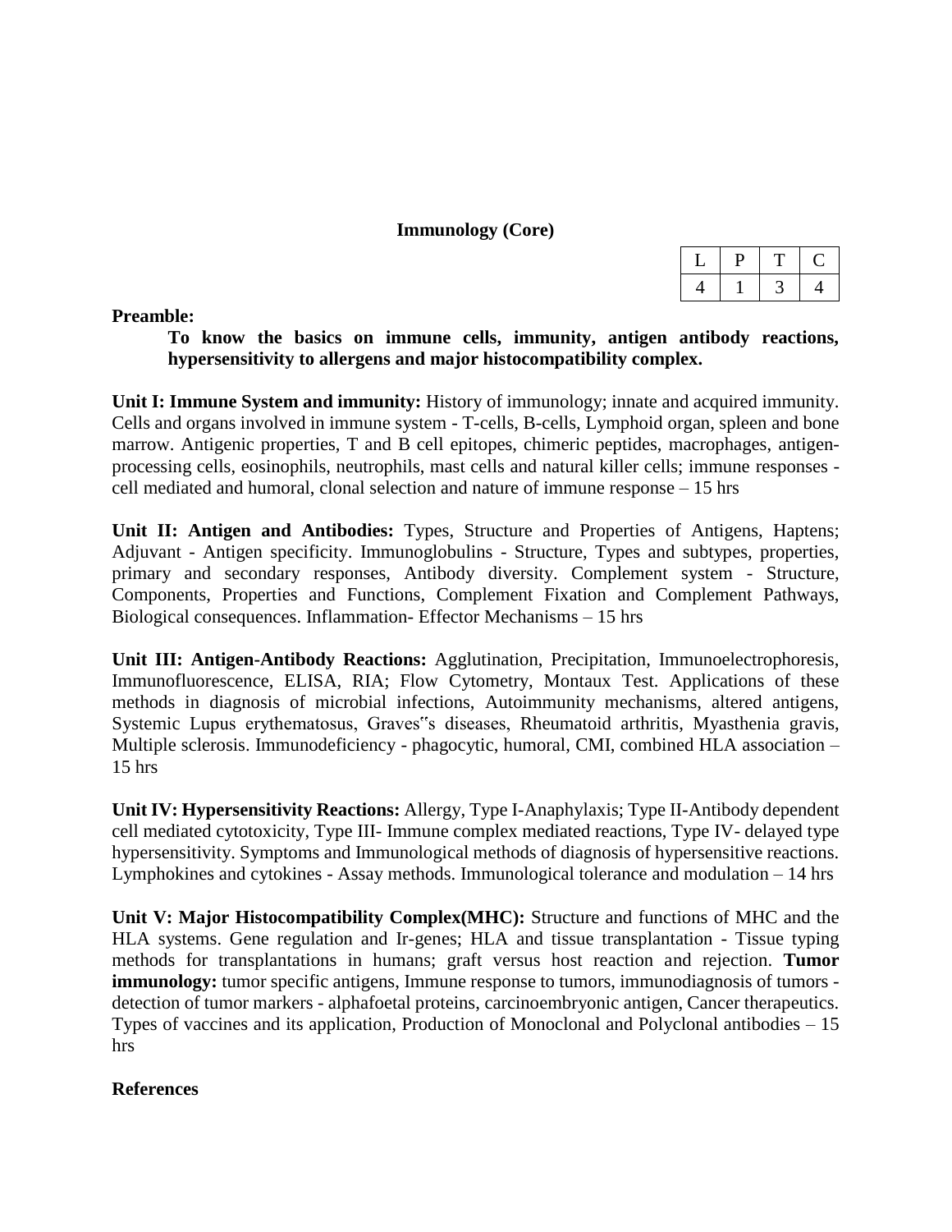## Immunology (Core)

| L | P | T | C |
|---|---|---|---|
| 4 | 1 | 3 | 4 |

**Preamble:**

**To know the basics on immune cells, immunity, antigen antibody reactions, hypersensitivity to allergens and major histocompatibility complex.**

**Unit I: Immune System and immunity:** History of immunology; innate and acquired immunity. Cells and organs involved in immune system - T-cells, B-cells, Lymphoid organ, spleen and bone marrow. Antigenic properties, T and B cell epitopes, chimeric peptides, macrophages, antigen-processing cells, eosinophils, neutrophils, mast cells and natural killer cells; immune responses - cell mediated and humoral, clonal selection and nature of immune response – 15 hrs

**Unit II: Antigen and Antibodies:** Types, Structure and Properties of Antigens, Haptens; Adjuvant - Antigen specificity. Immunoglobulins - Structure, Types and subtypes, properties, primary and secondary responses, Antibody diversity. Complement system - Structure, Components, Properties and Functions, Complement Fixation and Complement Pathways, Biological consequences. Inflammation- Effector Mechanisms – 15 hrs

**Unit III: Antigen-Antibody Reactions:** Agglutination, Precipitation, Immunoelectrophoresis, Immunofluorescence, ELISA, RIA; Flow Cytometry, Montaux Test. Applications of these methods in diagnosis of microbial infections, Autoimmunity mechanisms, altered antigens, Systemic Lupus erythematosus, Graves"s diseases, Rheumatoid arthritis, Myasthenia gravis, Multiple sclerosis. Immunodeficiency - phagocytic, humoral, CMI, combined HLA association – 15 hrs

**Unit IV: Hypersensitivity Reactions:** Allergy, Type I-Anaphylaxis; Type II-Antibody dependent cell mediated cytotoxicity, Type III- Immune complex mediated reactions, Type IV- delayed type hypersensitivity. Symptoms and Immunological methods of diagnosis of hypersensitive reactions. Lymphokines and cytokines - Assay methods. Immunological tolerance and modulation – 14 hrs

**Unit V: Major Histocompatibility Complex(MHC):** Structure and functions of MHC and the HLA systems. Gene regulation and Ir-genes; HLA and tissue transplantation - Tissue typing methods for transplantations in humans; graft versus host reaction and rejection. **Tumor immunology:** tumor specific antigens, Immune response to tumors, immunodiagnosis of tumors - detection of tumor markers - alphafoetal proteins, carcinoembryonic antigen, Cancer therapeutics. Types of vaccines and its application, Production of Monoclonal and Polyclonal antibodies – 15 hrs

**References**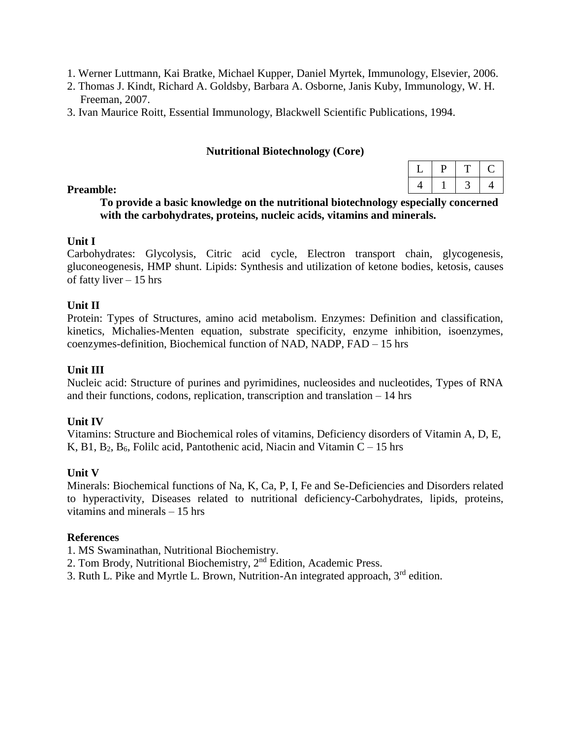1. Werner Luttmann, Kai Bratke, Michael Kupper, Daniel Myrtek, Immunology, Elsevier, 2006.
2. Thomas J. Kindt, Richard A. Goldsby, Barbara A. Osborne, Janis Kuby, Immunology, W. H. Freeman, 2007.
3. Ivan Maurice Roitt, Essential Immunology, Blackwell Scientific Publications, 1994.

## Nutritional Biotechnology (Core)

| L | P | T | C |
|---|---|---|---|
| 4 | 1 | 3 | 4 |

**Preamble:**

**To provide a basic knowledge on the nutritional biotechnology especially concerned with the carbohydrates, proteins, nucleic acids, vitamins and minerals.**

**Unit I**

Carbohydrates: Glycolysis, Citric acid cycle, Electron transport chain, glycogenesis, gluconeogenesis, HMP shunt. Lipids: Synthesis and utilization of ketone bodies, ketosis, causes of fatty liver – 15 hrs

**Unit II**

Protein: Types of Structures, amino acid metabolism. Enzymes: Definition and classification, kinetics, Michalies-Menten equation, substrate specificity, enzyme inhibition, isoenzymes, coenzymes-definition, Biochemical function of NAD, NADP, FAD – 15 hrs

**Unit III**

Nucleic acid: Structure of purines and pyrimidines, nucleosides and nucleotides, Types of RNA and their functions, codons, replication, transcription and translation – 14 hrs

**Unit IV**

Vitamins: Structure and Biochemical roles of vitamins, Deficiency disorders of Vitamin A, D, E, K, B1, $B_2$, $B_6$, Folilc acid, Pantothenic acid, Niacin and Vitamin C – 15 hrs

**Unit V**

Minerals: Biochemical functions of Na, K, Ca, P, I, Fe and Se-Deficiencies and Disorders related to hyperactivity, Diseases related to nutritional deficiency-Carbohydrates, lipids, proteins, vitamins and minerals – 15 hrs

**References**

1. MS Swaminathan, Nutritional Biochemistry.
2. Tom Brody, Nutritional Biochemistry, 2nd Edition, Academic Press.
3. Ruth L. Pike and Myrtle L. Brown, Nutrition-An integrated approach, 3rd edition.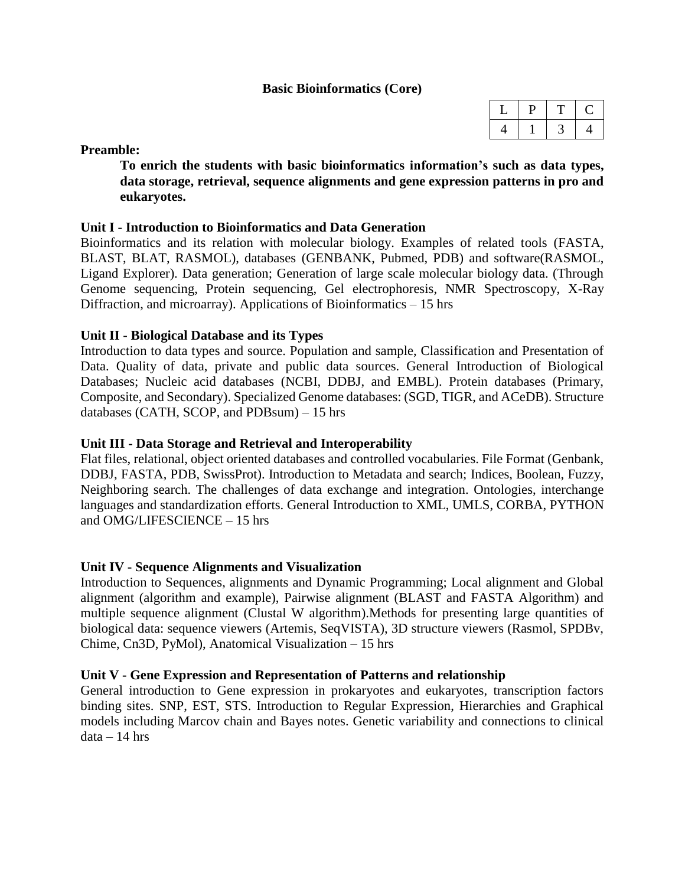## Basic Bioinformatics (Core)

| L | P | T | C |
|---|---|---|---|
| 4 | 1 | 3 | 4 |

**Preamble:**

**To enrich the students with basic bioinformatics information's such as data types, data storage, retrieval, sequence alignments and gene expression patterns in pro and eukaryotes.**

**Unit I - Introduction to Bioinformatics and Data Generation**

Bioinformatics and its relation with molecular biology. Examples of related tools (FASTA, BLAST, BLAT, RASMOL), databases (GENBANK, Pubmed, PDB) and software(RASMOL, Ligand Explorer). Data generation; Generation of large scale molecular biology data. (Through Genome sequencing, Protein sequencing, Gel electrophoresis, NMR Spectroscopy, X-Ray Diffraction, and microarray). Applications of Bioinformatics – 15 hrs

**Unit II - Biological Database and its Types**

Introduction to data types and source. Population and sample, Classification and Presentation of Data. Quality of data, private and public data sources. General Introduction of Biological Databases; Nucleic acid databases (NCBI, DDBJ, and EMBL). Protein databases (Primary, Composite, and Secondary). Specialized Genome databases: (SGD, TIGR, and ACeDB). Structure databases (CATH, SCOP, and PDBsum) – 15 hrs

**Unit III - Data Storage and Retrieval and Interoperability**

Flat files, relational, object oriented databases and controlled vocabularies. File Format (Genbank, DDBJ, FASTA, PDB, SwissProt). Introduction to Metadata and search; Indices, Boolean, Fuzzy, Neighboring search. The challenges of data exchange and integration. Ontologies, interchange languages and standardization efforts. General Introduction to XML, UMLS, CORBA, PYTHON and OMG/LIFESCIENCE – 15 hrs

**Unit IV - Sequence Alignments and Visualization**

Introduction to Sequences, alignments and Dynamic Programming; Local alignment and Global alignment (algorithm and example), Pairwise alignment (BLAST and FASTA Algorithm) and multiple sequence alignment (Clustal W algorithm).Methods for presenting large quantities of biological data: sequence viewers (Artemis, SeqVISTA), 3D structure viewers (Rasmol, SPDBv, Chime, Cn3D, PyMol), Anatomical Visualization – 15 hrs

**Unit V - Gene Expression and Representation of Patterns and relationship**

General introduction to Gene expression in prokaryotes and eukaryotes, transcription factors binding sites. SNP, EST, STS. Introduction to Regular Expression, Hierarchies and Graphical models including Marcov chain and Bayes notes. Genetic variability and connections to clinical data – 14 hrs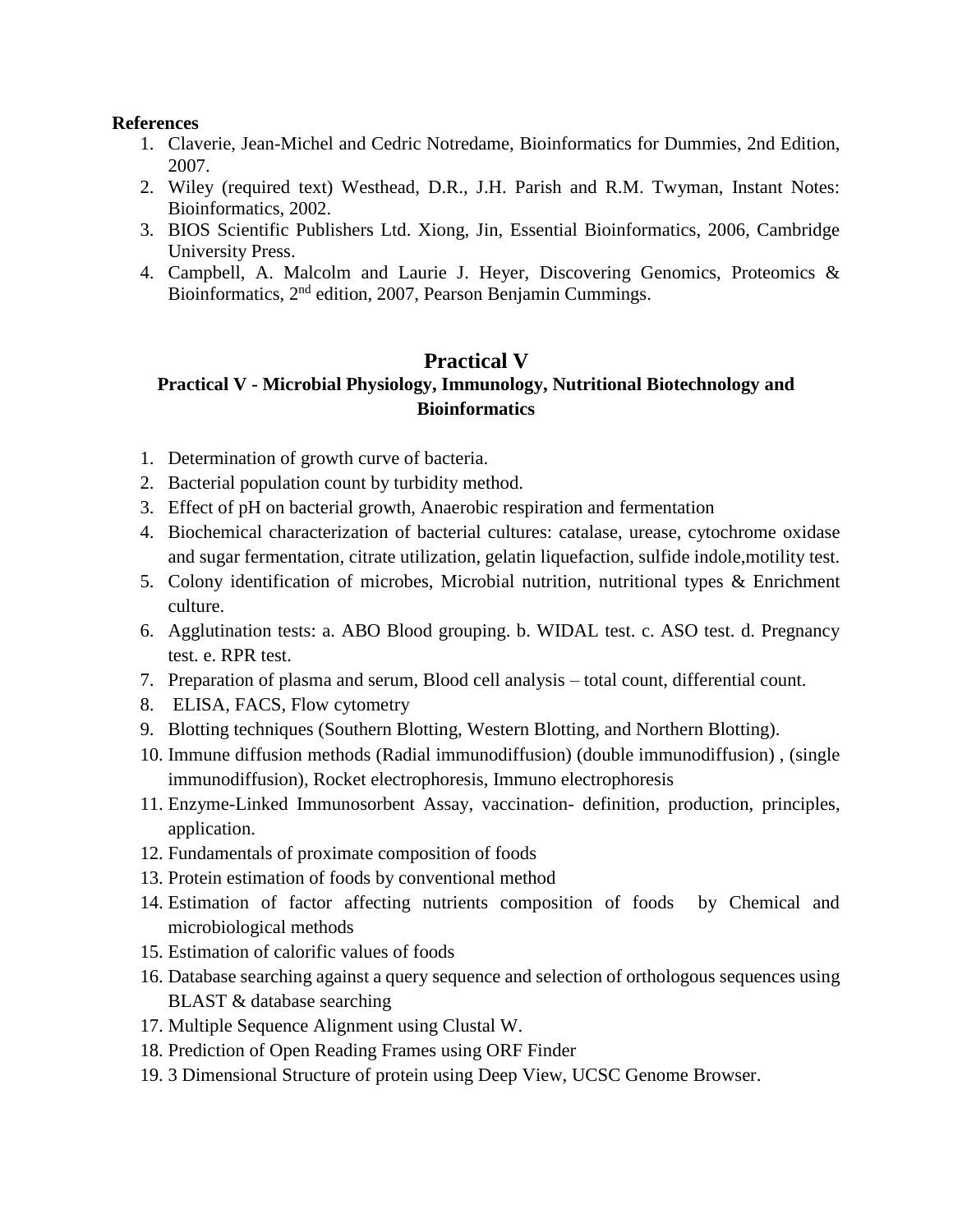**References**

1. Claverie, Jean-Michel and Cedric Notredame, Bioinformatics for Dummies, 2nd Edition, 2007.
2. Wiley (required text) Westhead, D.R., J.H. Parish and R.M. Twyman, Instant Notes: Bioinformatics, 2002.
3. BIOS Scientific Publishers Ltd. Xiong, Jin, Essential Bioinformatics, 2006, Cambridge University Press.
4. Campbell, A. Malcolm and Laurie J. Heyer, Discovering Genomics, Proteomics & Bioinformatics, 2nd edition, 2007, Pearson Benjamin Cummings.

## Practical V

### Practical V - Microbial Physiology, Immunology, Nutritional Biotechnology and Bioinformatics

1. Determination of growth curve of bacteria.
2. Bacterial population count by turbidity method.
3. Effect of pH on bacterial growth, Anaerobic respiration and fermentation
4. Biochemical characterization of bacterial cultures: catalase, urease, cytochrome oxidase and sugar fermentation, citrate utilization, gelatin liquefaction, sulfide indole,motility test.
5. Colony identification of microbes, Microbial nutrition, nutritional types & Enrichment culture.
6. Agglutination tests: a. ABO Blood grouping. b. WIDAL test. c. ASO test. d. Pregnancy test. e. RPR test.
7. Preparation of plasma and serum, Blood cell analysis – total count, differential count.
8. ELISA, FACS, Flow cytometry
9. Blotting techniques (Southern Blotting, Western Blotting, and Northern Blotting).
10. Immune diffusion methods (Radial immunodiffusion) (double immunodiffusion) , (single immunodiffusion), Rocket electrophoresis, Immuno electrophoresis
11. Enzyme-Linked Immunosorbent Assay, vaccination- definition, production, principles, application.
12. Fundamentals of proximate composition of foods
13. Protein estimation of foods by conventional method
14. Estimation of factor affecting nutrients composition of foods by Chemical and microbiological methods
15. Estimation of calorific values of foods
16. Database searching against a query sequence and selection of orthologous sequences using BLAST & database searching
17. Multiple Sequence Alignment using Clustal W.
18. Prediction of Open Reading Frames using ORF Finder
19. 3 Dimensional Structure of protein using Deep View, UCSC Genome Browser.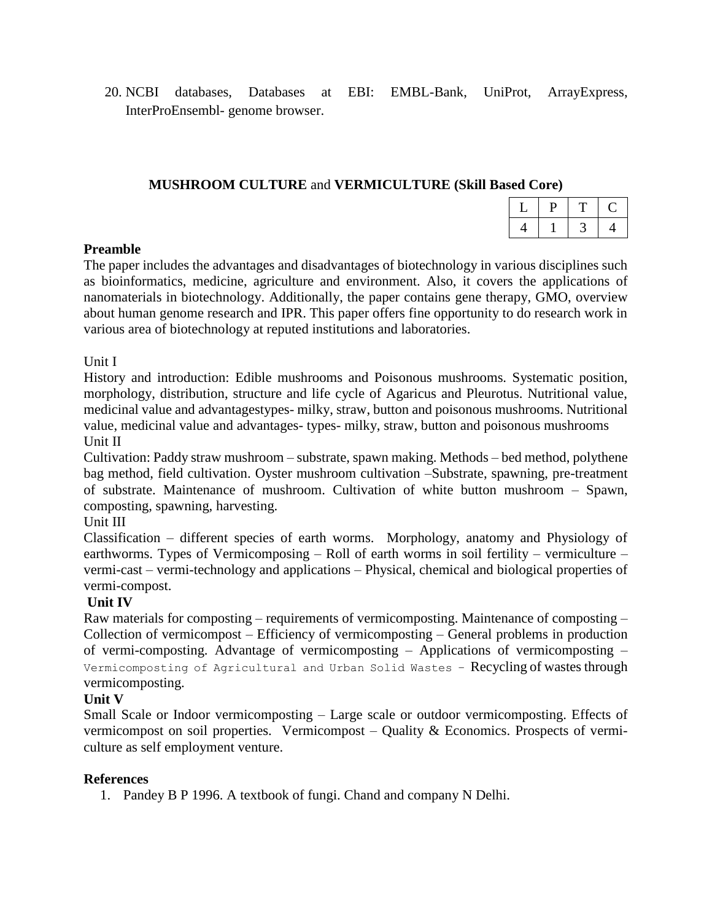20. NCBI databases, Databases at EBI: EMBL-Bank, UniProt, ArrayExpress, InterProEnsembl- genome browser.

## MUSHROOM CULTURE and VERMICULTURE (Skill Based Core)

| L | P | T | C |
|---|---|---|---|
| 4 | 1 | 3 | 4 |

**Preamble**

The paper includes the advantages and disadvantages of biotechnology in various disciplines such as bioinformatics, medicine, agriculture and environment. Also, it covers the applications of nanomaterials in biotechnology. Additionally, the paper contains gene therapy, GMO, overview about human genome research and IPR. This paper offers fine opportunity to do research work in various area of biotechnology at reputed institutions and laboratories.

Unit I

History and introduction: Edible mushrooms and Poisonous mushrooms. Systematic position, morphology, distribution, structure and life cycle of Agaricus and Pleurotus. Nutritional value, medicinal value and advantagestypes- milky, straw, button and poisonous mushrooms. Nutritional value, medicinal value and advantages- types- milky, straw, button and poisonous mushrooms

Unit II

Cultivation: Paddy straw mushroom – substrate, spawn making. Methods – bed method, polythene bag method, field cultivation. Oyster mushroom cultivation –Substrate, spawning, pre-treatment of substrate. Maintenance of mushroom. Cultivation of white button mushroom – Spawn, composting, spawning, harvesting.

Unit III

Classification – different species of earth worms. Morphology, anatomy and Physiology of earthworms. Types of Vermicomposing – Roll of earth worms in soil fertility – vermiculture – vermi-cast – vermi-technology and applications – Physical, chemical and biological properties of vermi-compost.

**Unit IV**

Raw materials for composting – requirements of vermicomposting. Maintenance of composting – Collection of vermicompost – Efficiency of vermicomposting – General problems in production of vermi-composting. Advantage of vermicomposting – Applications of vermicomposting – Vermicomposting of Agricultural and Urban Solid Wastes - Recycling of wastes through vermicomposting.

**Unit V**

Small Scale or Indoor vermicomposting – Large scale or outdoor vermicomposting. Effects of vermicompost on soil properties. Vermicompost – Quality & Economics. Prospects of vermi-culture as self employment venture.

**References**

1. Pandey B P 1996. A textbook of fungi. Chand and company N Delhi.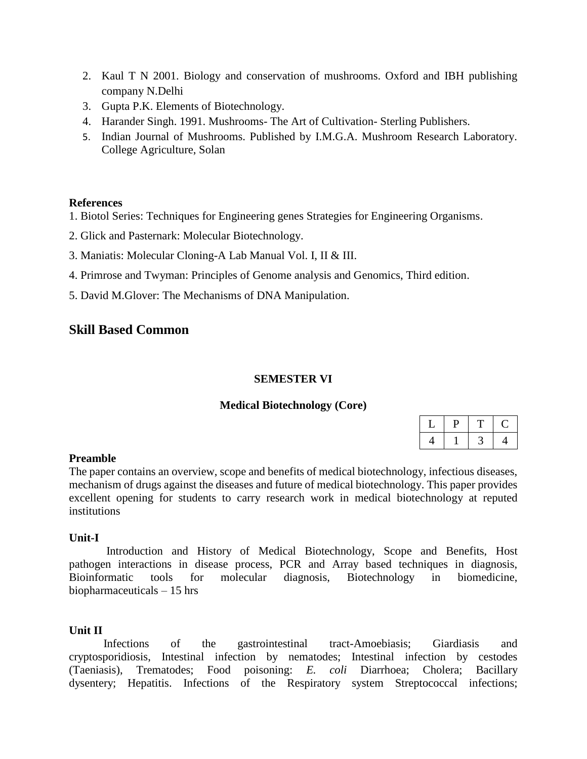2. Kaul T N 2001. Biology and conservation of mushrooms. Oxford and IBH publishing company N.Delhi
3. Gupta P.K. Elements of Biotechnology.
4. Harander Singh. 1991. Mushrooms- The Art of Cultivation- Sterling Publishers.
5. Indian Journal of Mushrooms. Published by I.M.G.A. Mushroom Research Laboratory. College Agriculture, Solan

**References**

1. Biotol Series: Techniques for Engineering genes Strategies for Engineering Organisms.
2. Glick and Pasternark: Molecular Biotechnology.
3. Maniatis: Molecular Cloning-A Lab Manual Vol. I, II & III.
4. Primrose and Twyman: Principles of Genome analysis and Genomics, Third edition.
5. David M.Glover: The Mechanisms of DNA Manipulation.

## Skill Based Common

**SEMESTER VI**

**Medical Biotechnology (Core)**

| L | P | T | C |
|---|---|---|---|
| 4 | 1 | 3 | 4 |

**Preamble**

The paper contains an overview, scope and benefits of medical biotechnology, infectious diseases, mechanism of drugs against the diseases and future of medical biotechnology. This paper provides excellent opening for students to carry research work in medical biotechnology at reputed institutions

**Unit-I**

Introduction and History of Medical Biotechnology, Scope and Benefits, Host pathogen interactions in disease process, PCR and Array based techniques in diagnosis, Bioinformatic tools for molecular diagnosis, Biotechnology in biomedicine, biopharmaceuticals – 15 hrs

**Unit II**

Infections of the gastrointestinal tract-Amoebiasis; Giardiasis and cryptosporidiosis, Intestinal infection by nematodes; Intestinal infection by cestodes (Taeniasis), Trematodes; Food poisoning: *E. coli* Diarrhoea; Cholera; Bacillary dysentery; Hepatitis. Infections of the Respiratory system Streptococcal infections;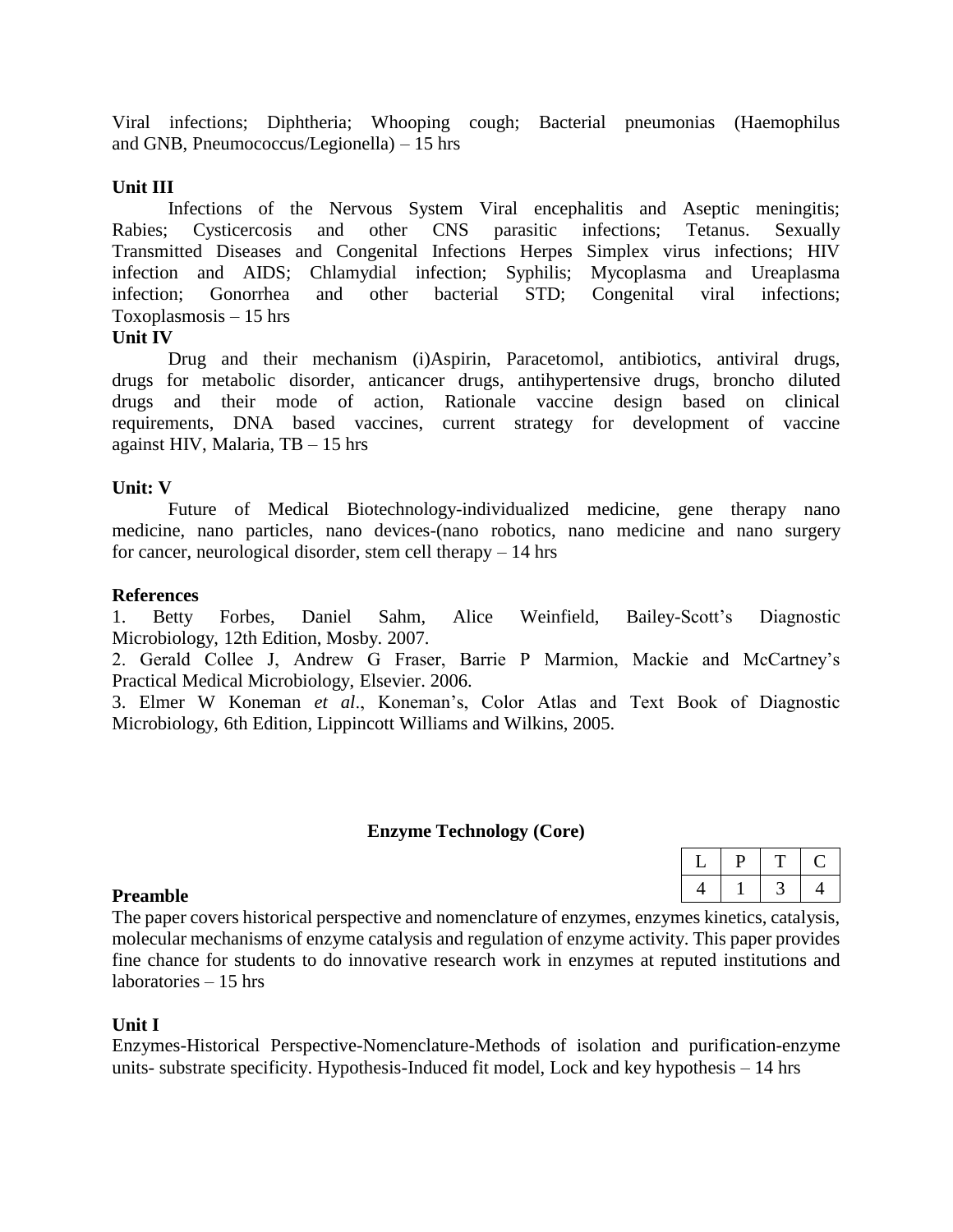Viral infections; Diphtheria; Whooping cough; Bacterial pneumonias (Haemophilus and GNB, Pneumococcus/Legionella) – 15 hrs

**Unit III**

Infections of the Nervous System Viral encephalitis and Aseptic meningitis; Rabies; Cysticercosis and other CNS parasitic infections; Tetanus. Sexually Transmitted Diseases and Congenital Infections Herpes Simplex virus infections; HIV infection and AIDS; Chlamydial infection; Syphilis; Mycoplasma and Ureaplasma infection; Gonorrhea and other bacterial STD; Congenital viral infections; Toxoplasmosis – 15 hrs

**Unit IV**

Drug and their mechanism (i)Aspirin, Paracetomol, antibiotics, antiviral drugs, drugs for metabolic disorder, anticancer drugs, antihypertensive drugs, broncho diluted drugs and their mode of action, Rationale vaccine design based on clinical requirements, DNA based vaccines, current strategy for development of vaccine against HIV, Malaria, TB – 15 hrs

**Unit: V**

Future of Medical Biotechnology-individualized medicine, gene therapy nano medicine, nano particles, nano devices-(nano robotics, nano medicine and nano surgery for cancer, neurological disorder, stem cell therapy – 14 hrs

**References**

1. Betty Forbes, Daniel Sahm, Alice Weinfield, Bailey-Scott's Diagnostic Microbiology, 12th Edition, Mosby. 2007.
2. Gerald Collee J, Andrew G Fraser, Barrie P Marmion, Mackie and McCartney's Practical Medical Microbiology, Elsevier. 2006.
3. Elmer W Koneman *et al*., Koneman's, Color Atlas and Text Book of Diagnostic Microbiology, 6th Edition, Lippincott Williams and Wilkins, 2005.

## Enzyme Technology (Core)

| L | P | T | C |
|---|---|---|---|
| 4 | 1 | 3 | 4 |

**Preamble**

The paper covers historical perspective and nomenclature of enzymes, enzymes kinetics, catalysis, molecular mechanisms of enzyme catalysis and regulation of enzyme activity. This paper provides fine chance for students to do innovative research work in enzymes at reputed institutions and laboratories – 15 hrs

**Unit I**

Enzymes-Historical Perspective-Nomenclature-Methods of isolation and purification-enzyme units- substrate specificity. Hypothesis-Induced fit model, Lock and key hypothesis – 14 hrs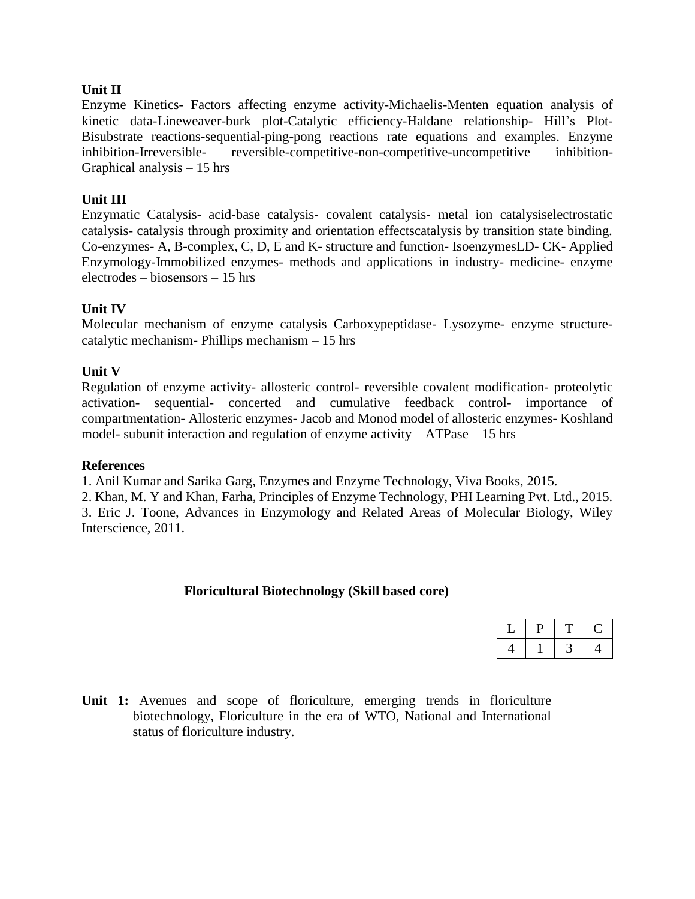**Unit II**

Enzyme Kinetics- Factors affecting enzyme activity-Michaelis-Menten equation analysis of kinetic data-Lineweaver-burk plot-Catalytic efficiency-Haldane relationship- Hill's Plot-Bisubstrate reactions-sequential-ping-pong reactions rate equations and examples. Enzyme inhibition-Irreversible- reversible-competitive-non-competitive-uncompetitive inhibition-Graphical analysis – 15 hrs

**Unit III**

Enzymatic Catalysis- acid-base catalysis- covalent catalysis- metal ion catalysiselectrostatic catalysis- catalysis through proximity and orientation effectscatalysis by transition state binding. Co-enzymes- A, B-complex, C, D, E and K- structure and function- IsoenzymesLD- CK- Applied Enzymology-Immobilized enzymes- methods and applications in industry- medicine- enzyme electrodes – biosensors – 15 hrs

**Unit IV**

Molecular mechanism of enzyme catalysis Carboxypeptidase- Lysozyme- enzyme structure-catalytic mechanism- Phillips mechanism – 15 hrs

**Unit V**

Regulation of enzyme activity- allosteric control- reversible covalent modification- proteolytic activation- sequential- concerted and cumulative feedback control- importance of compartmentation- Allosteric enzymes- Jacob and Monod model of allosteric enzymes- Koshland model- subunit interaction and regulation of enzyme activity – ATPase – 15 hrs

**References**

1. Anil Kumar and Sarika Garg, Enzymes and Enzyme Technology, Viva Books, 2015.
2. Khan, M. Y and Khan, Farha, Principles of Enzyme Technology, PHI Learning Pvt. Ltd., 2015.
3. Eric J. Toone, Advances in Enzymology and Related Areas of Molecular Biology, Wiley Interscience, 2011.

## Floricultural Biotechnology (Skill based core)

| L | P | T | C |
|---|---|---|---|
| 4 | 1 | 3 | 4 |

**Unit 1:** Avenues and scope of floriculture, emerging trends in floriculture biotechnology, Floriculture in the era of WTO, National and International status of floriculture industry.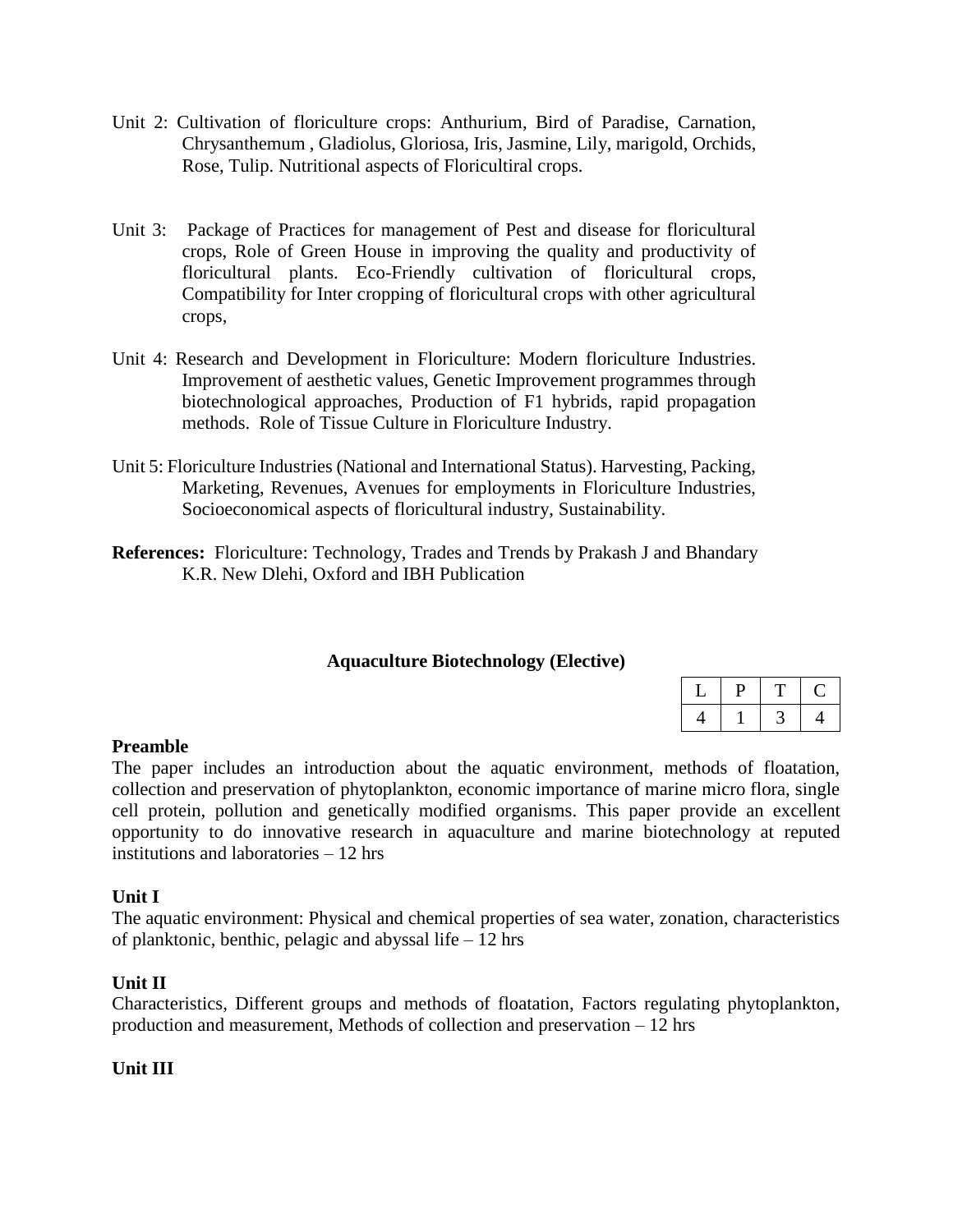Unit 2: Cultivation of floriculture crops: Anthurium, Bird of Paradise, Carnation, Chrysanthemum , Gladiolus, Gloriosa, Iris, Jasmine, Lily, marigold, Orchids, Rose, Tulip. Nutritional aspects of Floricultiral crops.

Unit 3: Package of Practices for management of Pest and disease for floricultural crops, Role of Green House in improving the quality and productivity of floricultural plants. Eco-Friendly cultivation of floricultural crops, Compatibility for Inter cropping of floricultural crops with other agricultural crops,

Unit 4: Research and Development in Floriculture: Modern floriculture Industries. Improvement of aesthetic values, Genetic Improvement programmes through biotechnological approaches, Production of F1 hybrids, rapid propagation methods. Role of Tissue Culture in Floriculture Industry.

Unit 5: Floriculture Industries (National and International Status). Harvesting, Packing, Marketing, Revenues, Avenues for employments in Floriculture Industries, Socioeconomical aspects of floricultural industry, Sustainability.

**References:** Floriculture: Technology, Trades and Trends by Prakash J and Bhandary K.R. New Dlehi, Oxford and IBH Publication

## Aquaculture Biotechnology (Elective)

| L | P | T | C |
|---|---|---|---|
| 4 | 1 | 3 | 4 |

**Preamble**

The paper includes an introduction about the aquatic environment, methods of floatation, collection and preservation of phytoplankton, economic importance of marine micro flora, single cell protein, pollution and genetically modified organisms. This paper provide an excellent opportunity to do innovative research in aquaculture and marine biotechnology at reputed institutions and laboratories – 12 hrs

**Unit I**

The aquatic environment: Physical and chemical properties of sea water, zonation, characteristics of planktonic, benthic, pelagic and abyssal life – 12 hrs

**Unit II**

Characteristics, Different groups and methods of floatation, Factors regulating phytoplankton, production and measurement, Methods of collection and preservation – 12 hrs

**Unit III**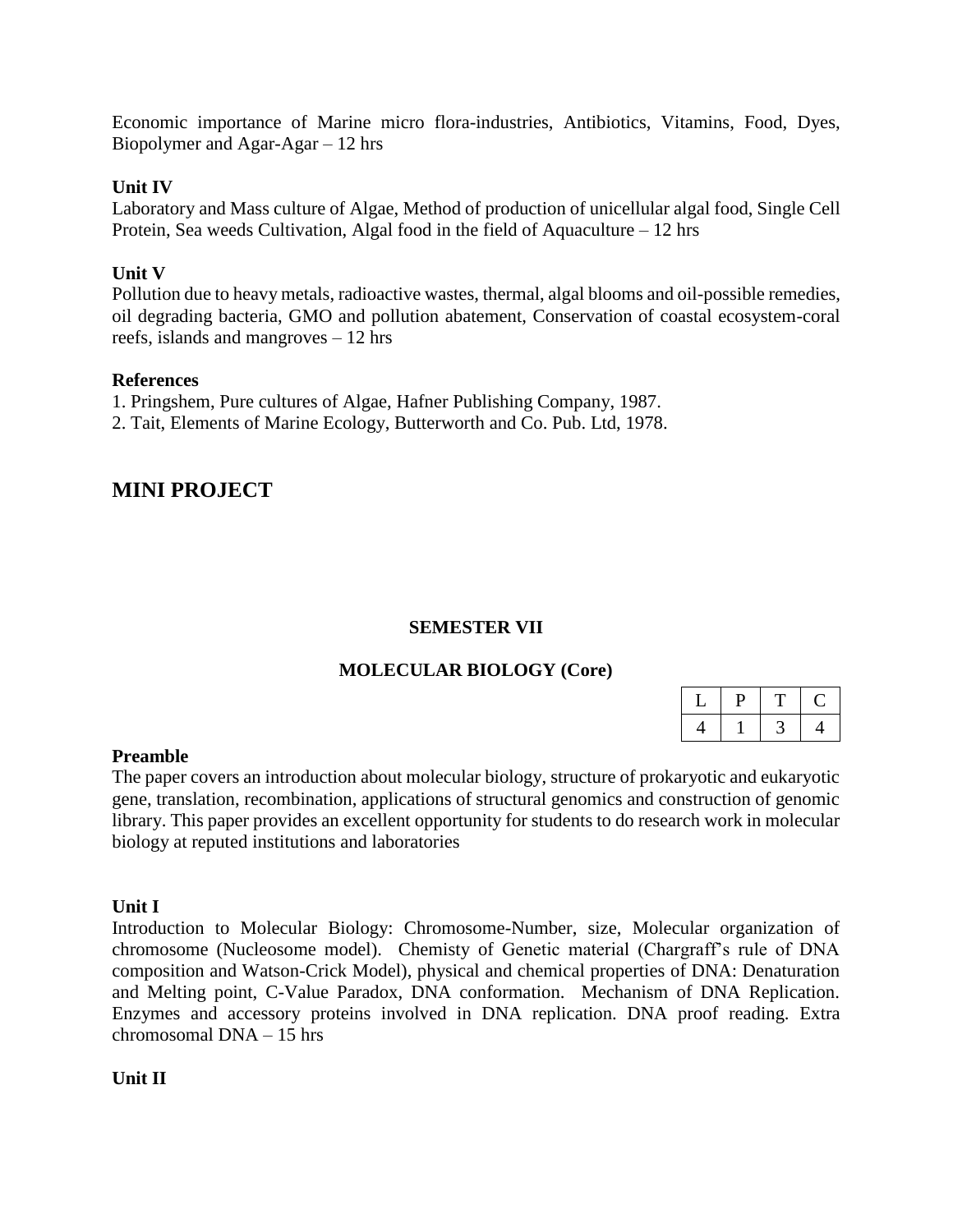Economic importance of Marine micro flora-industries, Antibiotics, Vitamins, Food, Dyes, Biopolymer and Agar-Agar – 12 hrs

**Unit IV**

Laboratory and Mass culture of Algae, Method of production of unicellular algal food, Single Cell Protein, Sea weeds Cultivation, Algal food in the field of Aquaculture – 12 hrs

**Unit V**

Pollution due to heavy metals, radioactive wastes, thermal, algal blooms and oil-possible remedies, oil degrading bacteria, GMO and pollution abatement, Conservation of coastal ecosystem-coral reefs, islands and mangroves – 12 hrs

**References**

1. Pringshem, Pure cultures of Algae, Hafner Publishing Company, 1987.
2. Tait, Elements of Marine Ecology, Butterworth and Co. Pub. Ltd, 1978.

## MINI PROJECT

**SEMESTER VII**

**MOLECULAR BIOLOGY (Core)**

| L | P | T | C |
|---|---|---|---|
| 4 | 1 | 3 | 4 |

**Preamble**

The paper covers an introduction about molecular biology, structure of prokaryotic and eukaryotic gene, translation, recombination, applications of structural genomics and construction of genomic library. This paper provides an excellent opportunity for students to do research work in molecular biology at reputed institutions and laboratories

**Unit I**

Introduction to Molecular Biology: Chromosome-Number, size, Molecular organization of chromosome (Nucleosome model). Chemisty of Genetic material (Chargraff's rule of DNA composition and Watson-Crick Model), physical and chemical properties of DNA: Denaturation and Melting point, C-Value Paradox, DNA conformation. Mechanism of DNA Replication. Enzymes and accessory proteins involved in DNA replication. DNA proof reading. Extra chromosomal DNA – 15 hrs

**Unit II**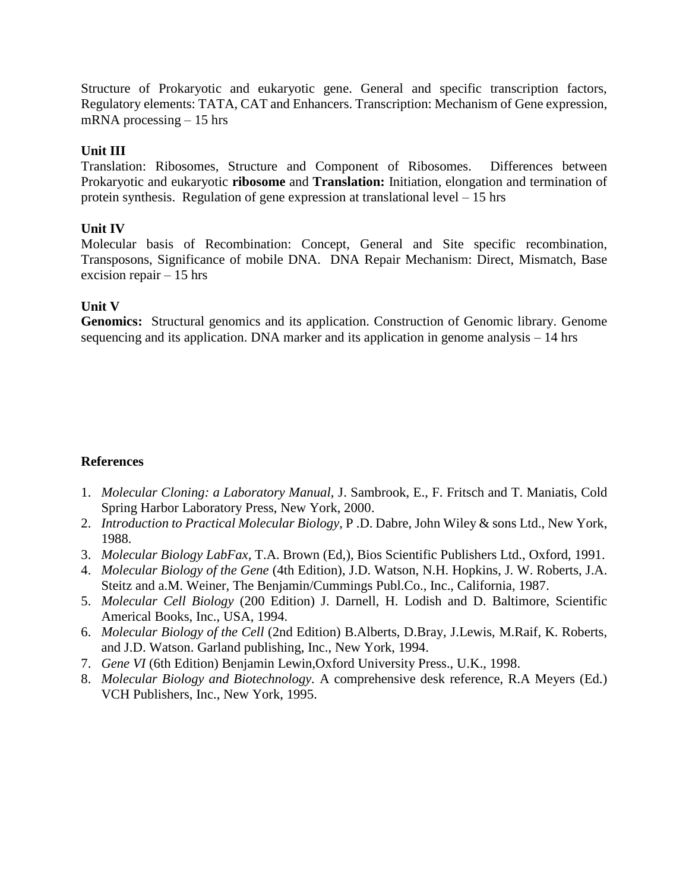Structure of Prokaryotic and eukaryotic gene. General and specific transcription factors, Regulatory elements: TATA, CAT and Enhancers. Transcription: Mechanism of Gene expression, mRNA processing – 15 hrs

**Unit III**

Translation: Ribosomes, Structure and Component of Ribosomes. Differences between Prokaryotic and eukaryotic **ribosome** and **Translation:** Initiation, elongation and termination of protein synthesis. Regulation of gene expression at translational level – 15 hrs

**Unit IV**

Molecular basis of Recombination: Concept, General and Site specific recombination, Transposons, Significance of mobile DNA. DNA Repair Mechanism: Direct, Mismatch, Base excision repair – 15 hrs

**Unit V**

**Genomics:** Structural genomics and its application. Construction of Genomic library. Genome sequencing and its application. DNA marker and its application in genome analysis – 14 hrs

**References**

1. *Molecular Cloning: a Laboratory Manual*, J. Sambrook, E., F. Fritsch and T. Maniatis, Cold Spring Harbor Laboratory Press, New York, 2000.
2. *Introduction to Practical Molecular Biology*, P .D. Dabre, John Wiley & sons Ltd., New York, 1988.
3. *Molecular Biology LabFax*, T.A. Brown (Ed,), Bios Scientific Publishers Ltd., Oxford, 1991.
4. *Molecular Biology of the Gene* (4th Edition), J.D. Watson, N.H. Hopkins, J. W. Roberts, J.A. Steitz and a.M. Weiner, The Benjamin/Cummings Publ.Co., Inc., California, 1987.
5. *Molecular Cell Biology* (200 Edition) J. Darnell, H. Lodish and D. Baltimore, Scientific Americal Books, Inc., USA, 1994.
6. *Molecular Biology of the Cell* (2nd Edition) B.Alberts, D.Bray, J.Lewis, M.Raif, K. Roberts, and J.D. Watson. Garland publishing, Inc., New York, 1994.
7. *Gene VI* (6th Edition) Benjamin Lewin,Oxford University Press., U.K., 1998.
8. *Molecular Biology and Biotechnology*. A comprehensive desk reference, R.A Meyers (Ed.) VCH Publishers, Inc., New York, 1995.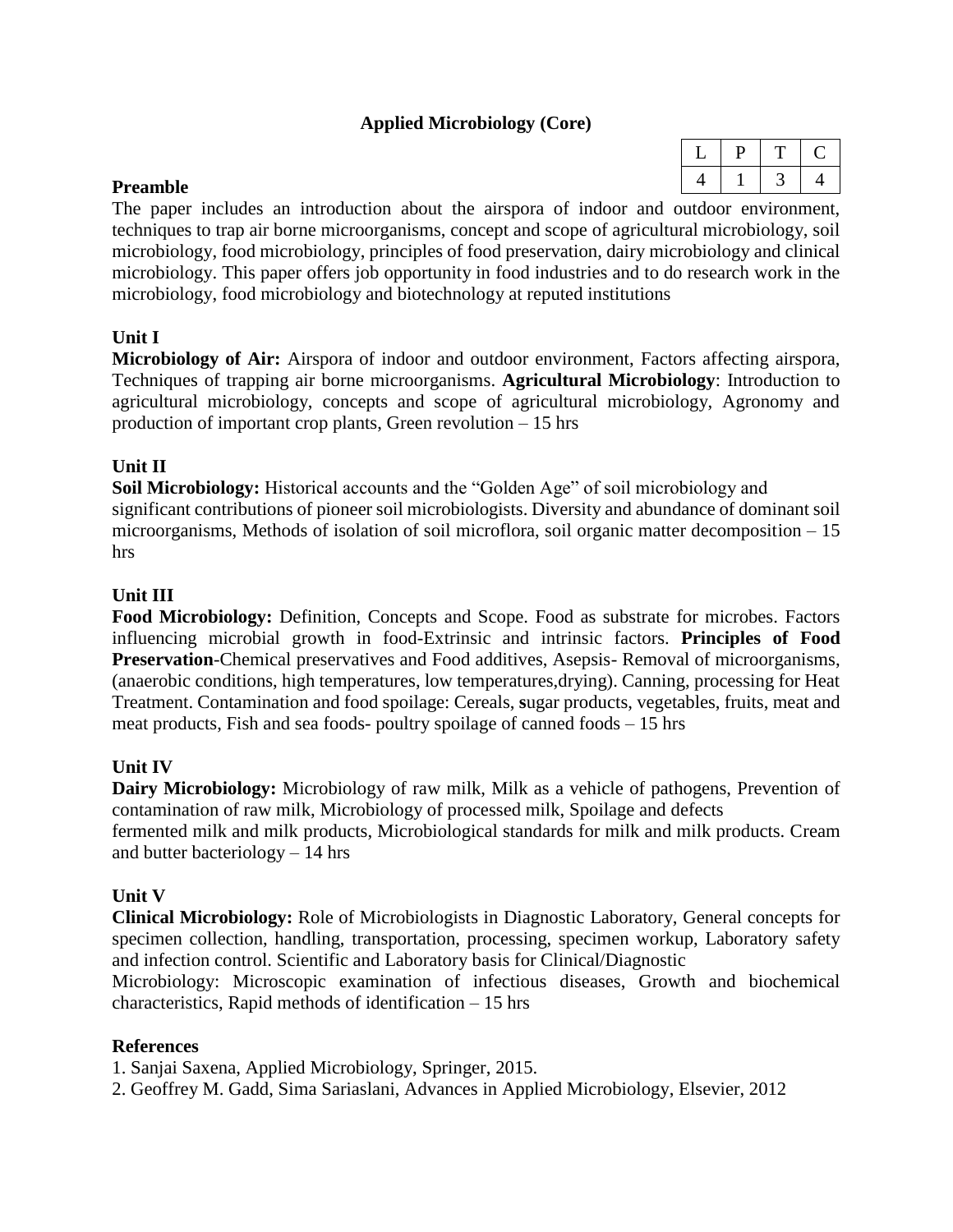## Applied Microbiology (Core)

| L | P | T | C |
|---|---|---|---|
| 4 | 1 | 3 | 4 |

### Preamble

The paper includes an introduction about the airspora of indoor and outdoor environment, techniques to trap air borne microorganisms, concept and scope of agricultural microbiology, soil microbiology, food microbiology, principles of food preservation, dairy microbiology and clinical microbiology. This paper offers job opportunity in food industries and to do research work in the microbiology, food microbiology and biotechnology at reputed institutions

### Unit I

**Microbiology of Air:** Airspora of indoor and outdoor environment, Factors affecting airspora, Techniques of trapping air borne microorganisms. **Agricultural Microbiology**: Introduction to agricultural microbiology, concepts and scope of agricultural microbiology, Agronomy and production of important crop plants, Green revolution – 15 hrs

### Unit II

**Soil Microbiology:** Historical accounts and the "Golden Age" of soil microbiology and significant contributions of pioneer soil microbiologists. Diversity and abundance of dominant soil microorganisms, Methods of isolation of soil microflora, soil organic matter decomposition – 15 hrs

### Unit III

**Food Microbiology:** Definition, Concepts and Scope. Food as substrate for microbes. Factors influencing microbial growth in food-Extrinsic and intrinsic factors. **Principles of Food Preservation**-Chemical preservatives and Food additives, Asepsis- Removal of microorganisms, (anaerobic conditions, high temperatures, low temperatures,drying). Canning, processing for Heat Treatment. Contamination and food spoilage: Cereals, **s**ugar products, vegetables, fruits, meat and meat products, Fish and sea foods- poultry spoilage of canned foods – 15 hrs

### Unit IV

**Dairy Microbiology:** Microbiology of raw milk, Milk as a vehicle of pathogens, Prevention of contamination of raw milk, Microbiology of processed milk, Spoilage and defects fermented milk and milk products, Microbiological standards for milk and milk products. Cream and butter bacteriology – 14 hrs

### Unit V

**Clinical Microbiology:** Role of Microbiologists in Diagnostic Laboratory, General concepts for specimen collection, handling, transportation, processing, specimen workup, Laboratory safety and infection control. Scientific and Laboratory basis for Clinical/Diagnostic Microbiology: Microscopic examination of infectious diseases, Growth and biochemical characteristics, Rapid methods of identification – 15 hrs

### References

1. Sanjai Saxena, Applied Microbiology, Springer, 2015.
2. Geoffrey M. Gadd, Sima Sariaslani, Advances in Applied Microbiology, Elsevier, 2012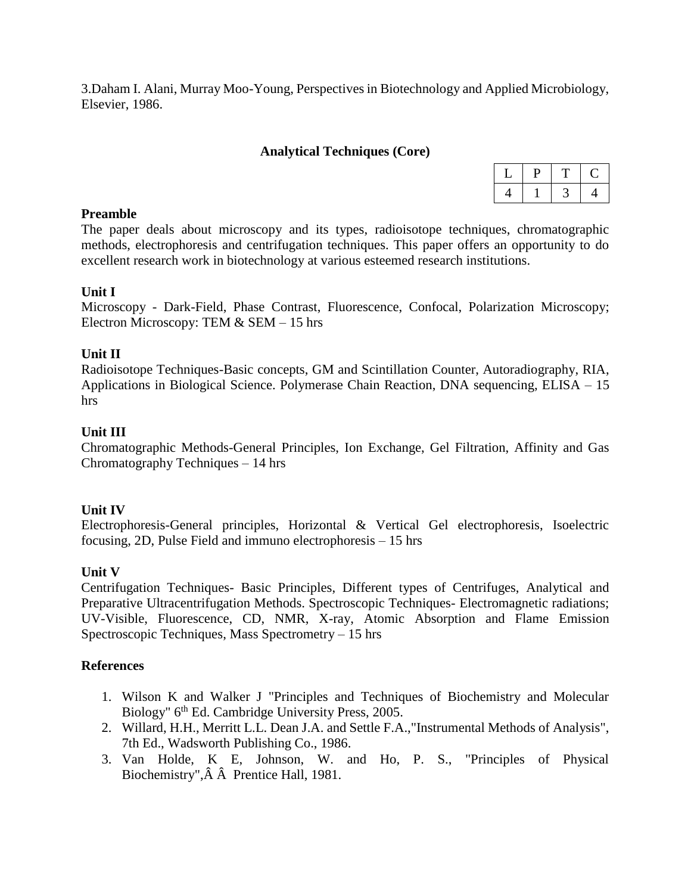3.Daham I. Alani, Murray Moo-Young, Perspectives in Biotechnology and Applied Microbiology, Elsevier, 1986.

## Analytical Techniques (Core)

| L | P | T | C |
|---|---|---|---|
| 4 | 1 | 3 | 4 |

**Preamble**

The paper deals about microscopy and its types, radioisotope techniques, chromatographic methods, electrophoresis and centrifugation techniques. This paper offers an opportunity to do excellent research work in biotechnology at various esteemed research institutions.

**Unit I**

Microscopy - Dark-Field, Phase Contrast, Fluorescence, Confocal, Polarization Microscopy; Electron Microscopy: TEM & SEM – 15 hrs

**Unit II**

Radioisotope Techniques-Basic concepts, GM and Scintillation Counter, Autoradiography, RIA, Applications in Biological Science. Polymerase Chain Reaction, DNA sequencing, ELISA – 15 hrs

**Unit III**

Chromatographic Methods-General Principles, Ion Exchange, Gel Filtration, Affinity and Gas Chromatography Techniques – 14 hrs

**Unit IV**

Electrophoresis-General principles, Horizontal & Vertical Gel electrophoresis, Isoelectric focusing, 2D, Pulse Field and immuno electrophoresis – 15 hrs

**Unit V**

Centrifugation Techniques- Basic Principles, Different types of Centrifuges, Analytical and Preparative Ultracentrifugation Methods. Spectroscopic Techniques- Electromagnetic radiations; UV-Visible, Fluorescence, CD, NMR, X-ray, Atomic Absorption and Flame Emission Spectroscopic Techniques, Mass Spectrometry – 15 hrs

**References**

1. Wilson K and Walker J "Principles and Techniques of Biochemistry and Molecular Biology" 6th Ed. Cambridge University Press, 2005.
2. Willard, H.H., Merritt L.L. Dean J.A. and Settle F.A.,"Instrumental Methods of Analysis", 7th Ed., Wadsworth Publishing Co., 1986.
3. Van Holde, K E, Johnson, W. and Ho, P. S., "Principles of Physical Biochemistry",Â Â Prentice Hall, 1981.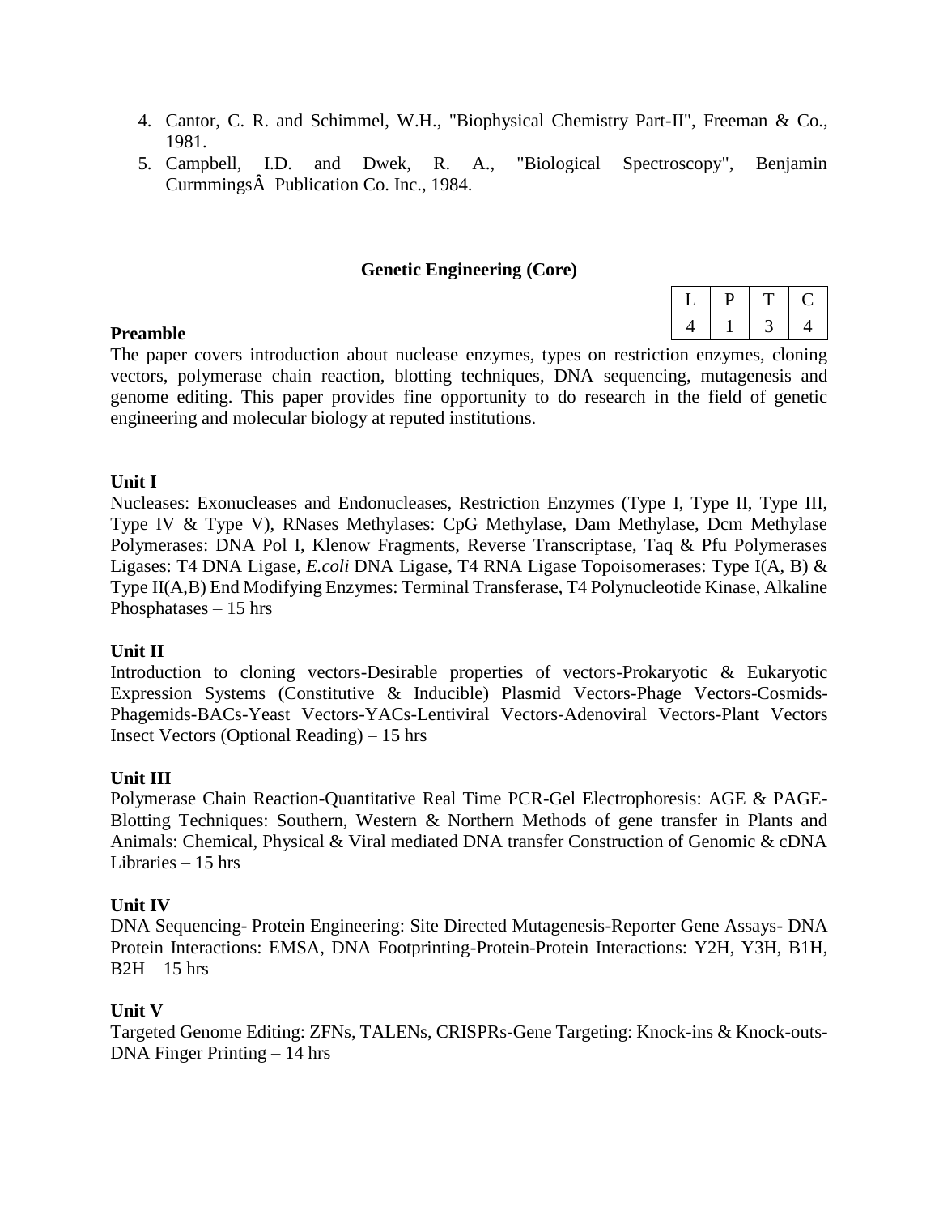4. Cantor, C. R. and Schimmel, W.H., "Biophysical Chemistry Part-II", Freeman & Co., 1981.
5. Campbell, I.D. and Dwek, R. A., "Biological Spectroscopy", Benjamin CurrmmingsÂ Publication Co. Inc., 1984.

## Genetic Engineering (Core)

| L | P | T | C |
|---|---|---|---|
| 4 | 1 | 3 | 4 |

### Preamble

The paper covers introduction about nuclease enzymes, types on restriction enzymes, cloning vectors, polymerase chain reaction, blotting techniques, DNA sequencing, mutagenesis and genome editing. This paper provides fine opportunity to do research in the field of genetic engineering and molecular biology at reputed institutions.

### Unit I

Nucleases: Exonucleases and Endonucleases, Restriction Enzymes (Type I, Type II, Type III, Type IV & Type V), RNases Methylases: CpG Methylase, Dam Methylase, Dcm Methylase Polymerases: DNA Pol I, Klenow Fragments, Reverse Transcriptase, Taq & Pfu Polymerases Ligases: T4 DNA Ligase, *E.coli* DNA Ligase, T4 RNA Ligase Topoisomerases: Type I(A, B) & Type II(A,B) End Modifying Enzymes: Terminal Transferase, T4 Polynucleotide Kinase, Alkaline Phosphatases – 15 hrs

### Unit II

Introduction to cloning vectors-Desirable properties of vectors-Prokaryotic & Eukaryotic Expression Systems (Constitutive & Inducible) Plasmid Vectors-Phage Vectors-Cosmids-Phagemids-BACs-Yeast Vectors-YACs-Lentiviral Vectors-Adenoviral Vectors-Plant Vectors Insect Vectors (Optional Reading) – 15 hrs

### Unit III

Polymerase Chain Reaction-Quantitative Real Time PCR-Gel Electrophoresis: AGE & PAGE-Blotting Techniques: Southern, Western & Northern Methods of gene transfer in Plants and Animals: Chemical, Physical & Viral mediated DNA transfer Construction of Genomic & cDNA Libraries – 15 hrs

### Unit IV

DNA Sequencing- Protein Engineering: Site Directed Mutagenesis-Reporter Gene Assays- DNA Protein Interactions: EMSA, DNA Footprinting-Protein-Protein Interactions: Y2H, Y3H, B1H, B2H – 15 hrs

### Unit V

Targeted Genome Editing: ZFNs, TALENs, CRISPRs-Gene Targeting: Knock-ins & Knock-outs-DNA Finger Printing – 14 hrs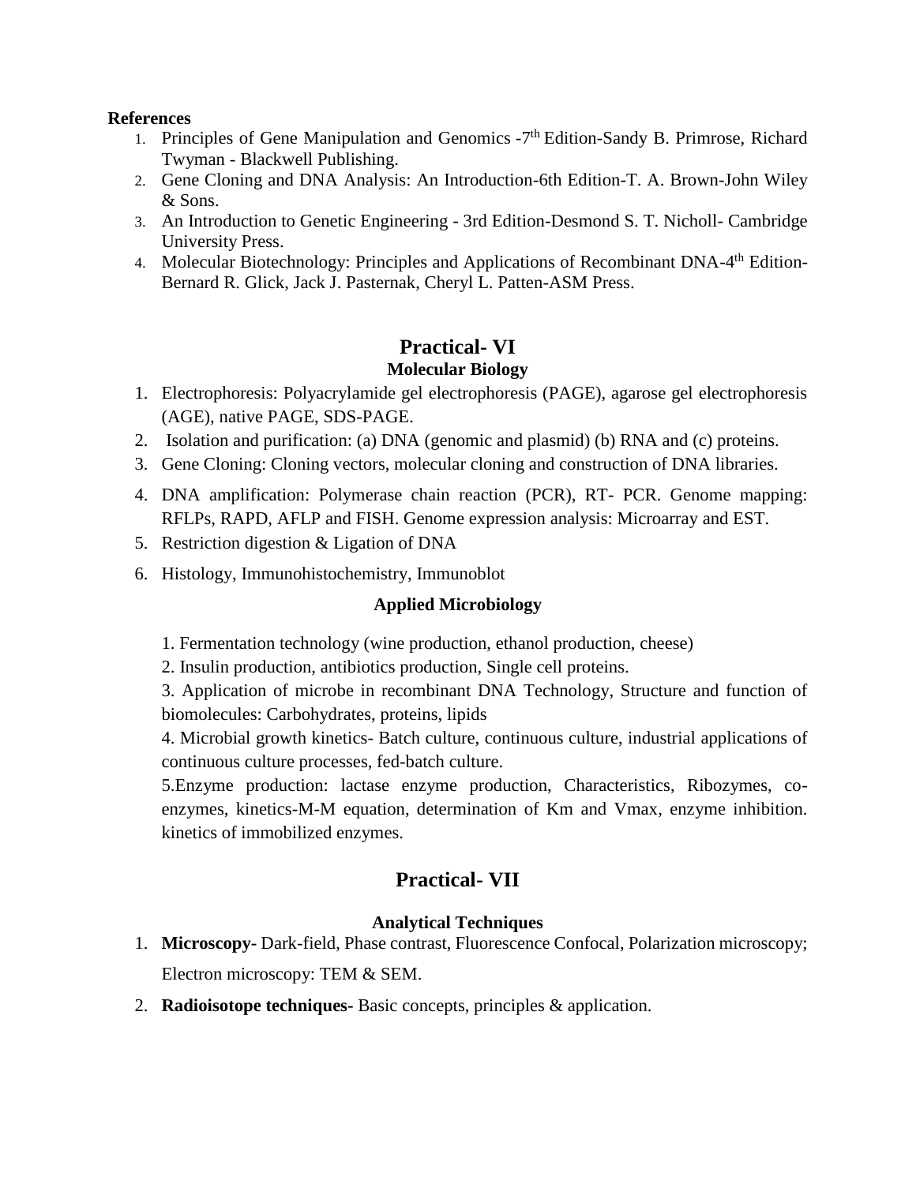**References**

1. Principles of Gene Manipulation and Genomics -7$^{th}$ Edition-Sandy B. Primrose, Richard Twyman - Blackwell Publishing.
2. Gene Cloning and DNA Analysis: An Introduction-6th Edition-T. A. Brown-John Wiley & Sons.
3. An Introduction to Genetic Engineering - 3rd Edition-Desmond S. T. Nicholl- Cambridge University Press.
4. Molecular Biotechnology: Principles and Applications of Recombinant DNA-4$^{th}$ Edition-Bernard R. Glick, Jack J. Pasternak, Cheryl L. Patten-ASM Press.

## Practical- VI

### Molecular Biology

1. Electrophoresis: Polyacrylamide gel electrophoresis (PAGE), agarose gel electrophoresis (AGE), native PAGE, SDS-PAGE.
2. Isolation and purification: (a) DNA (genomic and plasmid) (b) RNA and (c) proteins.
3. Gene Cloning: Cloning vectors, molecular cloning and construction of DNA libraries.
4. DNA amplification: Polymerase chain reaction (PCR), RT- PCR. Genome mapping: RFLPs, RAPD, AFLP and FISH. Genome expression analysis: Microarray and EST.
5. Restriction digestion & Ligation of DNA
6. Histology, Immunohistochemistry, Immunoblot

### Applied Microbiology

1. Fermentation technology (wine production, ethanol production, cheese)
2. Insulin production, antibiotics production, Single cell proteins.
3. Application of microbe in recombinant DNA Technology, Structure and function of biomolecules: Carbohydrates, proteins, lipids
4. Microbial growth kinetics- Batch culture, continuous culture, industrial applications of continuous culture processes, fed-batch culture.
5. Enzyme production: lactase enzyme production, Characteristics, Ribozymes, co-enzymes, kinetics-M-M equation, determination of Km and Vmax, enzyme inhibition. kinetics of immobilized enzymes.

## Practical- VII

### Analytical Techniques

1. **Microscopy-** Dark-field, Phase contrast, Fluorescence Confocal, Polarization microscopy; Electron microscopy: TEM & SEM.
2. **Radioisotope techniques-** Basic concepts, principles & application.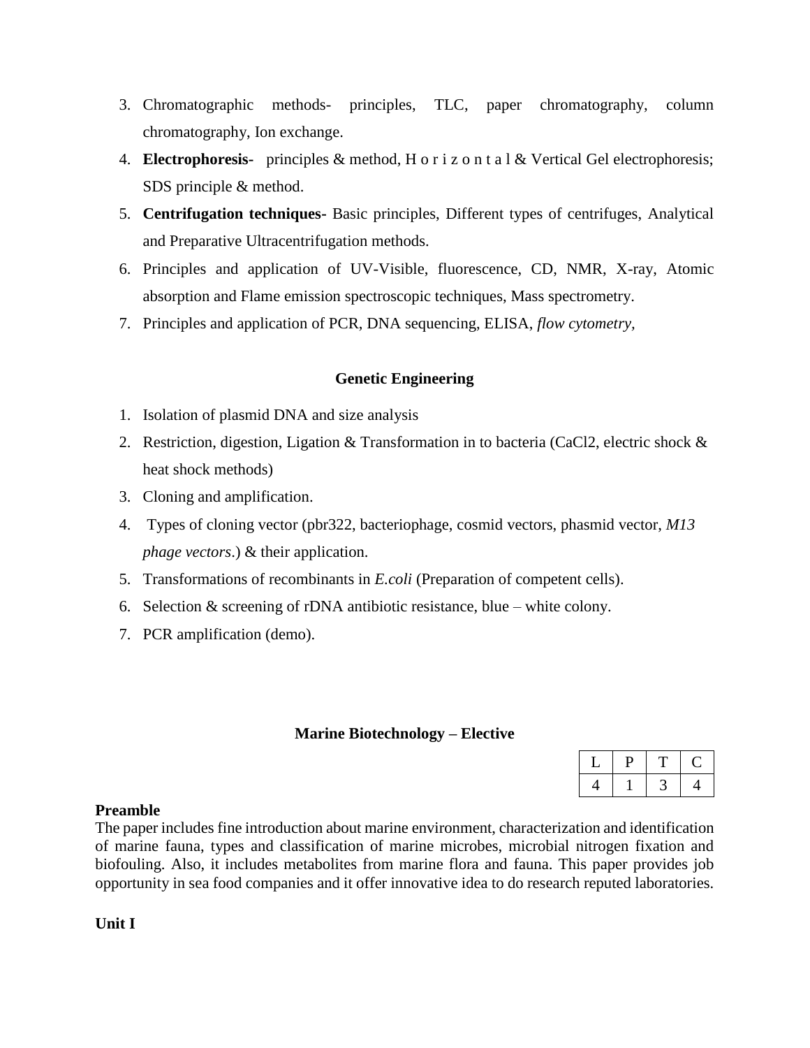3. Chromatographic methods- principles, TLC, paper chromatography, column chromatography, Ion exchange.
4. **Electrophoresis-** principles & method, Horizontal & Vertical Gel electrophoresis; SDS principle & method.
5. **Centrifugation techniques-** Basic principles, Different types of centrifuges, Analytical and Preparative Ultracentrifugation methods.
6. Principles and application of UV-Visible, fluorescence, CD, NMR, X-ray, Atomic absorption and Flame emission spectroscopic techniques, Mass spectrometry.
7. Principles and application of PCR, DNA sequencing, ELISA, *flow cytometry,*

### Genetic Engineering

1. Isolation of plasmid DNA and size analysis
2. Restriction, digestion, Ligation & Transformation in to bacteria ($CaCl_2$, electric shock & heat shock methods)
3. Cloning and amplification.
4. Types of cloning vector (pbr322, bacteriophage, cosmid vectors, phasmid vector, *M13 phage vectors*.) & their application.
5. Transformations of recombinants in *E.coli* (Preparation of competent cells).
6. Selection & screening of rDNA antibiotic resistance, blue – white colony.
7. PCR amplification (demo).

## Marine Biotechnology – Elective

| L | P | T | C |
|---|---|---|---|
| 4 | 1 | 3 | 4 |

**Preamble**

The paper includes fine introduction about marine environment, characterization and identification of marine fauna, types and classification of marine microbes, microbial nitrogen fixation and biofouling. Also, it includes metabolites from marine flora and fauna. This paper provides job opportunity in sea food companies and it offer innovative idea to do research reputed laboratories.

**Unit I**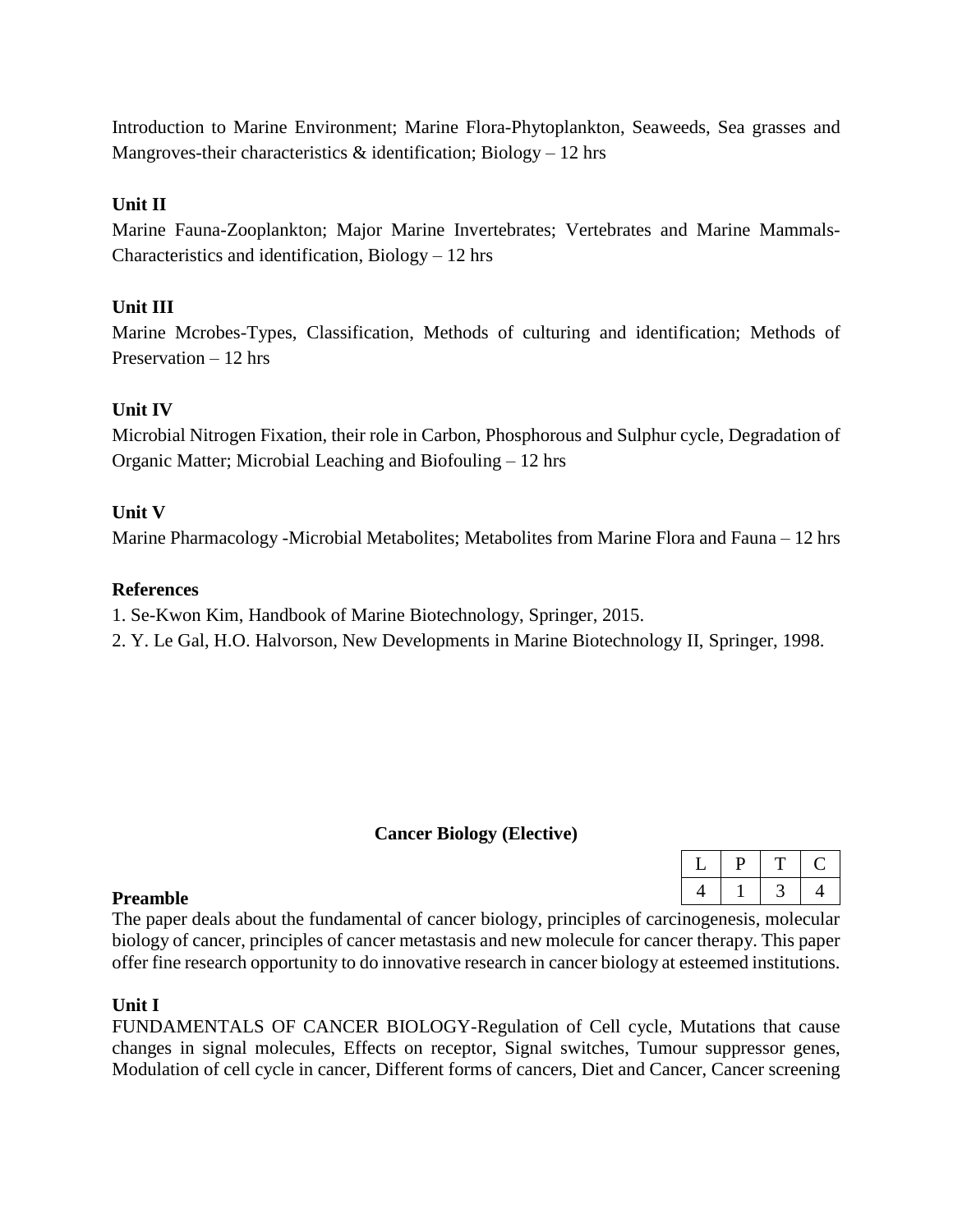Introduction to Marine Environment; Marine Flora-Phytoplankton, Seaweeds, Sea grasses and Mangroves-their characteristics & identification; Biology – 12 hrs

**Unit II**

Marine Fauna-Zooplankton; Major Marine Invertebrates; Vertebrates and Marine Mammals-Characteristics and identification, Biology – 12 hrs

**Unit III**

Marine Mcrobes-Types, Classification, Methods of culturing and identification; Methods of Preservation – 12 hrs

**Unit IV**

Microbial Nitrogen Fixation, their role in Carbon, Phosphorous and Sulphur cycle, Degradation of Organic Matter; Microbial Leaching and Biofouling – 12 hrs

**Unit V**

Marine Pharmacology -Microbial Metabolites; Metabolites from Marine Flora and Fauna – 12 hrs

**References**

1. Se-Kwon Kim, Handbook of Marine Biotechnology, Springer, 2015.
2. Y. Le Gal, H.O. Halvorson, New Developments in Marine Biotechnology II, Springer, 1998.

## Cancer Biology (Elective)

| L | P | T | C |
|---|---|---|---|
| 4 | 1 | 3 | 4 |

**Preamble**

The paper deals about the fundamental of cancer biology, principles of carcinogenesis, molecular biology of cancer, principles of cancer metastasis and new molecule for cancer therapy. This paper offer fine research opportunity to do innovative research in cancer biology at esteemed institutions.

**Unit I**

FUNDAMENTALS OF CANCER BIOLOGY-Regulation of Cell cycle, Mutations that cause changes in signal molecules, Effects on receptor, Signal switches, Tumour suppressor genes, Modulation of cell cycle in cancer, Different forms of cancers, Diet and Cancer, Cancer screening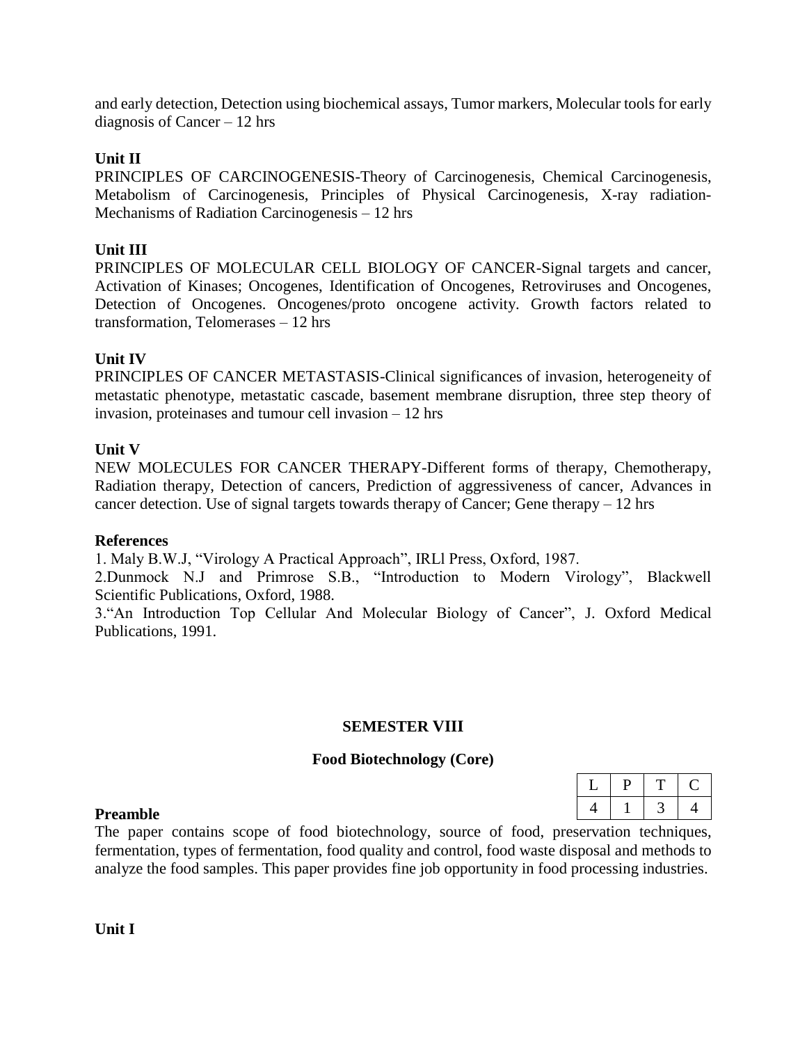and early detection, Detection using biochemical assays, Tumor markers, Molecular tools for early diagnosis of Cancer – 12 hrs

**Unit II**

PRINCIPLES OF CARCINOGENESIS-Theory of Carcinogenesis, Chemical Carcinogenesis, Metabolism of Carcinogenesis, Principles of Physical Carcinogenesis, X-ray radiation-Mechanisms of Radiation Carcinogenesis – 12 hrs

**Unit III**

PRINCIPLES OF MOLECULAR CELL BIOLOGY OF CANCER-Signal targets and cancer, Activation of Kinases; Oncogenes, Identification of Oncogenes, Retroviruses and Oncogenes, Detection of Oncogenes. Oncogenes/proto oncogene activity. Growth factors related to transformation, Telomerases – 12 hrs

**Unit IV**

PRINCIPLES OF CANCER METASTASIS-Clinical significances of invasion, heterogeneity of metastatic phenotype, metastatic cascade, basement membrane disruption, three step theory of invasion, proteinases and tumour cell invasion – 12 hrs

**Unit V**

NEW MOLECULES FOR CANCER THERAPY-Different forms of therapy, Chemotherapy, Radiation therapy, Detection of cancers, Prediction of aggressiveness of cancer, Advances in cancer detection. Use of signal targets towards therapy of Cancer; Gene therapy – 12 hrs

**References**

1. Maly B.W.J, “Virology A Practical Approach”, IRLl Press, Oxford, 1987.
2. Dunmock N.J and Primrose S.B., “Introduction to Modern Virology”, Blackwell Scientific Publications, Oxford, 1988.
3. “An Introduction Top Cellular And Molecular Biology of Cancer”, J. Oxford Medical Publications, 1991.

## SEMESTER VIII

### Food Biotechnology (Core)

| L | P | T | C |
|---|---|---|---|
| 4 | 1 | 3 | 4 |

**Preamble**

The paper contains scope of food biotechnology, source of food, preservation techniques, fermentation, types of fermentation, food quality and control, food waste disposal and methods to analyze the food samples. This paper provides fine job opportunity in food processing industries.

**Unit I**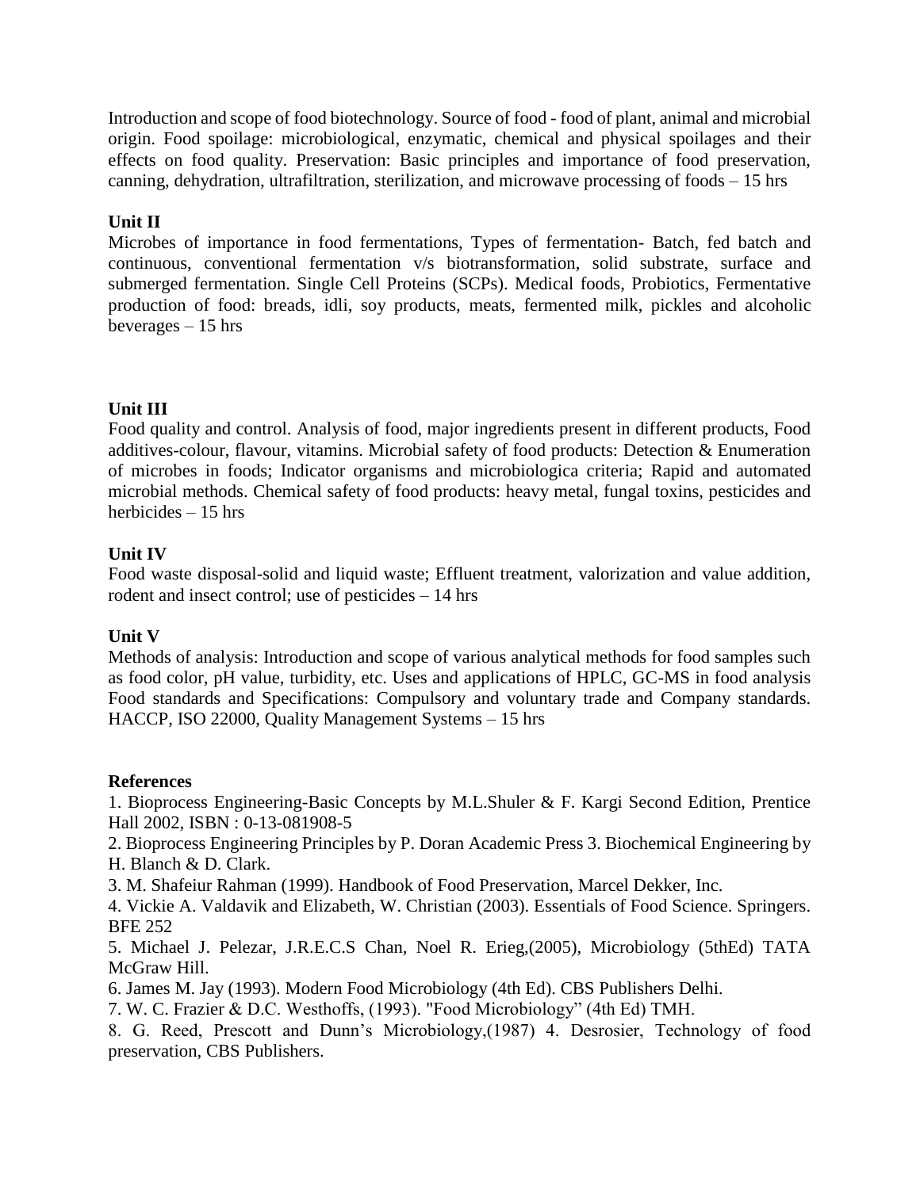Introduction and scope of food biotechnology. Source of food - food of plant, animal and microbial origin. Food spoilage: microbiological, enzymatic, chemical and physical spoilages and their effects on food quality. Preservation: Basic principles and importance of food preservation, canning, dehydration, ultrafiltration, sterilization, and microwave processing of foods – 15 hrs

**Unit II**

Microbes of importance in food fermentations, Types of fermentation- Batch, fed batch and continuous, conventional fermentation v/s biotransformation, solid substrate, surface and submerged fermentation. Single Cell Proteins (SCPs). Medical foods, Probiotics, Fermentative production of food: breads, idli, soy products, meats, fermented milk, pickles and alcoholic beverages – 15 hrs

**Unit III**

Food quality and control. Analysis of food, major ingredients present in different products, Food additives-colour, flavour, vitamins. Microbial safety of food products: Detection & Enumeration of microbes in foods; Indicator organisms and microbiologica criteria; Rapid and automated microbial methods. Chemical safety of food products: heavy metal, fungal toxins, pesticides and herbicides – 15 hrs

**Unit IV**

Food waste disposal-solid and liquid waste; Effluent treatment, valorization and value addition, rodent and insect control; use of pesticides – 14 hrs

**Unit V**

Methods of analysis: Introduction and scope of various analytical methods for food samples such as food color, pH value, turbidity, etc. Uses and applications of HPLC, GC-MS in food analysis Food standards and Specifications: Compulsory and voluntary trade and Company standards. HACCP, ISO 22000, Quality Management Systems – 15 hrs

**References**

1. Bioprocess Engineering-Basic Concepts by M.L.Shuler & F. Kargi Second Edition, Prentice Hall 2002, ISBN : 0-13-081908-5
2. Bioprocess Engineering Principles by P. Doran Academic Press 3. Biochemical Engineering by H. Blanch & D. Clark.
3. M. Shafeiur Rahman (1999). Handbook of Food Preservation, Marcel Dekker, Inc.
4. Vickie A. Valdavik and Elizabeth, W. Christian (2003). Essentials of Food Science. Springers. BFE 252
5. Michael J. Pelezar, J.R.E.C.S Chan, Noel R. Erieg,(2005), Microbiology (5thEd) TATA McGraw Hill.
6. James M. Jay (1993). Modern Food Microbiology (4th Ed). CBS Publishers Delhi.
7. W. C. Frazier & D.C. Westhoffs, (1993). "Food Microbiology" (4th Ed) TMH.
8. G. Reed, Prescott and Dunn's Microbiology,(1987) 4. Desrosier, Technology of food preservation, CBS Publishers.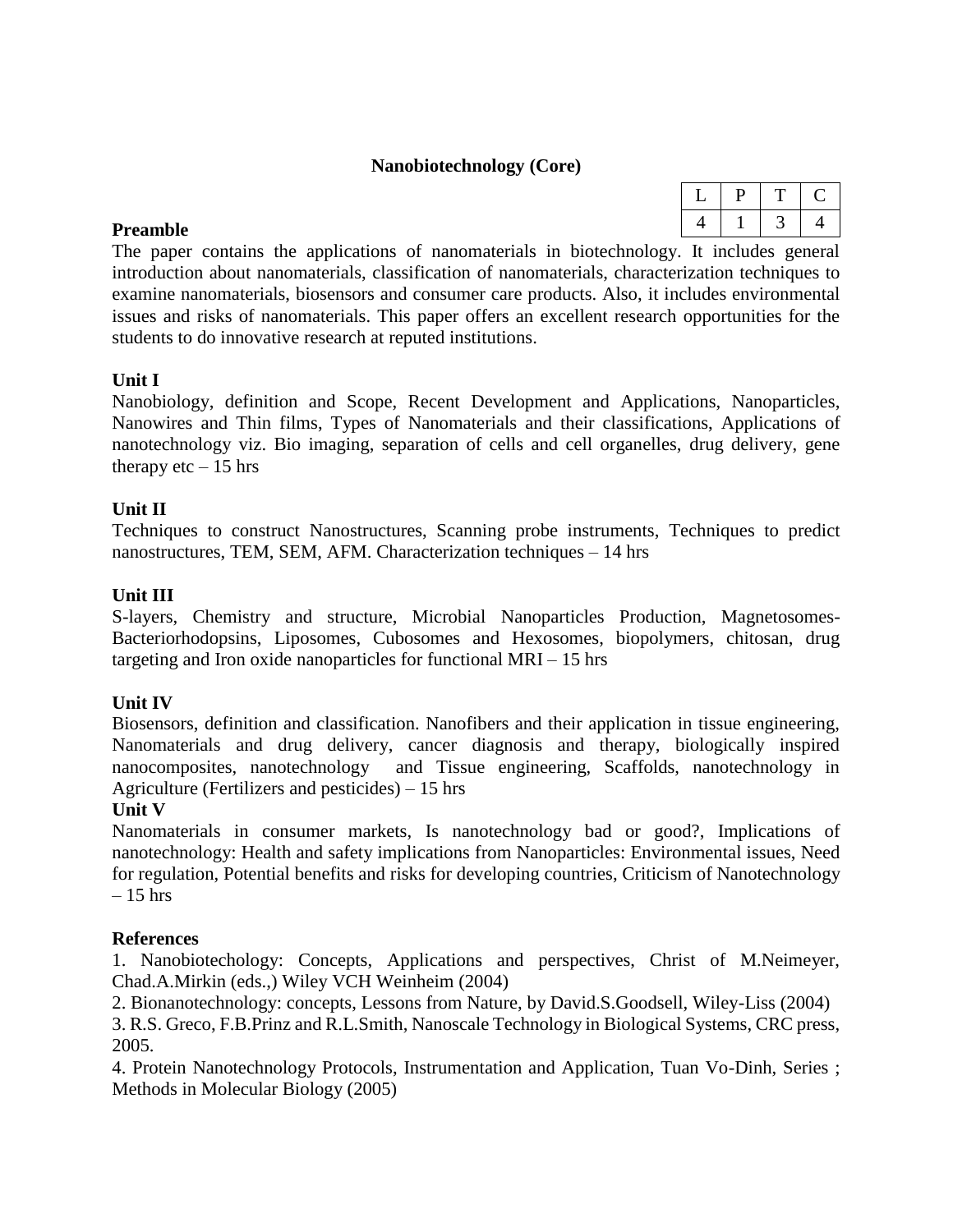## Nanobiotechnology (Core)

| L | P | T | C |
|---|---|---|---|
| 4 | 1 | 3 | 4 |

**Preamble**

The paper contains the applications of nanomaterials in biotechnology. It includes general introduction about nanomaterials, classification of nanomaterials, characterization techniques to examine nanomaterials, biosensors and consumer care products. Also, it includes environmental issues and risks of nanomaterials. This paper offers an excellent research opportunities for the students to do innovative research at reputed institutions.

**Unit I**

Nanobiology, definition and Scope, Recent Development and Applications, Nanoparticles, Nanowires and Thin films, Types of Nanomaterials and their classifications, Applications of nanotechnology viz. Bio imaging, separation of cells and cell organelles, drug delivery, gene therapy etc – 15 hrs

**Unit II**

Techniques to construct Nanostructures, Scanning probe instruments, Techniques to predict nanostructures, TEM, SEM, AFM. Characterization techniques – 14 hrs

**Unit III**

S-layers, Chemistry and structure, Microbial Nanoparticles Production, Magnetosomes-Bacteriorhodopsins, Liposomes, Cubosomes and Hexosomes, biopolymers, chitosan, drug targeting and Iron oxide nanoparticles for functional MRI – 15 hrs

**Unit IV**

Biosensors, definition and classification. Nanofibers and their application in tissue engineering, Nanomaterials and drug delivery, cancer diagnosis and therapy, biologically inspired nanocomposites, nanotechnology and Tissue engineering, Scaffolds, nanotechnology in Agriculture (Fertilizers and pesticides) – 15 hrs

**Unit V**

Nanomaterials in consumer markets, Is nanotechnology bad or good?, Implications of nanotechnology: Health and safety implications from Nanoparticles: Environmental issues, Need for regulation, Potential benefits and risks for developing countries, Criticism of Nanotechnology – 15 hrs

**References**

1. Nanobiotechology: Concepts, Applications and perspectives, Christ of M.Neimeyer, Chad.A.Mirkin (eds.,) Wiley VCH Weinheim (2004)
2. Bionanotechnology: concepts, Lessons from Nature, by David.S.Goodsell, Wiley-Liss (2004)
3. R.S. Greco, F.B.Prinz and R.L.Smith, Nanoscale Technology in Biological Systems, CRC press, 2005.
4. Protein Nanotechnology Protocols, Instrumentation and Application, Tuan Vo-Dinh, Series ; Methods in Molecular Biology (2005)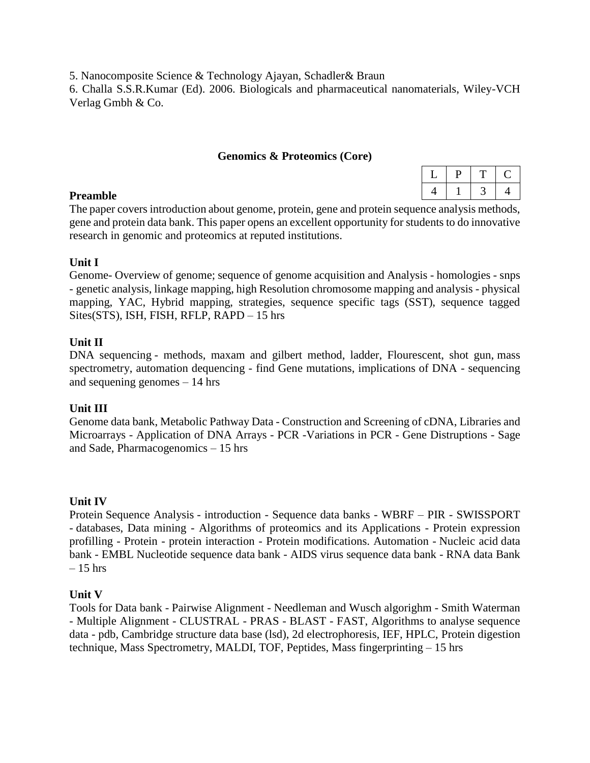5. Nanocomposite Science & Technology Ajayan, Schadler& Braun

6. Challa S.S.R.Kumar (Ed). 2006. Biologicals and pharmaceutical nanomaterials, Wiley-VCH Verlag Gmbh & Co.

## Genomics & Proteomics (Core)

| L | P | T | C |
|---|---|---|---|
| 4 | 1 | 3 | 4 |

**Preamble**

The paper covers introduction about genome, protein, gene and protein sequence analysis methods, gene and protein data bank. This paper opens an excellent opportunity for students to do innovative research in genomic and proteomics at reputed institutions.

**Unit I**

Genome- Overview of genome; sequence of genome acquisition and Analysis - homologies - snps - genetic analysis, linkage mapping, high Resolution chromosome mapping and analysis - physical mapping, YAC, Hybrid mapping, strategies, sequence specific tags (SST), sequence tagged Sites(STS), ISH, FISH, RFLP, RAPD – 15 hrs

**Unit II**

DNA sequencing - methods, maxam and gilbert method, ladder, Flourescent, shot gun, mass spectrometry, automation dequencing - find Gene mutations, implications of DNA - sequencing and sequening genomes – 14 hrs

**Unit III**

Genome data bank, Metabolic Pathway Data - Construction and Screening of cDNA, Libraries and Microarrays - Application of DNA Arrays - PCR -Variations in PCR - Gene Distruptions - Sage and Sade, Pharmacogenomics – 15 hrs

**Unit IV**

Protein Sequence Analysis - introduction - Sequence data banks - WBRF – PIR - SWISSPORT - databases, Data mining - Algorithms of proteomics and its Applications - Protein expression profilling - Protein - protein interaction - Protein modifications. Automation - Nucleic acid data bank - EMBL Nucleotide sequence data bank - AIDS virus sequence data bank - RNA data Bank – 15 hrs

**Unit V**

Tools for Data bank - Pairwise Alignment - Needleman and Wusch algorighm - Smith Waterman - Multiple Alignment - CLUSTRAL - PRAS - BLAST - FAST, Algorithms to analyse sequence data - pdb, Cambridge structure data base (lsd), 2d electrophoresis, IEF, HPLC, Protein digestion technique, Mass Spectrometry, MALDI, TOF, Peptides, Mass fingerprinting – 15 hrs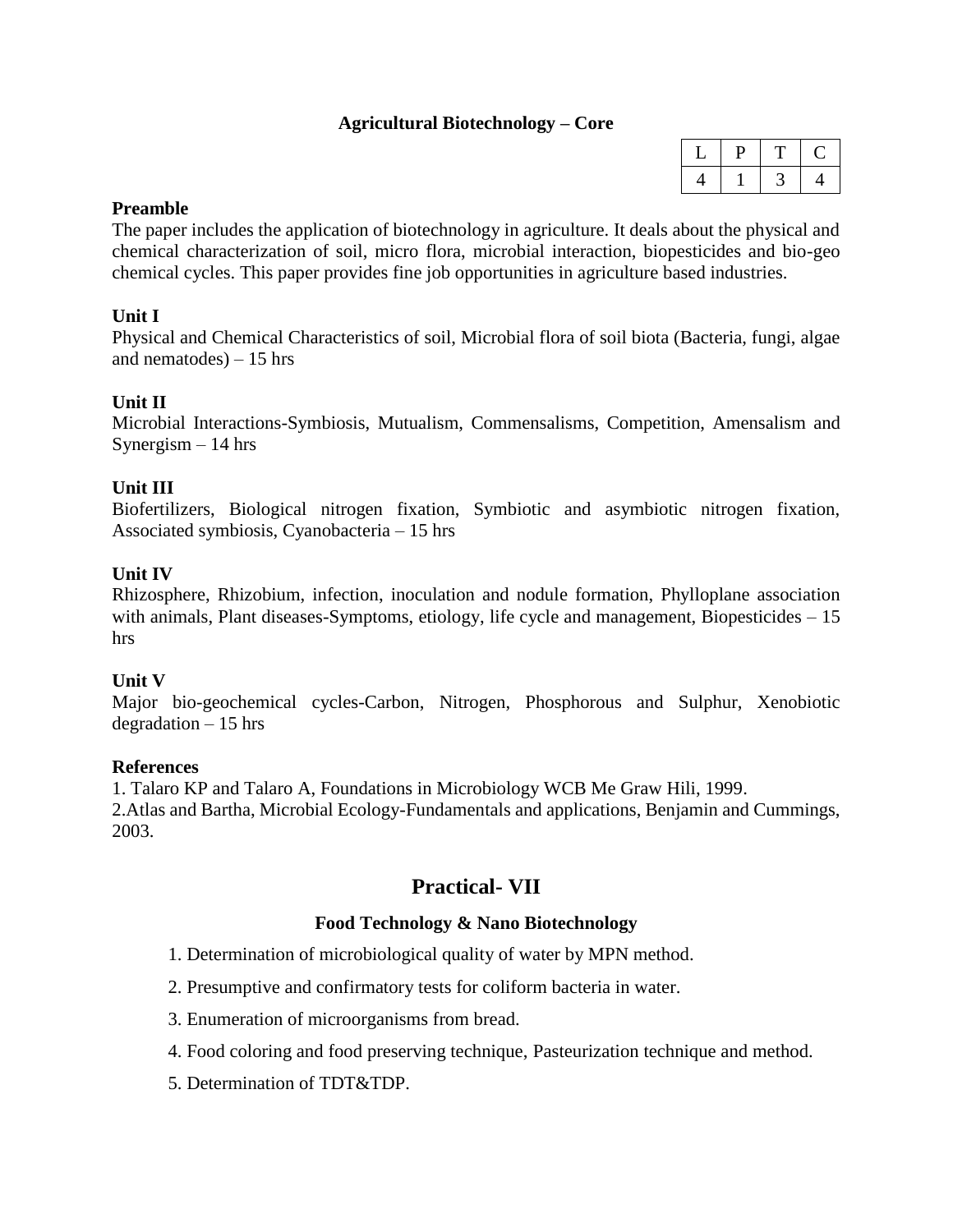## Agricultural Biotechnology – Core

| L | P | T | C |
|---|---|---|---|
| 4 | 1 | 3 | 4 |

**Preamble**

The paper includes the application of biotechnology in agriculture. It deals about the physical and chemical characterization of soil, micro flora, microbial interaction, biopesticides and bio-geo chemical cycles. This paper provides fine job opportunities in agriculture based industries.

**Unit I**

Physical and Chemical Characteristics of soil, Microbial flora of soil biota (Bacteria, fungi, algae and nematodes) – 15 hrs

**Unit II**

Microbial Interactions-Symbiosis, Mutualism, Commensalisms, Competition, Amensalism and Synergism – 14 hrs

**Unit III**

Biofertilizers, Biological nitrogen fixation, Symbiotic and asymbiotic nitrogen fixation, Associated symbiosis, Cyanobacteria – 15 hrs

**Unit IV**

Rhizosphere, Rhizobium, infection, inoculation and nodule formation, Phylloplane association with animals, Plant diseases-Symptoms, etiology, life cycle and management, Biopesticides – 15 hrs

**Unit V**

Major bio-geochemical cycles-Carbon, Nitrogen, Phosphorous and Sulphur, Xenobiotic degradation – 15 hrs

**References**

1. Talaro KP and Talaro A, Foundations in Microbiology WCB Me Graw Hili, 1999.
2. Atlas and Bartha, Microbial Ecology-Fundamentals and applications, Benjamin and Cummings, 2003.

## Practical- VII

### Food Technology & Nano Biotechnology

1. Determination of microbiological quality of water by MPN method.
2. Presumptive and confirmatory tests for coliform bacteria in water.
3. Enumeration of microorganisms from bread.
4. Food coloring and food preserving technique, Pasteurization technique and method.
5. Determination of TDT&TDP.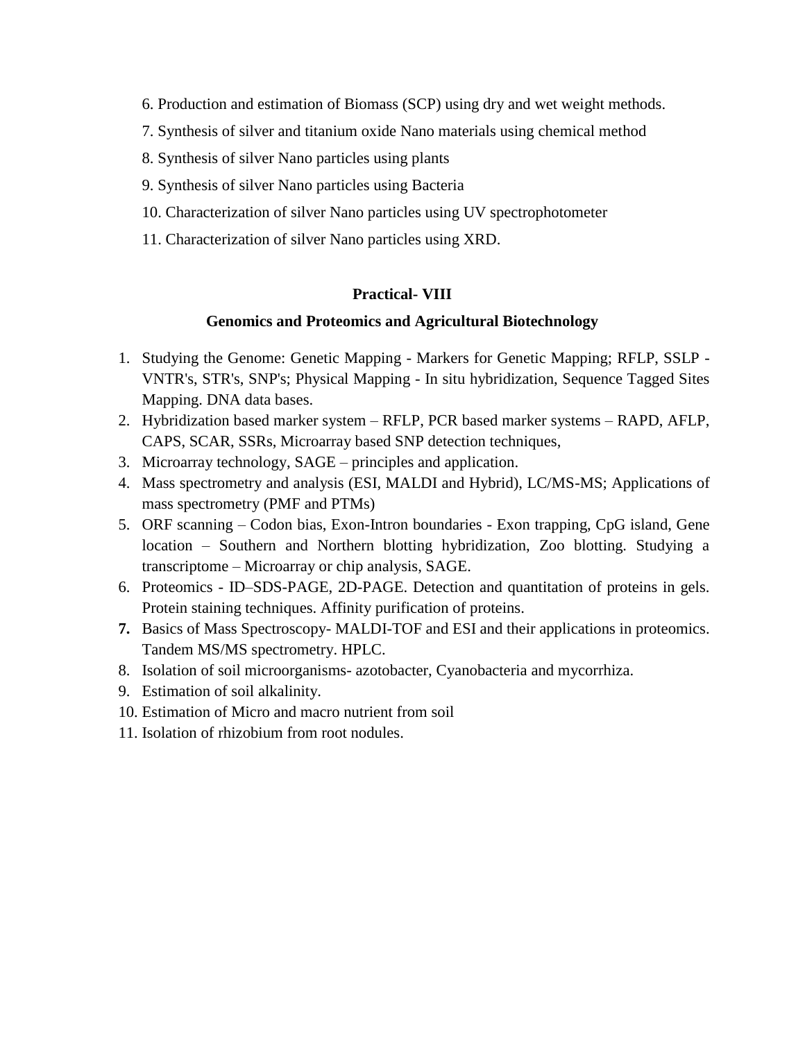6. Production and estimation of Biomass (SCP) using dry and wet weight methods.
7. Synthesis of silver and titanium oxide Nano materials using chemical method
8. Synthesis of silver Nano particles using plants
9. Synthesis of silver Nano particles using Bacteria
10. Characterization of silver Nano particles using UV spectrophotometer
11. Characterization of silver Nano particles using XRD.

### Practical- VIII

### Genomics and Proteomics and Agricultural Biotechnology

1. Studying the Genome: Genetic Mapping - Markers for Genetic Mapping; RFLP, SSLP - VNTR's, STR's, SNP's; Physical Mapping - In situ hybridization, Sequence Tagged Sites Mapping. DNA data bases.
2. Hybridization based marker system – RFLP, PCR based marker systems – RAPD, AFLP, CAPS, SCAR, SSRs, Microarray based SNP detection techniques,
3. Microarray technology, SAGE – principles and application.
4. Mass spectrometry and analysis (ESI, MALDI and Hybrid), LC/MS-MS; Applications of mass spectrometry (PMF and PTMs)
5. ORF scanning – Codon bias, Exon-Intron boundaries - Exon trapping, CpG island, Gene location – Southern and Northern blotting hybridization, Zoo blotting. Studying a transcriptome – Microarray or chip analysis, SAGE.
6. Proteomics - ID–SDS-PAGE, 2D-PAGE. Detection and quantitation of proteins in gels. Protein staining techniques. Affinity purification of proteins.
7. Basics of Mass Spectroscopy- MALDI-TOF and ESI and their applications in proteomics. Tandem MS/MS spectrometry. HPLC.
8. Isolation of soil microorganisms- azotobacter, Cyanobacteria and mycorrhiza.
9. Estimation of soil alkalinity.
10. Estimation of Micro and macro nutrient from soil
11. Isolation of rhizobium from root nodules.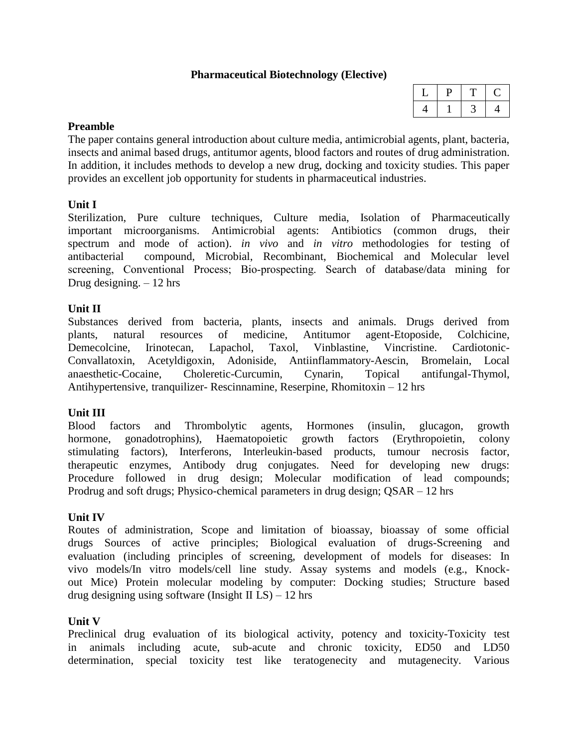## Pharmaceutical Biotechnology (Elective)

| L | P | T | C |
|---|---|---|---|
| 4 | 1 | 3 | 4 |

**Preamble**

The paper contains general introduction about culture media, antimicrobial agents, plant, bacteria, insects and animal based drugs, antitumor agents, blood factors and routes of drug administration. In addition, it includes methods to develop a new drug, docking and toxicity studies. This paper provides an excellent job opportunity for students in pharmaceutical industries.

**Unit I**

Sterilization, Pure culture techniques, Culture media, Isolation of Pharmaceutically important microorganisms. Antimicrobial agents: Antibiotics (common drugs, their spectrum and mode of action). *in vivo* and *in vitro* methodologies for testing of antibacterial compound, Microbial, Recombinant, Biochemical and Molecular level screening, Conventional Process; Bio-prospecting. Search of database/data mining for Drug designing. – 12 hrs

**Unit II**

Substances derived from bacteria, plants, insects and animals. Drugs derived from plants, natural resources of medicine, Antitumor agent-Etoposide, Colchicine, Demecolcine, Irinotecan, Lapachol, Taxol, Vinblastine, Vincristine. Cardiotonic-Convallatoxin, Acetyldigoxin, Adoniside, Antiinflammatory-Aescin, Bromelain, Local anaesthetic-Cocaine, Choleretic-Curcumin, Cynarin, Topical antifungal-Thymol, Antihypertensive, tranquilizer- Rescinnamine, Reserpine, Rhomitoxin – 12 hrs

**Unit III**

Blood factors and Thrombolytic agents, Hormones (insulin, glucagon, growth hormone, gonadotrophins), Haematopoietic growth factors (Erythropoietin, colony stimulating factors), Interferons, Interleukin-based products, tumour necrosis factor, therapeutic enzymes, Antibody drug conjugates. Need for developing new drugs: Procedure followed in drug design; Molecular modification of lead compounds; Prodrug and soft drugs; Physico-chemical parameters in drug design; QSAR – 12 hrs

**Unit IV**

Routes of administration, Scope and limitation of bioassay, bioassay of some official drugs Sources of active principles; Biological evaluation of drugs-Screening and evaluation (including principles of screening, development of models for diseases: In vivo models/In vitro models/cell line study. Assay systems and models (e.g., Knock-out Mice) Protein molecular modeling by computer: Docking studies; Structure based drug designing using software (Insight II LS) – 12 hrs

**Unit V**

Preclinical drug evaluation of its biological activity, potency and toxicity-Toxicity test in animals including acute, sub-acute and chronic toxicity, ED50 and LD50 determination, special toxicity test like teratogenecity and mutagenecity. Various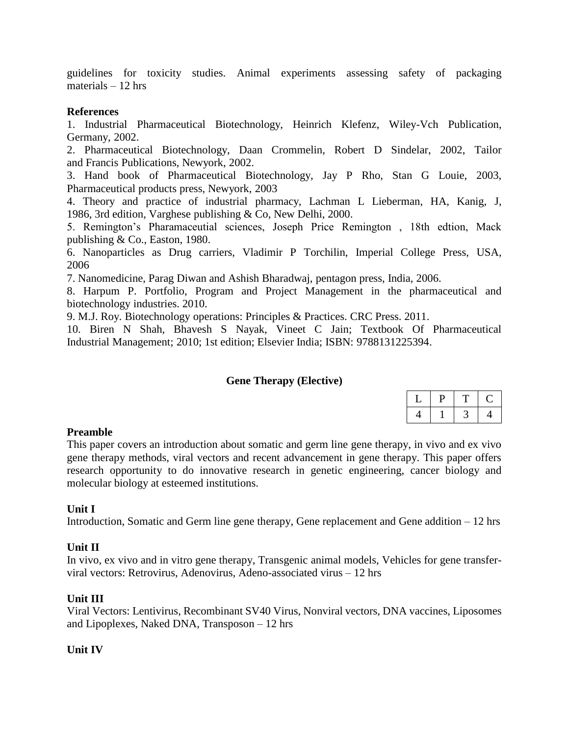guidelines for toxicity studies. Animal experiments assessing safety of packaging materials – 12 hrs

**References**

1. Industrial Pharmaceutical Biotechnology, Heinrich Klefenz, Wiley-Vch Publication, Germany, 2002.
2. Pharmaceutical Biotechnology, Daan Crommelin, Robert D Sindelar, 2002, Tailor and Francis Publications, Newyork, 2002.
3. Hand book of Pharmaceutical Biotechnology, Jay P Rho, Stan G Louie, 2003, Pharmaceutical products press, Newyork, 2003
4. Theory and practice of industrial pharmacy, Lachman L Lieberman, HA, Kanig, J, 1986, 3rd edition, Varghese publishing & Co, New Delhi, 2000.
5. Remington's Pharamaceutial sciences, Joseph Price Remington , 18th edtion, Mack publishing & Co., Easton, 1980.
6. Nanoparticles as Drug carriers, Vladimir P Torchilin, Imperial College Press, USA, 2006
7. Nanomedicine, Parag Diwan and Ashish Bharadwaj, pentagon press, India, 2006.
8. Harpum P. Portfolio, Program and Project Management in the pharmaceutical and biotechnology industries. 2010.
9. M.J. Roy. Biotechnology operations: Principles & Practices. CRC Press. 2011.
10. Biren N Shah, Bhavesh S Nayak, Vineet C Jain; Textbook Of Pharmaceutical Industrial Management; 2010; 1st edition; Elsevier India; ISBN: 9788131225394.

## Gene Therapy (Elective)

| L | P | T | C |
|---|---|---|---|
| 4 | 1 | 3 | 4 |

**Preamble**

This paper covers an introduction about somatic and germ line gene therapy, in vivo and ex vivo gene therapy methods, viral vectors and recent advancement in gene therapy. This paper offers research opportunity to do innovative research in genetic engineering, cancer biology and molecular biology at esteemed institutions.

**Unit I**

Introduction, Somatic and Germ line gene therapy, Gene replacement and Gene addition – 12 hrs

**Unit II**

In vivo, ex vivo and in vitro gene therapy, Transgenic animal models, Vehicles for gene transfer-viral vectors: Retrovirus, Adenovirus, Adeno-associated virus – 12 hrs

**Unit III**

Viral Vectors: Lentivirus, Recombinant SV40 Virus, Nonviral vectors, DNA vaccines, Liposomes and Lipoplexes, Naked DNA, Transposon – 12 hrs

**Unit IV**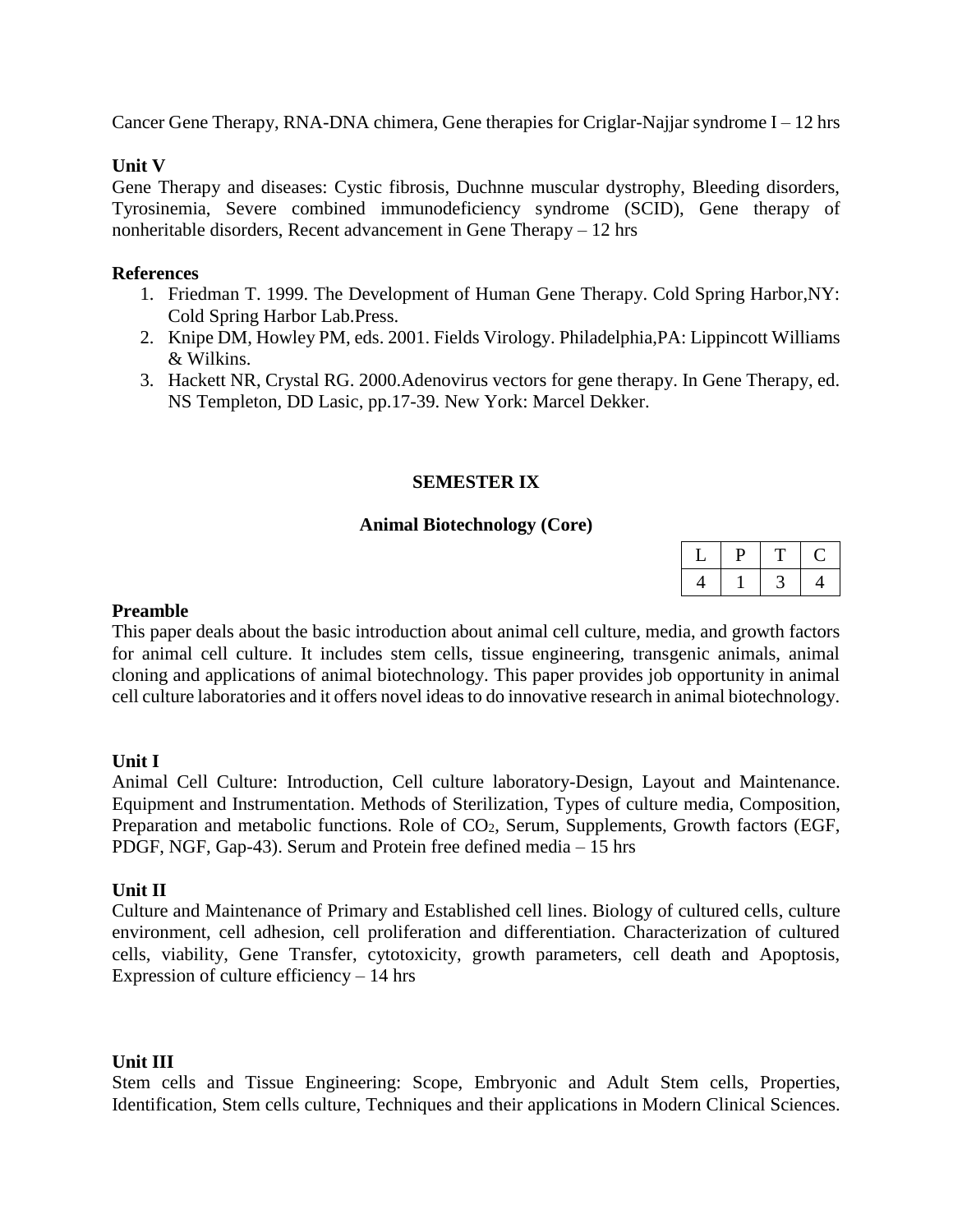Cancer Gene Therapy, RNA-DNA chimera, Gene therapies for Criglar-Najjar syndrome I – 12 hrs

**Unit V**

Gene Therapy and diseases: Cystic fibrosis, Duchnne muscular dystrophy, Bleeding disorders, Tyrosinemia, Severe combined immunodeficiency syndrome (SCID), Gene therapy of nonheritable disorders, Recent advancement in Gene Therapy – 12 hrs

**References**

1. Friedman T. 1999. The Development of Human Gene Therapy. Cold Spring Harbor,NY: Cold Spring Harbor Lab.Press.
2. Knipe DM, Howley PM, eds. 2001. Fields Virology. Philadelphia,PA: Lippincott Williams & Wilkins.
3. Hackett NR, Crystal RG. 2000.Adenovirus vectors for gene therapy. In Gene Therapy, ed. NS Templeton, DD Lasic, pp.17-39. New York: Marcel Dekker.

## SEMESTER IX

### Animal Biotechnology (Core)

| L | P | T | C |
|---|---|---|---|
| 4 | 1 | 3 | 4 |

**Preamble**

This paper deals about the basic introduction about animal cell culture, media, and growth factors for animal cell culture. It includes stem cells, tissue engineering, transgenic animals, animal cloning and applications of animal biotechnology. This paper provides job opportunity in animal cell culture laboratories and it offers novel ideas to do innovative research in animal biotechnology.

**Unit I**

Animal Cell Culture: Introduction, Cell culture laboratory-Design, Layout and Maintenance. Equipment and Instrumentation. Methods of Sterilization, Types of culture media, Composition, Preparation and metabolic functions. Role of $CO_2$, Serum, Supplements, Growth factors (EGF, PDGF, NGF, Gap-43). Serum and Protein free defined media – 15 hrs

**Unit II**

Culture and Maintenance of Primary and Established cell lines. Biology of cultured cells, culture environment, cell adhesion, cell proliferation and differentiation. Characterization of cultured cells, viability, Gene Transfer, cytotoxicity, growth parameters, cell death and Apoptosis, Expression of culture efficiency – 14 hrs

**Unit III**

Stem cells and Tissue Engineering: Scope, Embryonic and Adult Stem cells, Properties, Identification, Stem cells culture, Techniques and their applications in Modern Clinical Sciences.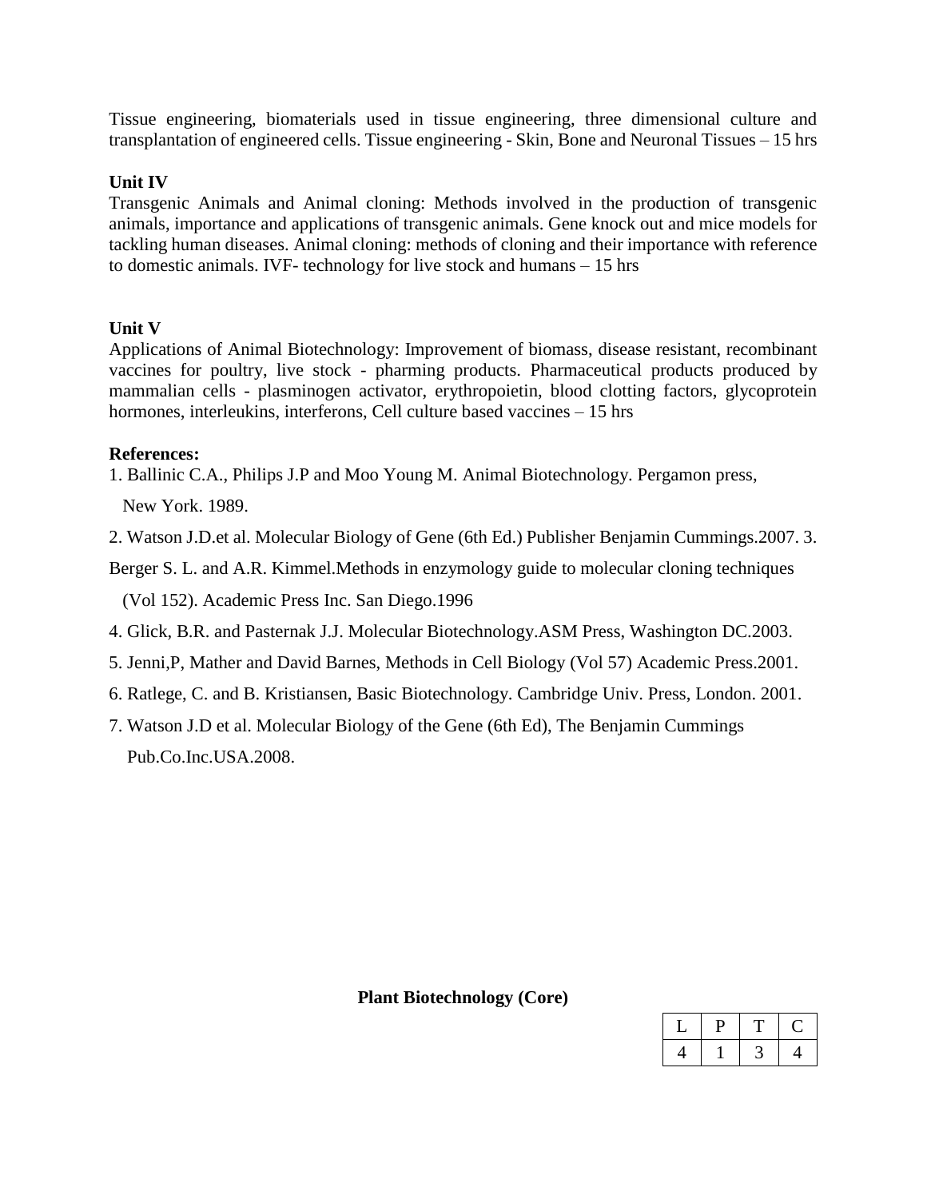Tissue engineering, biomaterials used in tissue engineering, three dimensional culture and transplantation of engineered cells. Tissue engineering - Skin, Bone and Neuronal Tissues – 15 hrs

**Unit IV**

Transgenic Animals and Animal cloning: Methods involved in the production of transgenic animals, importance and applications of transgenic animals. Gene knock out and mice models for tackling human diseases. Animal cloning: methods of cloning and their importance with reference to domestic animals. IVF- technology for live stock and humans – 15 hrs

**Unit V**

Applications of Animal Biotechnology: Improvement of biomass, disease resistant, recombinant vaccines for poultry, live stock - pharming products. Pharmaceutical products produced by mammalian cells - plasminogen activator, erythropoietin, blood clotting factors, glycoprotein hormones, interleukins, interferons, Cell culture based vaccines – 15 hrs

**References:**

1. Ballinic C.A., Philips J.P and Moo Young M. Animal Biotechnology. Pergamon press, New York. 1989.
2. Watson J.D.et al. Molecular Biology of Gene (6th Ed.) Publisher Benjamin Cummings.2007.
3. Berger S. L. and A.R. Kimmel.Methods in enzymology guide to molecular cloning techniques (Vol 152). Academic Press Inc. San Diego.1996
4. Glick, B.R. and Pasternak J.J. Molecular Biotechnology.ASM Press, Washington DC.2003.
5. Jenni,P, Mather and David Barnes, Methods in Cell Biology (Vol 57) Academic Press.2001.
6. Ratlege, C. and B. Kristiansen, Basic Biotechnology. Cambridge Univ. Press, London. 2001.
7. Watson J.D et al. Molecular Biology of the Gene (6th Ed), The Benjamin Cummings Pub.Co.Inc.USA.2008.

**Plant Biotechnology (Core)**

| L | P | T | C |
|---|---|---|---|
| 4 | 1 | 3 | 4 |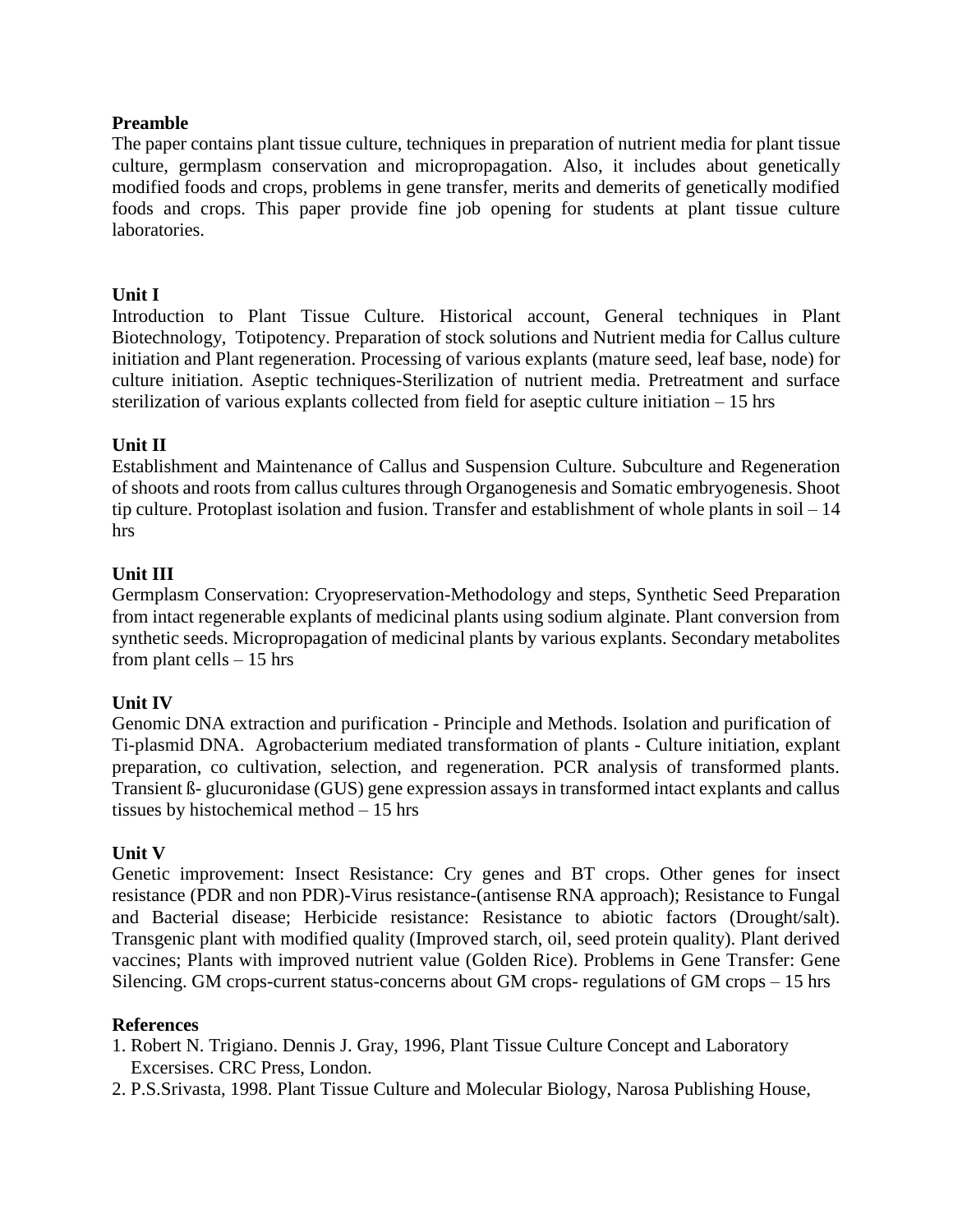**Preamble**

The paper contains plant tissue culture, techniques in preparation of nutrient media for plant tissue culture, germplasm conservation and micropropagation. Also, it includes about genetically modified foods and crops, problems in gene transfer, merits and demerits of genetically modified foods and crops. This paper provide fine job opening for students at plant tissue culture laboratories.

**Unit I**

Introduction to Plant Tissue Culture. Historical account, General techniques in Plant Biotechnology, Totipotency. Preparation of stock solutions and Nutrient media for Callus culture initiation and Plant regeneration. Processing of various explants (mature seed, leaf base, node) for culture initiation. Aseptic techniques-Sterilization of nutrient media. Pretreatment and surface sterilization of various explants collected from field for aseptic culture initiation – 15 hrs

**Unit II**

Establishment and Maintenance of Callus and Suspension Culture. Subculture and Regeneration of shoots and roots from callus cultures through Organogenesis and Somatic embryogenesis. Shoot tip culture. Protoplast isolation and fusion. Transfer and establishment of whole plants in soil – 14 hrs

**Unit III**

Germplasm Conservation: Cryopreservation-Methodology and steps, Synthetic Seed Preparation from intact regenerable explants of medicinal plants using sodium alginate. Plant conversion from synthetic seeds. Micropropagation of medicinal plants by various explants. Secondary metabolites from plant cells – 15 hrs

**Unit IV**

Genomic DNA extraction and purification - Principle and Methods. Isolation and purification of Ti-plasmid DNA. Agrobacterium mediated transformation of plants - Culture initiation, explant preparation, co cultivation, selection, and regeneration. PCR analysis of transformed plants. Transient ß- glucuronidase (GUS) gene expression assays in transformed intact explants and callus tissues by histochemical method – 15 hrs

**Unit V**

Genetic improvement: Insect Resistance: Cry genes and BT crops. Other genes for insect resistance (PDR and non PDR)-Virus resistance-(antisense RNA approach); Resistance to Fungal and Bacterial disease; Herbicide resistance: Resistance to abiotic factors (Drought/salt). Transgenic plant with modified quality (Improved starch, oil, seed protein quality). Plant derived vaccines; Plants with improved nutrient value (Golden Rice). Problems in Gene Transfer: Gene Silencing. GM crops-current status-concerns about GM crops- regulations of GM crops – 15 hrs

**References**

1. Robert N. Trigiano. Dennis J. Gray, 1996, Plant Tissue Culture Concept and Laboratory Excersises. CRC Press, London.
2. P.S.Srivasta, 1998. Plant Tissue Culture and Molecular Biology, Narosa Publishing House,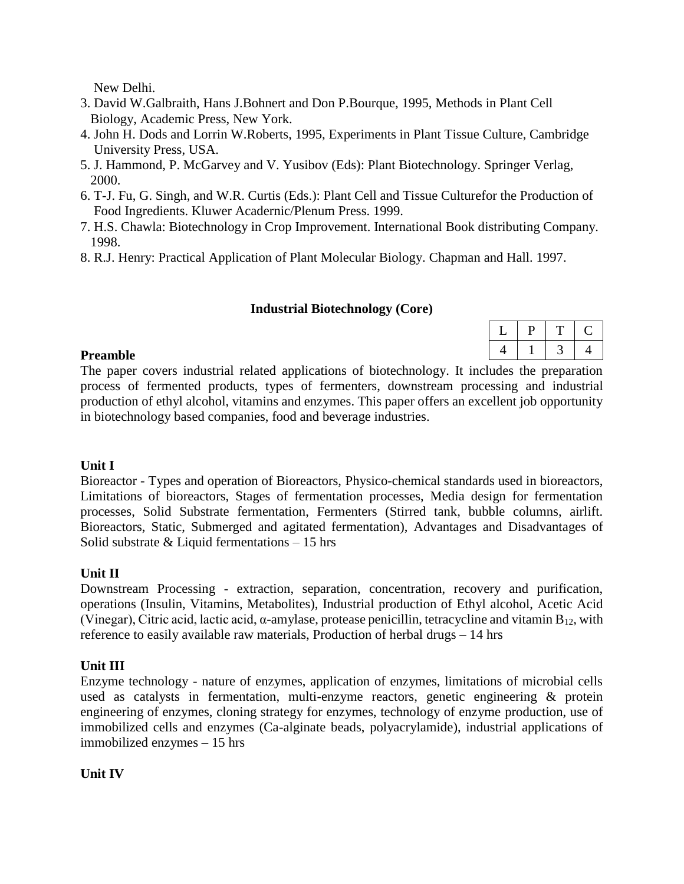New Delhi.

3. David W.Galbraith, Hans J.Bohnert and Don P.Bourque, 1995, Methods in Plant Cell Biology, Academic Press, New York.
4. John H. Dods and Lorrin W.Roberts, 1995, Experiments in Plant Tissue Culture, Cambridge University Press, USA.
5. J. Hammond, P. McGarvey and V. Yusibov (Eds): Plant Biotechnology. Springer Verlag, 2000.
6. T-J. Fu, G. Singh, and W.R. Curtis (Eds.): Plant Cell and Tissue Culturefor the Production of Food Ingredients. Kluwer Acadernic/Plenum Press. 1999.
7. H.S. Chawla: Biotechnology in Crop Improvement. International Book distributing Company. 1998.
8. R.J. Henry: Practical Application of Plant Molecular Biology. Chapman and Hall. 1997.

## Industrial Biotechnology (Core)

| L | P | T | C |
|---|---|---|---|
| 4 | 1 | 3 | 4 |

**Preamble**

The paper covers industrial related applications of biotechnology. It includes the preparation process of fermented products, types of fermenters, downstream processing and industrial production of ethyl alcohol, vitamins and enzymes. This paper offers an excellent job opportunity in biotechnology based companies, food and beverage industries.

**Unit I**

Bioreactor - Types and operation of Bioreactors, Physico-chemical standards used in bioreactors, Limitations of bioreactors, Stages of fermentation processes, Media design for fermentation processes, Solid Substrate fermentation, Fermenters (Stirred tank, bubble columns, airlift. Bioreactors, Static, Submerged and agitated fermentation), Advantages and Disadvantages of Solid substrate & Liquid fermentations – 15 hrs

**Unit II**

Downstream Processing - extraction, separation, concentration, recovery and purification, operations (Insulin, Vitamins, Metabolites), Industrial production of Ethyl alcohol, Acetic Acid (Vinegar), Citric acid, lactic acid, α-amylase, protease penicillin, tetracycline and vitamin $B_{12}$, with reference to easily available raw materials, Production of herbal drugs – 14 hrs

**Unit III**

Enzyme technology - nature of enzymes, application of enzymes, limitations of microbial cells used as catalysts in fermentation, multi-enzyme reactors, genetic engineering & protein engineering of enzymes, cloning strategy for enzymes, technology of enzyme production, use of immobilized cells and enzymes (Ca-alginate beads, polyacrylamide), industrial applications of immobilized enzymes – 15 hrs

**Unit IV**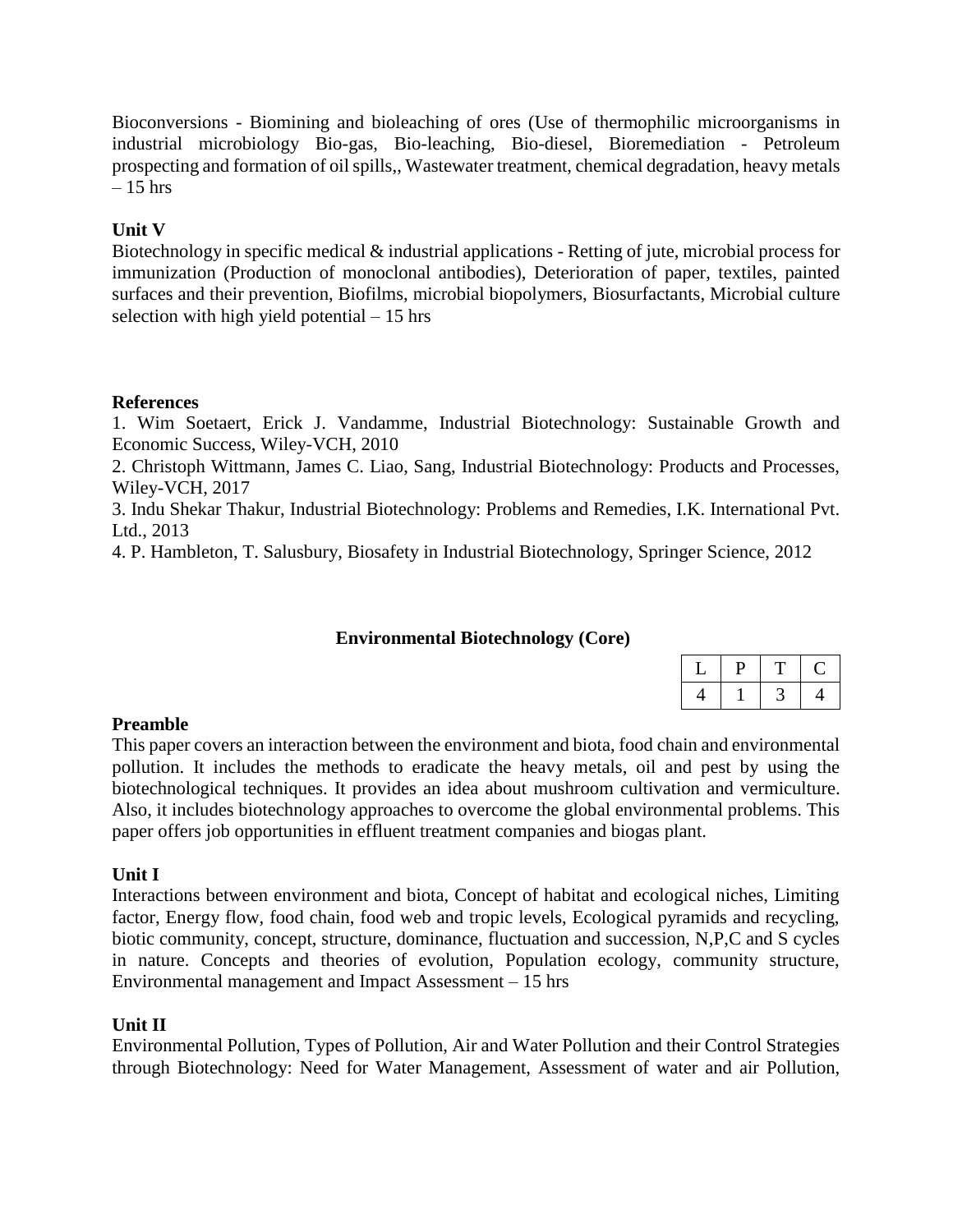Bioconversions - Biomining and bioleaching of ores (Use of thermophilic microorganisms in industrial microbiology Bio-gas, Bio-leaching, Bio-diesel, Bioremediation - Petroleum prospecting and formation of oil spills,, Wastewater treatment, chemical degradation, heavy metals – 15 hrs

**Unit V**

Biotechnology in specific medical & industrial applications - Retting of jute, microbial process for immunization (Production of monoclonal antibodies), Deterioration of paper, textiles, painted surfaces and their prevention, Biofilms, microbial biopolymers, Biosurfactants, Microbial culture selection with high yield potential – 15 hrs

**References**

1. Wim Soetaert, Erick J. Vandamme, Industrial Biotechnology: Sustainable Growth and Economic Success, Wiley-VCH, 2010
2. Christoph Wittmann, James C. Liao, Sang, Industrial Biotechnology: Products and Processes, Wiley-VCH, 2017
3. Indu Shekar Thakur, Industrial Biotechnology: Problems and Remedies, I.K. International Pvt. Ltd., 2013
4. P. Hambleton, T. Salusbury, Biosafety in Industrial Biotechnology, Springer Science, 2012

## Environmental Biotechnology (Core)

| L | P | T | C |
|---|---|---|---|
| 4 | 1 | 3 | 4 |

**Preamble**

This paper covers an interaction between the environment and biota, food chain and environmental pollution. It includes the methods to eradicate the heavy metals, oil and pest by using the biotechnological techniques. It provides an idea about mushroom cultivation and vermiculture. Also, it includes biotechnology approaches to overcome the global environmental problems. This paper offers job opportunities in effluent treatment companies and biogas plant.

**Unit I**

Interactions between environment and biota, Concept of habitat and ecological niches, Limiting factor, Energy flow, food chain, food web and tropic levels, Ecological pyramids and recycling, biotic community, concept, structure, dominance, fluctuation and succession, N,P,C and S cycles in nature. Concepts and theories of evolution, Population ecology, community structure, Environmental management and Impact Assessment – 15 hrs

**Unit II**

Environmental Pollution, Types of Pollution, Air and Water Pollution and their Control Strategies through Biotechnology: Need for Water Management, Assessment of water and air Pollution,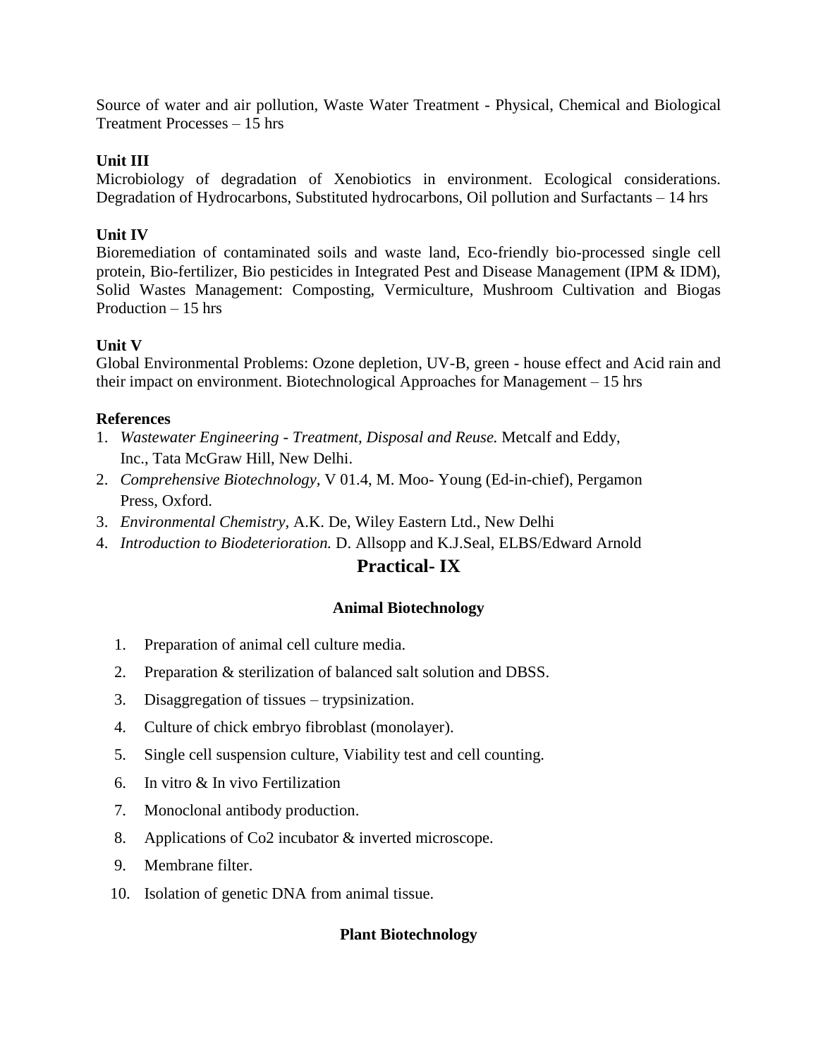Source of water and air pollution, Waste Water Treatment - Physical, Chemical and Biological Treatment Processes – 15 hrs

**Unit III**

Microbiology of degradation of Xenobiotics in environment. Ecological considerations. Degradation of Hydrocarbons, Substituted hydrocarbons, Oil pollution and Surfactants – 14 hrs

**Unit IV**

Bioremediation of contaminated soils and waste land, Eco-friendly bio-processed single cell protein, Bio-fertilizer, Bio pesticides in Integrated Pest and Disease Management (IPM & IDM), Solid Wastes Management: Composting, Vermiculture, Mushroom Cultivation and Biogas Production – 15 hrs

**Unit V**

Global Environmental Problems: Ozone depletion, UV-B, green - house effect and Acid rain and their impact on environment. Biotechnological Approaches for Management – 15 hrs

**References**

1. *Wastewater Engineering - Treatment, Disposal and Reuse.* Metcalf and Eddy, Inc., Tata McGraw Hill, New Delhi.
2. *Comprehensive Biotechnology,* V 01.4, M. Moo- Young (Ed-in-chief), Pergamon Press, Oxford.
3. *Environmental Chemistry,* A.K. De, Wiley Eastern Ltd., New Delhi
4. *Introduction to Biodeterioration.* D. Allsopp and K.J.Seal, ELBS/Edward Arnold

## Practical- IX

### Animal Biotechnology

1. Preparation of animal cell culture media.
2. Preparation & sterilization of balanced salt solution and DBSS.
3. Disaggregation of tissues – trypsinization.
4. Culture of chick embryo fibroblast (monolayer).
5. Single cell suspension culture, Viability test and cell counting.
6. In vitro & In vivo Fertilization
7. Monoclonal antibody production.
8. Applications of Co2 incubator & inverted microscope.
9. Membrane filter.
10. Isolation of genetic DNA from animal tissue.

### Plant Biotechnology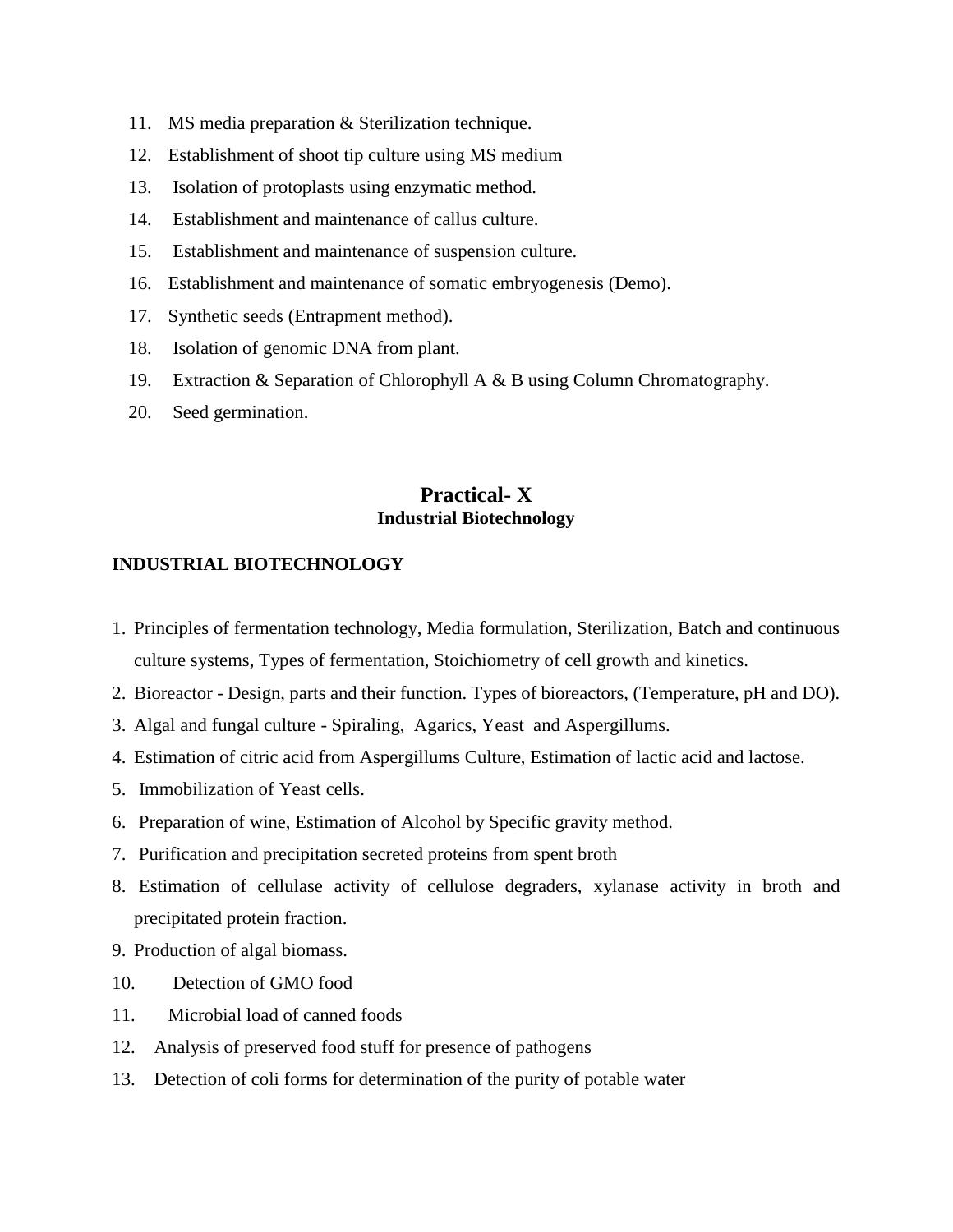11. MS media preparation & Sterilization technique.
12. Establishment of shoot tip culture using MS medium
13. Isolation of protoplasts using enzymatic method.
14. Establishment and maintenance of callus culture.
15. Establishment and maintenance of suspension culture.
16. Establishment and maintenance of somatic embryogenesis (Demo).
17. Synthetic seeds (Entrapment method).
18. Isolation of genomic DNA from plant.
19. Extraction & Separation of Chlorophyll A & B using Column Chromatography.
20. Seed germination.

## Practical- X
### Industrial Biotechnology

**INDUSTRIAL BIOTECHNOLOGY**

1. Principles of fermentation technology, Media formulation, Sterilization, Batch and continuous culture systems, Types of fermentation, Stoichiometry of cell growth and kinetics.
2. Bioreactor - Design, parts and their function. Types of bioreactors, (Temperature, pH and DO).
3. Algal and fungal culture - Spiraling, Agarics, Yeast and Aspergillums.
4. Estimation of citric acid from Aspergillums Culture, Estimation of lactic acid and lactose.
5. Immobilization of Yeast cells.
6. Preparation of wine, Estimation of Alcohol by Specific gravity method.
7. Purification and precipitation secreted proteins from spent broth
8. Estimation of cellulase activity of cellulose degraders, xylanase activity in broth and precipitated protein fraction.
9. Production of algal biomass.
10. Detection of GMO food
11. Microbial load of canned foods
12. Analysis of preserved food stuff for presence of pathogens
13. Detection of coli forms for determination of the purity of potable water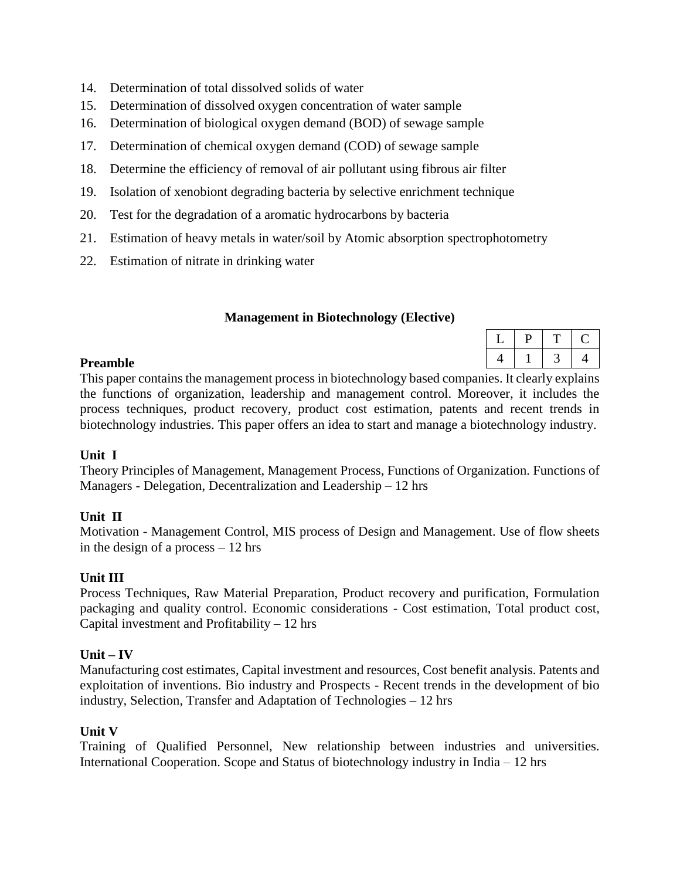14. Determination of total dissolved solids of water
15. Determination of dissolved oxygen concentration of water sample
16. Determination of biological oxygen demand (BOD) of sewage sample
17. Determination of chemical oxygen demand (COD) of sewage sample
18. Determine the efficiency of removal of air pollutant using fibrous air filter
19. Isolation of xenobiont degrading bacteria by selective enrichment technique
20. Test for the degradation of a aromatic hydrocarbons by bacteria
21. Estimation of heavy metals in water/soil by Atomic absorption spectrophotometry
22. Estimation of nitrate in drinking water

## Management in Biotechnology (Elective)

| L | P | T | C |
|---|---|---|---|
| 4 | 1 | 3 | 4 |

**Preamble**

This paper contains the management process in biotechnology based companies. It clearly explains the functions of organization, leadership and management control. Moreover, it includes the process techniques, product recovery, product cost estimation, patents and recent trends in biotechnology industries. This paper offers an idea to start and manage a biotechnology industry.

**Unit I**

Theory Principles of Management, Management Process, Functions of Organization. Functions of Managers - Delegation, Decentralization and Leadership – 12 hrs

**Unit II**

Motivation - Management Control, MIS process of Design and Management. Use of flow sheets in the design of a process – 12 hrs

**Unit III**

Process Techniques, Raw Material Preparation, Product recovery and purification, Formulation packaging and quality control. Economic considerations - Cost estimation, Total product cost, Capital investment and Profitability – 12 hrs

**Unit – IV**

Manufacturing cost estimates, Capital investment and resources, Cost benefit analysis. Patents and exploitation of inventions. Bio industry and Prospects - Recent trends in the development of bio industry, Selection, Transfer and Adaptation of Technologies – 12 hrs

**Unit V**

Training of Qualified Personnel, New relationship between industries and universities. International Cooperation. Scope and Status of biotechnology industry in India – 12 hrs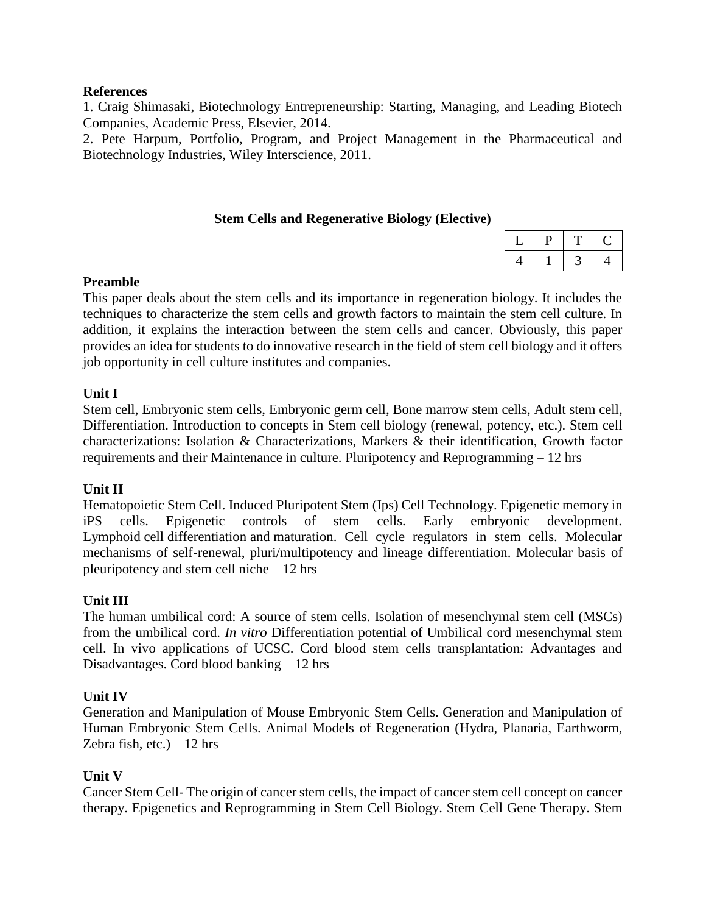**References**

1. Craig Shimasaki, Biotechnology Entrepreneurship: Starting, Managing, and Leading Biotech Companies, Academic Press, Elsevier, 2014.
2. Pete Harpum, Portfolio, Program, and Project Management in the Pharmaceutical and Biotechnology Industries, Wiley Interscience, 2011.

## Stem Cells and Regenerative Biology (Elective)

| L | P | T | C |
|---|---|---|---|
| 4 | 1 | 3 | 4 |

**Preamble**

This paper deals about the stem cells and its importance in regeneration biology. It includes the techniques to characterize the stem cells and growth factors to maintain the stem cell culture. In addition, it explains the interaction between the stem cells and cancer. Obviously, this paper provides an idea for students to do innovative research in the field of stem cell biology and it offers job opportunity in cell culture institutes and companies.

**Unit I**

Stem cell, Embryonic stem cells, Embryonic germ cell, Bone marrow stem cells, Adult stem cell, Differentiation. Introduction to concepts in Stem cell biology (renewal, potency, etc.). Stem cell characterizations: Isolation & Characterizations, Markers & their identification, Growth factor requirements and their Maintenance in culture. Pluripotency and Reprogramming – 12 hrs

**Unit II**

Hematopoietic Stem Cell. Induced Pluripotent Stem (Ips) Cell Technology. Epigenetic memory in iPS cells. Epigenetic controls of stem cells. Early embryonic development. Lymphoid cell differentiation and maturation. Cell cycle regulators in stem cells. Molecular mechanisms of self-renewal, pluri/multipotency and lineage differentiation. Molecular basis of pleuripotency and stem cell niche – 12 hrs

**Unit III**

The human umbilical cord: A source of stem cells. Isolation of mesenchymal stem cell (MSCs) from the umbilical cord. *In vitro* Differentiation potential of Umbilical cord mesenchymal stem cell. In vivo applications of UCSC. Cord blood stem cells transplantation: Advantages and Disadvantages. Cord blood banking – 12 hrs

**Unit IV**

Generation and Manipulation of Mouse Embryonic Stem Cells. Generation and Manipulation of Human Embryonic Stem Cells. Animal Models of Regeneration (Hydra, Planaria, Earthworm, Zebra fish, etc.) – 12 hrs

**Unit V**

Cancer Stem Cell- The origin of cancer stem cells, the impact of cancer stem cell concept on cancer therapy. Epigenetics and Reprogramming in Stem Cell Biology. Stem Cell Gene Therapy. Stem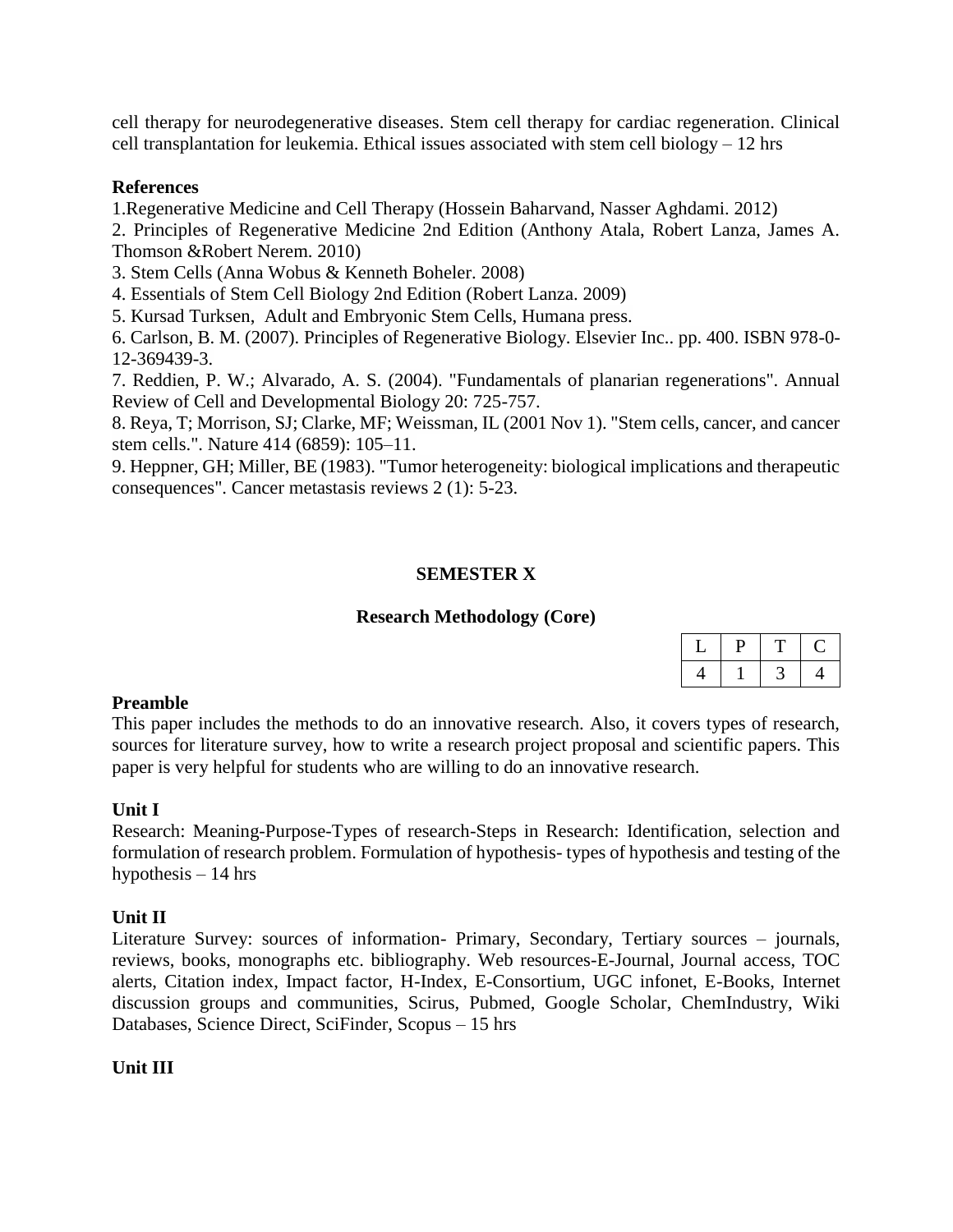cell therapy for neurodegenerative diseases. Stem cell therapy for cardiac regeneration. Clinical cell transplantation for leukemia. Ethical issues associated with stem cell biology – 12 hrs

**References**

1.Regenerative Medicine and Cell Therapy (Hossein Baharvand, Nasser Aghdami. 2012)

2. Principles of Regenerative Medicine 2nd Edition (Anthony Atala, Robert Lanza, James A. Thomson &Robert Nerem. 2010)

3. Stem Cells (Anna Wobus & Kenneth Boheler. 2008)

4. Essentials of Stem Cell Biology 2nd Edition (Robert Lanza. 2009)

5. Kursad Turksen, Adult and Embryonic Stem Cells, Humana press.

6. Carlson, B. M. (2007). Principles of Regenerative Biology. Elsevier Inc.. pp. 400. ISBN 978-0-12-369439-3.

7. Reddien, P. W.; Alvarado, A. S. (2004). "Fundamentals of planarian regenerations". Annual Review of Cell and Developmental Biology 20: 725-757.

8. Reya, T; Morrison, SJ; Clarke, MF; Weissman, IL (2001 Nov 1). "Stem cells, cancer, and cancer stem cells.". Nature 414 (6859): 105–11.

9. Heppner, GH; Miller, BE (1983). "Tumor heterogeneity: biological implications and therapeutic consequences". Cancer metastasis reviews 2 (1): 5-23.

## SEMESTER X

### Research Methodology (Core)

| L | P | T | C |
|---|---|---|---|
| 4 | 1 | 3 | 4 |

**Preamble**

This paper includes the methods to do an innovative research. Also, it covers types of research, sources for literature survey, how to write a research project proposal and scientific papers. This paper is very helpful for students who are willing to do an innovative research.

**Unit I**

Research: Meaning-Purpose-Types of research-Steps in Research: Identification, selection and formulation of research problem. Formulation of hypothesis- types of hypothesis and testing of the hypothesis – 14 hrs

**Unit II**

Literature Survey: sources of information- Primary, Secondary, Tertiary sources – journals, reviews, books, monographs etc. bibliography. Web resources-E-Journal, Journal access, TOC alerts, Citation index, Impact factor, H-Index, E-Consortium, UGC infonet, E-Books, Internet discussion groups and communities, Scirus, Pubmed, Google Scholar, ChemIndustry, Wiki Databases, Science Direct, SciFinder, Scopus – 15 hrs

**Unit III**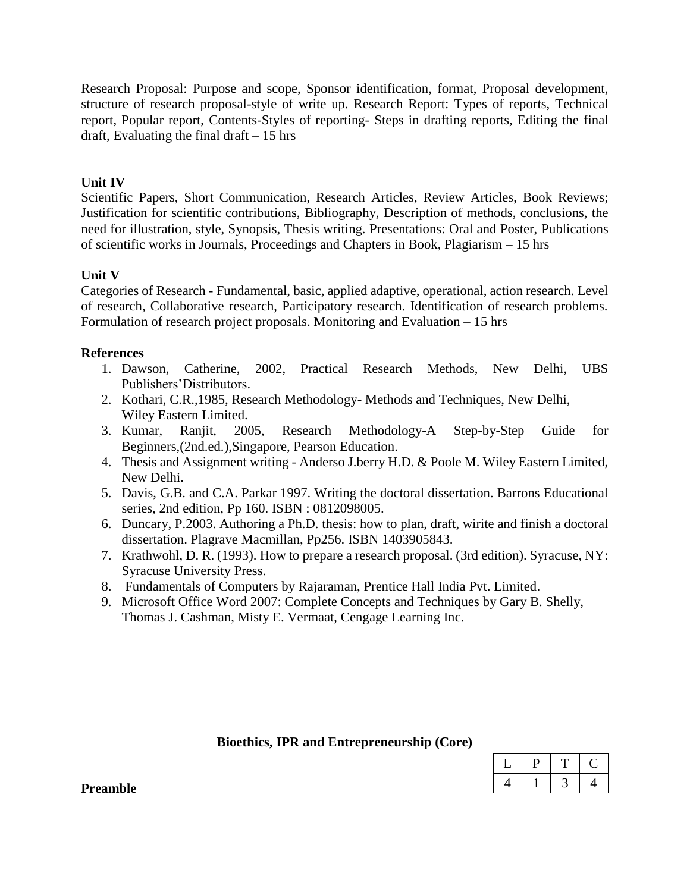Research Proposal: Purpose and scope, Sponsor identification, format, Proposal development, structure of research proposal-style of write up. Research Report: Types of reports, Technical report, Popular report, Contents-Styles of reporting- Steps in drafting reports, Editing the final draft, Evaluating the final draft – 15 hrs

**Unit IV**

Scientific Papers, Short Communication, Research Articles, Review Articles, Book Reviews; Justification for scientific contributions, Bibliography, Description of methods, conclusions, the need for illustration, style, Synopsis, Thesis writing. Presentations: Oral and Poster, Publications of scientific works in Journals, Proceedings and Chapters in Book, Plagiarism – 15 hrs

**Unit V**

Categories of Research - Fundamental, basic, applied adaptive, operational, action research. Level of research, Collaborative research, Participatory research. Identification of research problems. Formulation of research project proposals. Monitoring and Evaluation – 15 hrs

**References**

1. Dawson, Catherine, 2002, Practical Research Methods, New Delhi, UBS Publishers'Distributors.
2. Kothari, C.R.,1985, Research Methodology- Methods and Techniques, New Delhi, Wiley Eastern Limited.
3. Kumar, Ranjit, 2005, Research Methodology-A Step-by-Step Guide for Beginners,(2nd.ed.),Singapore, Pearson Education.
4. Thesis and Assignment writing - Anderso J.berry H.D. & Poole M. Wiley Eastern Limited, New Delhi.
5. Davis, G.B. and C.A. Parkar 1997. Writing the doctoral dissertation. Barrons Educational series, 2nd edition, Pp 160. ISBN : 0812098005.
6. Duncary, P.2003. Authoring a Ph.D. thesis: how to plan, draft, wirite and finish a doctoral dissertation. Plagrave Macmillan, Pp256. ISBN 1403905843.
7. Krathwohl, D. R. (1993). How to prepare a research proposal. (3rd edition). Syracuse, NY: Syracuse University Press.
8. Fundamentals of Computers by Rajaraman, Prentice Hall India Pvt. Limited.
9. Microsoft Office Word 2007: Complete Concepts and Techniques by Gary B. Shelly, Thomas J. Cashman, Misty E. Vermaat, Cengage Learning Inc.

**Bioethics, IPR and Entrepreneurship (Core)**

| L | P | T | C |
|---|---|---|---|
| 4 | 1 | 3 | 4 |

**Preamble**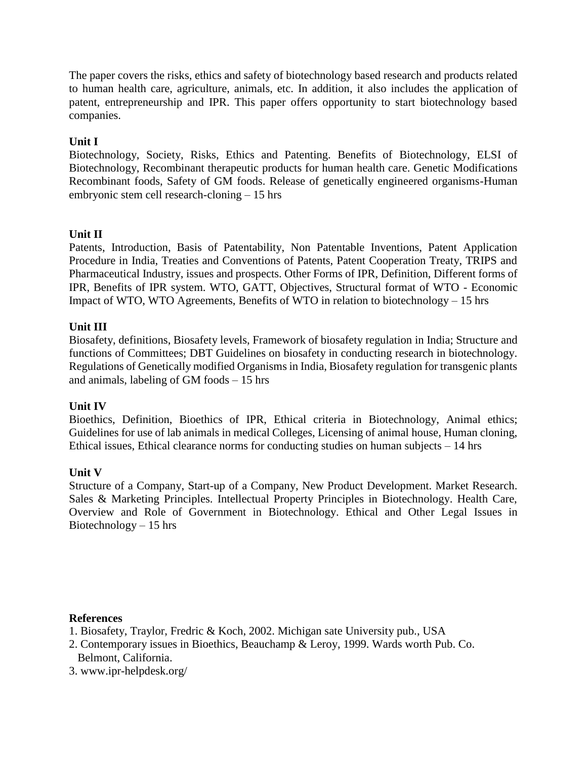The paper covers the risks, ethics and safety of biotechnology based research and products related to human health care, agriculture, animals, etc. In addition, it also includes the application of patent, entrepreneurship and IPR. This paper offers opportunity to start biotechnology based companies.

**Unit I**

Biotechnology, Society, Risks, Ethics and Patenting. Benefits of Biotechnology, ELSI of Biotechnology, Recombinant therapeutic products for human health care. Genetic Modifications Recombinant foods, Safety of GM foods. Release of genetically engineered organisms-Human embryonic stem cell research-cloning – 15 hrs

**Unit II**

Patents, Introduction, Basis of Patentability, Non Patentable Inventions, Patent Application Procedure in India, Treaties and Conventions of Patents, Patent Cooperation Treaty, TRIPS and Pharmaceutical Industry, issues and prospects. Other Forms of IPR, Definition, Different forms of IPR, Benefits of IPR system. WTO, GATT, Objectives, Structural format of WTO - Economic Impact of WTO, WTO Agreements, Benefits of WTO in relation to biotechnology – 15 hrs

**Unit III**

Biosafety, definitions, Biosafety levels, Framework of biosafety regulation in India; Structure and functions of Committees; DBT Guidelines on biosafety in conducting research in biotechnology. Regulations of Genetically modified Organisms in India, Biosafety regulation for transgenic plants and animals, labeling of GM foods – 15 hrs

**Unit IV**

Bioethics, Definition, Bioethics of IPR, Ethical criteria in Biotechnology, Animal ethics; Guidelines for use of lab animals in medical Colleges, Licensing of animal house, Human cloning, Ethical issues, Ethical clearance norms for conducting studies on human subjects – 14 hrs

**Unit V**

Structure of a Company, Start-up of a Company, New Product Development. Market Research. Sales & Marketing Principles. Intellectual Property Principles in Biotechnology. Health Care, Overview and Role of Government in Biotechnology. Ethical and Other Legal Issues in Biotechnology – 15 hrs

**References**

1. Biosafety, Traylor, Fredric & Koch, 2002. Michigan sate University pub., USA
2. Contemporary issues in Bioethics, Beauchamp & Leroy, 1999. Wards worth Pub. Co. Belmont, California.
3. www.ipr-helpdesk.org/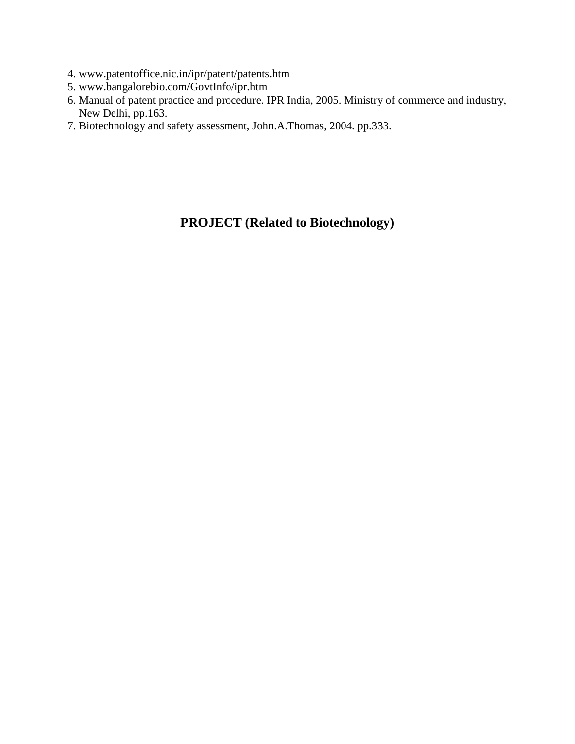4. www.patentoffice.nic.in/ipr/patent/patents.htm
5. www.bangalorebio.com/GovtInfo/ipr.htm
6. Manual of patent practice and procedure. IPR India, 2005. Ministry of commerce and industry, New Delhi, pp.163.
7. Biotechnology and safety assessment, John.A.Thomas, 2004. pp.333.

## PROJECT (Related to Biotechnology)